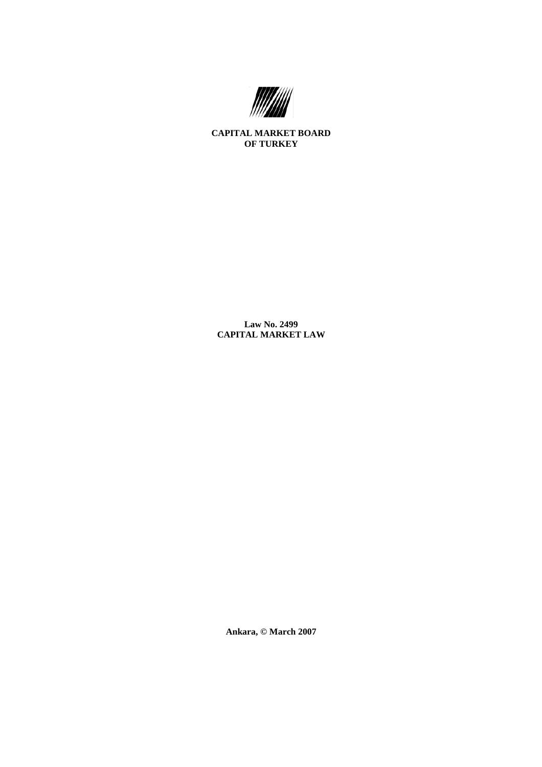**CAPITAL MARKET BOARD**
**OF TURKEY**

# Law No. 2499
# CAPITAL MARKET LAW

**Ankara, © March 2007**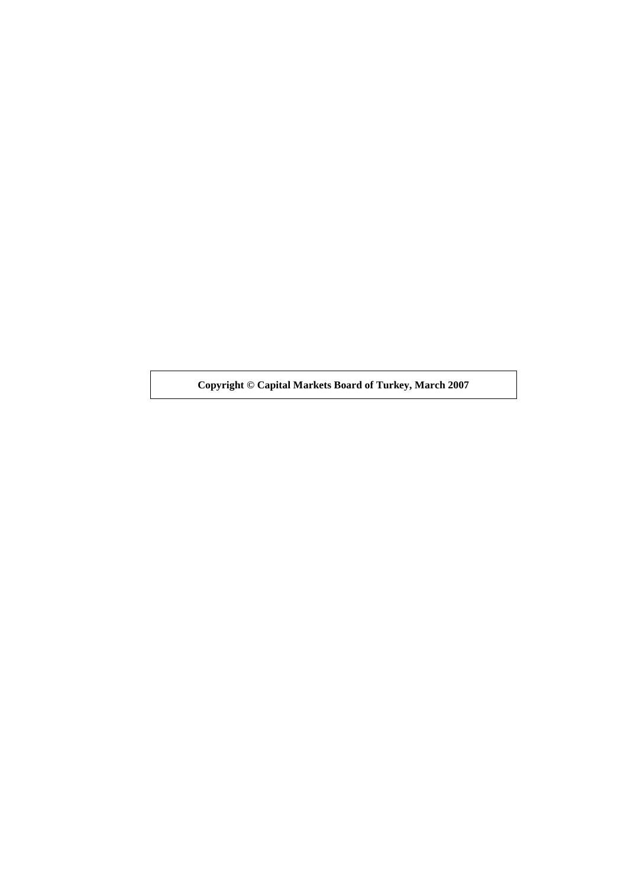**Copyright © Capital Markets Board of Turkey, March 2007**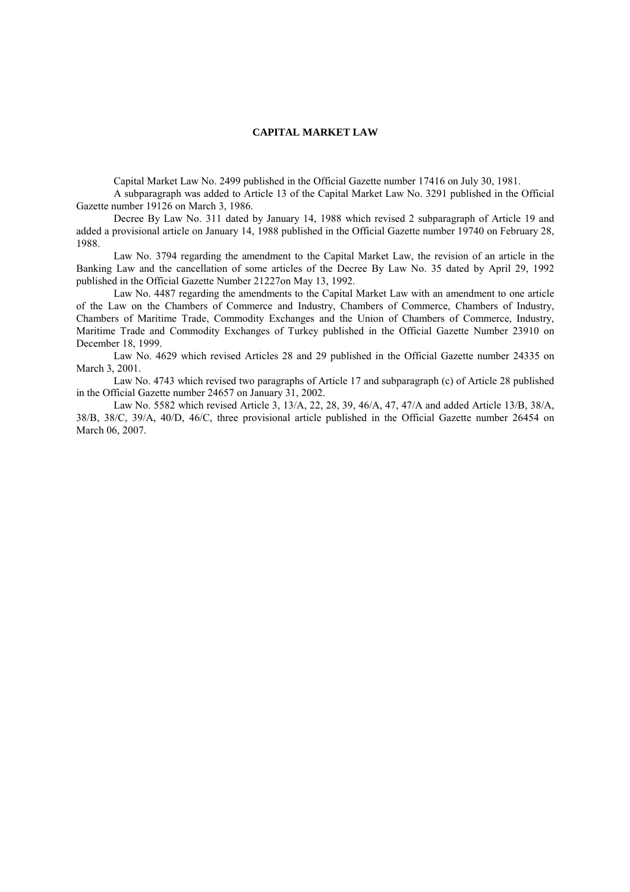# CAPITAL MARKET LAW

Capital Market Law No. 2499 published in the Official Gazette number 17416 on July 30, 1981.

A subparagraph was added to Article 13 of the Capital Market Law No. 3291 published in the Official Gazette number 19126 on March 3, 1986.

Decree By Law No. 311 dated by January 14, 1988 which revised 2 subparagraph of Article 19 and added a provisional article on January 14, 1988 published in the Official Gazette number 19740 on February 28, 1988.

Law No. 3794 regarding the amendment to the Capital Market Law, the revision of an article in the Banking Law and the cancellation of some articles of the Decree By Law No. 35 dated by April 29, 1992 published in the Official Gazette Number 21227on May 13, 1992.

Law No. 4487 regarding the amendments to the Capital Market Law with an amendment to one article of the Law on the Chambers of Commerce and Industry, Chambers of Commerce, Chambers of Industry, Chambers of Maritime Trade, Commodity Exchanges and the Union of Chambers of Commerce, Industry, Maritime Trade and Commodity Exchanges of Turkey published in the Official Gazette Number 23910 on December 18, 1999.

Law No. 4629 which revised Articles 28 and 29 published in the Official Gazette number 24335 on March 3, 2001.

Law No. 4743 which revised two paragraphs of Article 17 and subparagraph (c) of Article 28 published in the Official Gazette number 24657 on January 31, 2002.

Law No. 5582 which revised Article 3, 13/A, 22, 28, 39, 46/A, 47, 47/A and added Article 13/B, 38/A, 38/B, 38/C, 39/A, 40/D, 46/C, three provisional article published in the Official Gazette number 26454 on March 06, 2007.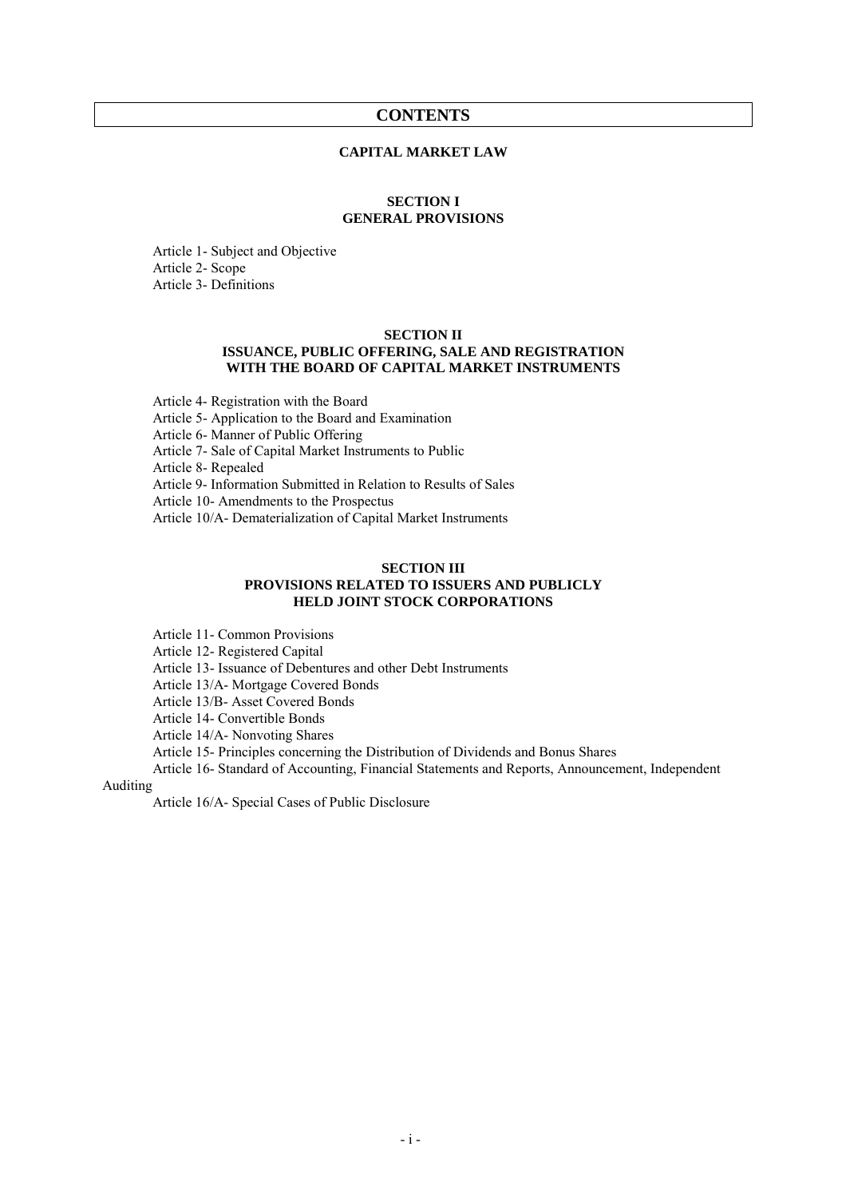# CONTENTS

## CAPITAL MARKET LAW

### SECTION I
### GENERAL PROVISIONS

Article 1- Subject and Objective
Article 2- Scope
Article 3- Definitions

### SECTION II
### ISSUANCE, PUBLIC OFFERING, SALE AND REGISTRATION WITH THE BOARD OF CAPITAL MARKET INSTRUMENTS

Article 4- Registration with the Board
Article 5- Application to the Board and Examination
Article 6- Manner of Public Offering
Article 7- Sale of Capital Market Instruments to Public
Article 8- Repealed
Article 9- Information Submitted in Relation to Results of Sales
Article 10- Amendments to the Prospectus
Article 10/A- Dematerialization of Capital Market Instruments

### SECTION III
### PROVISIONS RELATED TO ISSUERS AND PUBLICLY HELD JOINT STOCK CORPORATIONS

Article 11- Common Provisions
Article 12- Registered Capital
Article 13- Issuance of Debentures and other Debt Instruments
Article 13/A- Mortgage Covered Bonds
Article 13/B- Asset Covered Bonds
Article 14- Convertible Bonds
Article 14/A- Nonvoting Shares
Article 15- Principles concerning the Distribution of Dividends and Bonus Shares
Article 16- Standard of Accounting, Financial Statements and Reports, Announcement, Independent Auditing
Article 16/A- Special Cases of Public Disclosure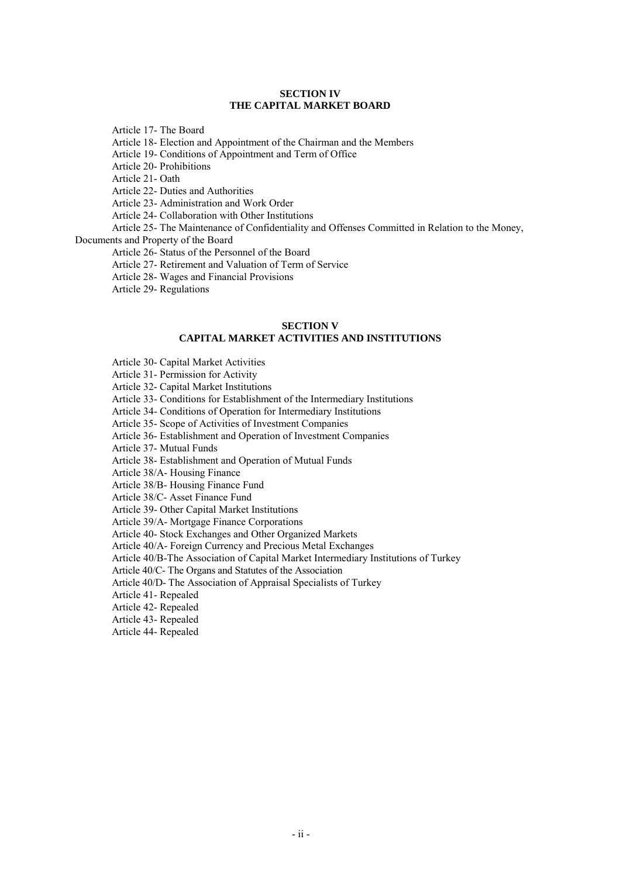## SECTION IV
## THE CAPITAL MARKET BOARD

Article 17- The Board

Article 18- Election and Appointment of the Chairman and the Members

Article 19- Conditions of Appointment and Term of Office

Article 20- Prohibitions

Article 21- Oath

Article 22- Duties and Authorities

Article 23- Administration and Work Order

Article 24- Collaboration with Other Institutions

Article 25- The Maintenance of Confidentiality and Offenses Committed in Relation to the Money, Documents and Property of the Board

Article 26- Status of the Personnel of the Board

Article 27- Retirement and Valuation of Term of Service

Article 28- Wages and Financial Provisions

Article 29- Regulations

## SECTION V
## CAPITAL MARKET ACTIVITIES AND INSTITUTIONS

Article 30- Capital Market Activities

Article 31- Permission for Activity

Article 32- Capital Market Institutions

Article 33- Conditions for Establishment of the Intermediary Institutions

Article 34- Conditions of Operation for Intermediary Institutions

Article 35- Scope of Activities of Investment Companies

Article 36- Establishment and Operation of Investment Companies

Article 37- Mutual Funds

Article 38- Establishment and Operation of Mutual Funds

Article 38/A- Housing Finance

Article 38/B- Housing Finance Fund

Article 38/C- Asset Finance Fund

Article 39- Other Capital Market Institutions

Article 39/A- Mortgage Finance Corporations

Article 40- Stock Exchanges and Other Organized Markets

Article 40/A- Foreign Currency and Precious Metal Exchanges

Article 40/B-The Association of Capital Market Intermediary Institutions of Turkey

Article 40/C- The Organs and Statutes of the Association

Article 40/D- The Association of Appraisal Specialists of Turkey

Article 41- Repealed

Article 42- Repealed

Article 43- Repealed

Article 44- Repealed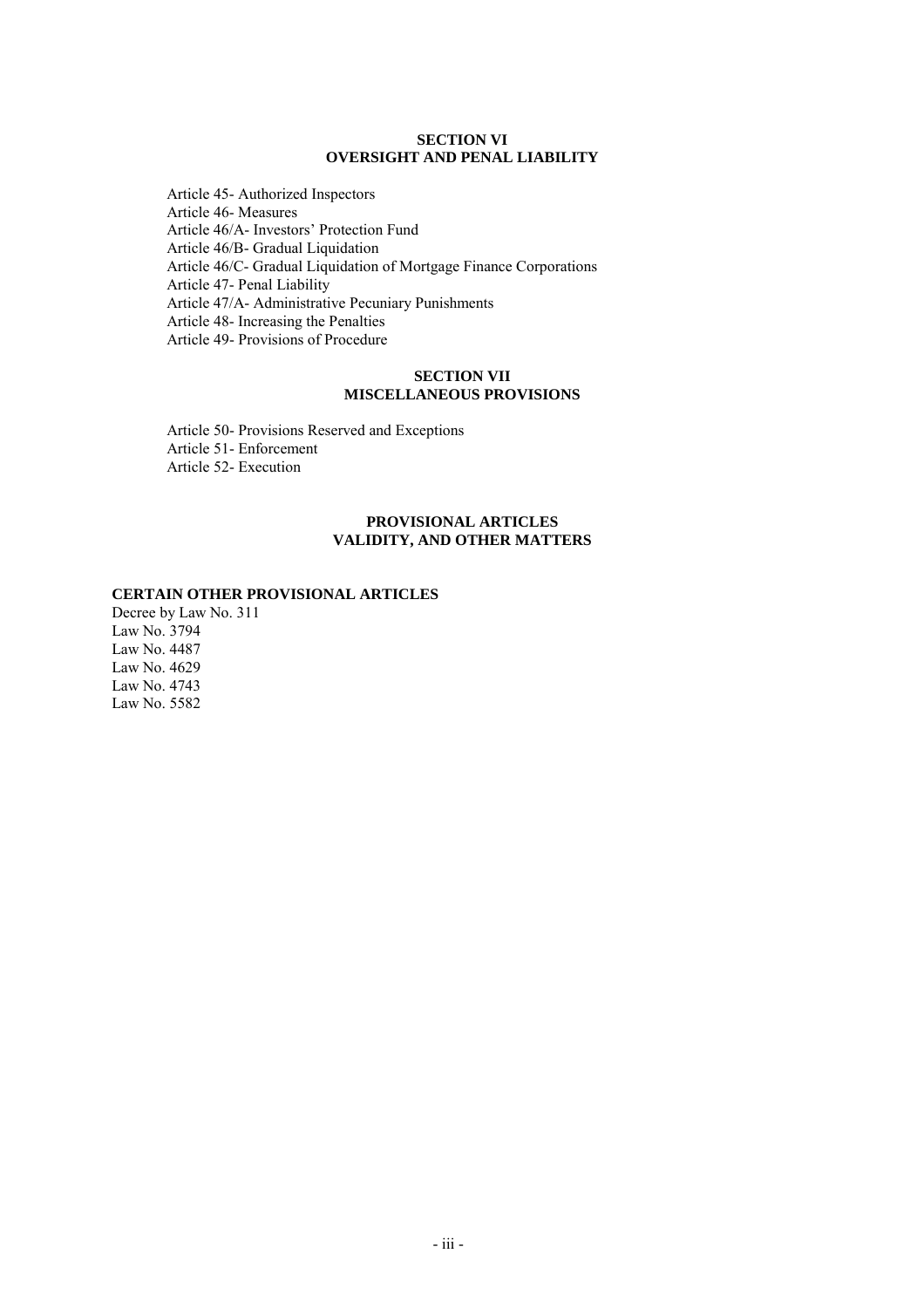## SECTION VI
## OVERSIGHT AND PENAL LIABILITY

Article 45- Authorized Inspectors
Article 46- Measures
Article 46/A- Investors' Protection Fund
Article 46/B- Gradual Liquidation
Article 46/C- Gradual Liquidation of Mortgage Finance Corporations
Article 47- Penal Liability
Article 47/A- Administrative Pecuniary Punishments
Article 48- Increasing the Penalties
Article 49- Provisions of Procedure

## SECTION VII
## MISCELLANEOUS PROVISIONS

Article 50- Provisions Reserved and Exceptions
Article 51- Enforcement
Article 52- Execution

## PROVISIONAL ARTICLES
## VALIDITY, AND OTHER MATTERS

**CERTAIN OTHER PROVISIONAL ARTICLES**

Decree by Law No. 311
Law No. 3794
Law No. 4487
Law No. 4629
Law No. 4743
Law No. 5582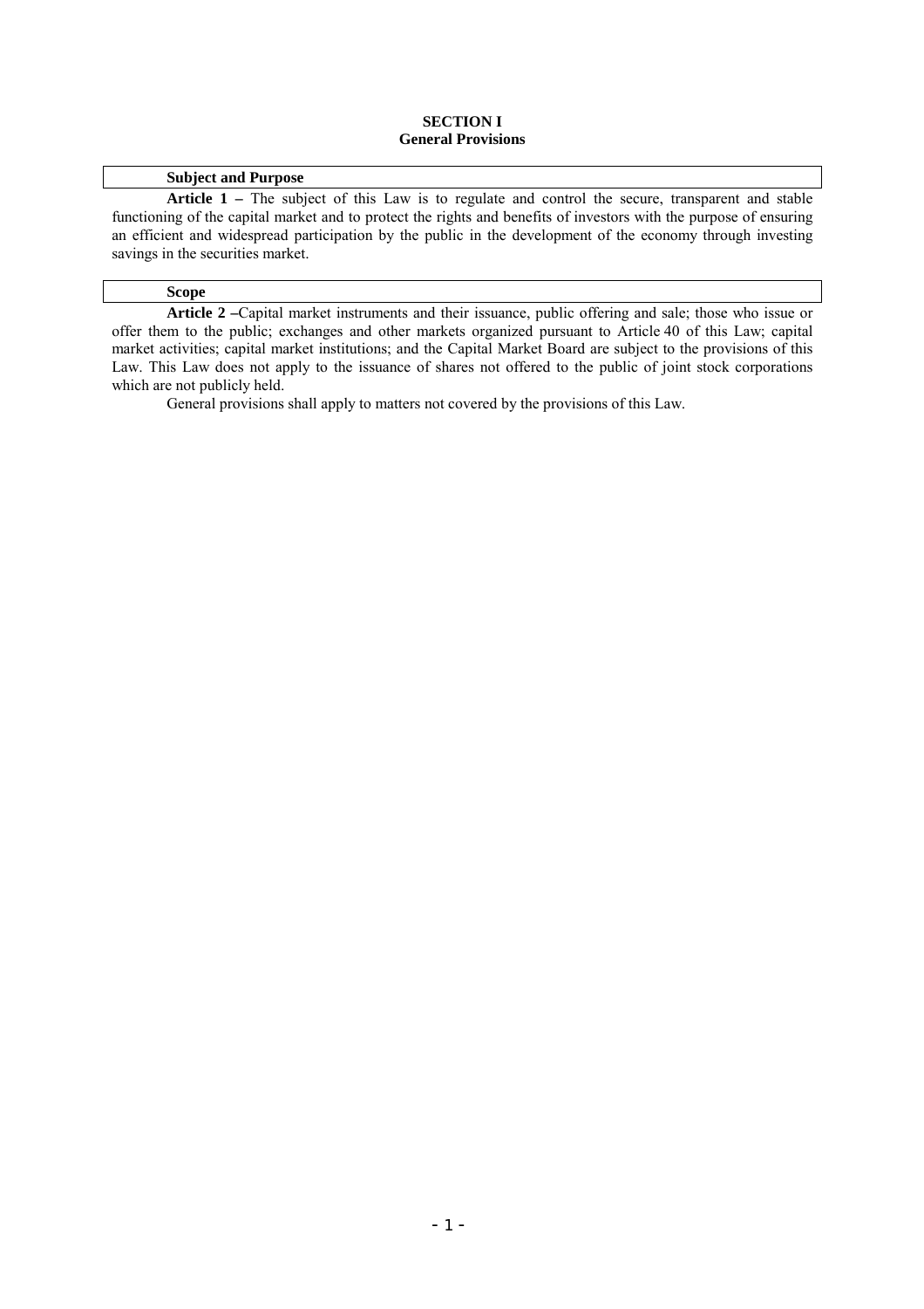# SECTION I
## General Provisions

### Subject and Purpose

**Article 1 –** The subject of this Law is to regulate and control the secure, transparent and stable functioning of the capital market and to protect the rights and benefits of investors with the purpose of ensuring an efficient and widespread participation by the public in the development of the economy through investing savings in the securities market.

### Scope

**Article 2 –**Capital market instruments and their issuance, public offering and sale; those who issue or offer them to the public; exchanges and other markets organized pursuant to Article 40 of this Law; capital market activities; capital market institutions; and the Capital Market Board are subject to the provisions of this Law. This Law does not apply to the issuance of shares not offered to the public of joint stock corporations which are not publicly held.

General provisions shall apply to matters not covered by the provisions of this Law.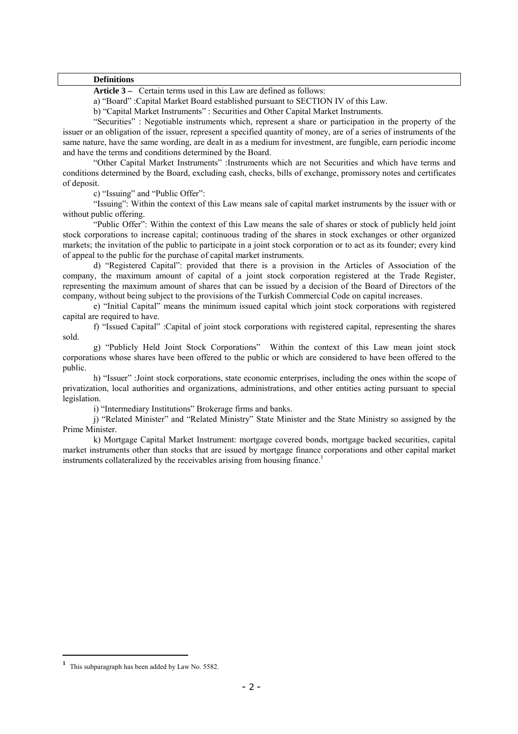### Definitions

**Article 3 –** Certain terms used in this Law are defined as follows:

a) "Board" :Capital Market Board established pursuant to SECTION IV of this Law.

b) "Capital Market Instruments" : Securities and Other Capital Market Instruments.

"Securities" : Negotiable instruments which, represent a share or participation in the property of the issuer or an obligation of the issuer, represent a specified quantity of money, are of a series of instruments of the same nature, have the same wording, are dealt in as a medium for investment, are fungible, earn periodic income and have the terms and conditions determined by the Board.

"Other Capital Market Instruments" :Instruments which are not Securities and which have terms and conditions determined by the Board, excluding cash, checks, bills of exchange, promissory notes and certificates of deposit.

c) "Issuing" and "Public Offer":

"Issuing": Within the context of this Law means sale of capital market instruments by the issuer with or without public offering.

"Public Offer": Within the context of this Law means the sale of shares or stock of publicly held joint stock corporations to increase capital; continuous trading of the shares in stock exchanges or other organized markets; the invitation of the public to participate in a joint stock corporation or to act as its founder; every kind of appeal to the public for the purchase of capital market instruments.

d) "Registered Capital": provided that there is a provision in the Articles of Association of the company, the maximum amount of capital of a joint stock corporation registered at the Trade Register, representing the maximum amount of shares that can be issued by a decision of the Board of Directors of the company, without being subject to the provisions of the Turkish Commercial Code on capital increases.

e) "Initial Capital" means the minimum issued capital which joint stock corporations with registered capital are required to have.

f) "Issued Capital" :Capital of joint stock corporations with registered capital, representing the shares sold.

g) "Publicly Held Joint Stock Corporations" Within the context of this Law mean joint stock corporations whose shares have been offered to the public or which are considered to have been offered to the public.

h) "Issuer" :Joint stock corporations, state economic enterprises, including the ones within the scope of privatization, local authorities and organizations, administrations, and other entities acting pursuant to special legislation.

i) "Intermediary Institutions" Brokerage firms and banks.

j) "Related Minister" and "Related Ministry" State Minister and the State Ministry so assigned by the Prime Minister.

k) Mortgage Capital Market Instrument: mortgage covered bonds, mortgage backed securities, capital market instruments other than stocks that are issued by mortgage finance corporations and other capital market instruments collateralized by the receivables arising from housing finance.[1]

---

[1] This subparagraph has been added by Law No. 5582.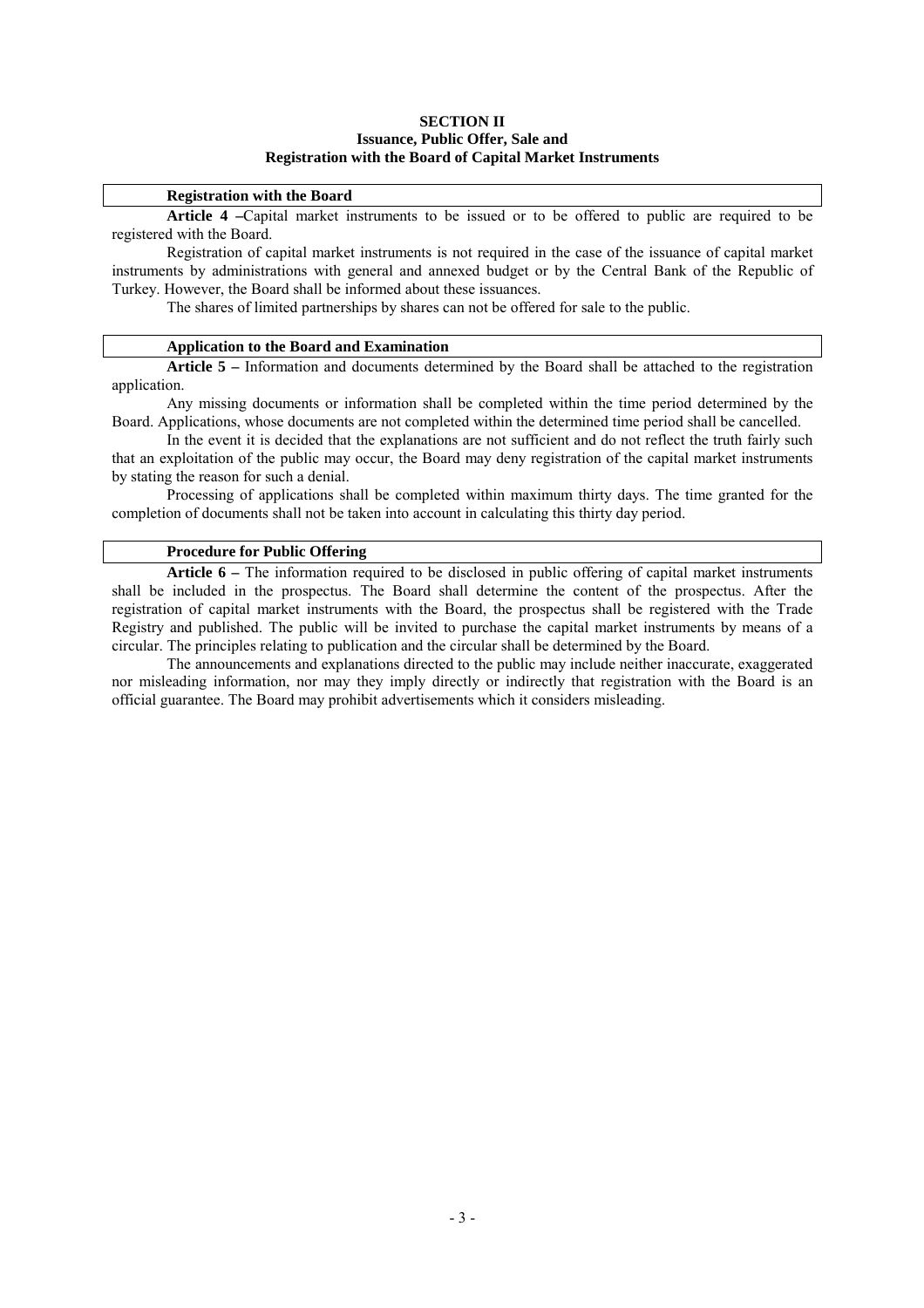## SECTION II
## Issuance, Public Offer, Sale and Registration with the Board of Capital Market Instruments

### Registration with the Board

**Article 4 –**Capital market instruments to be issued or to be offered to public are required to be registered with the Board.

Registration of capital market instruments is not required in the case of the issuance of capital market instruments by administrations with general and annexed budget or by the Central Bank of the Republic of Turkey. However, the Board shall be informed about these issuances.

The shares of limited partnerships by shares can not be offered for sale to the public.

### Application to the Board and Examination

**Article 5 –** Information and documents determined by the Board shall be attached to the registration application.

Any missing documents or information shall be completed within the time period determined by the Board. Applications, whose documents are not completed within the determined time period shall be cancelled.

In the event it is decided that the explanations are not sufficient and do not reflect the truth fairly such that an exploitation of the public may occur, the Board may deny registration of the capital market instruments by stating the reason for such a denial.

Processing of applications shall be completed within maximum thirty days. The time granted for the completion of documents shall not be taken into account in calculating this thirty day period.

### Procedure for Public Offering

**Article 6 –** The information required to be disclosed in public offering of capital market instruments shall be included in the prospectus. The Board shall determine the content of the prospectus. After the registration of capital market instruments with the Board, the prospectus shall be registered with the Trade Registry and published. The public will be invited to purchase the capital market instruments by means of a circular. The principles relating to publication and the circular shall be determined by the Board.

The announcements and explanations directed to the public may include neither inaccurate, exaggerated nor misleading information, nor may they imply directly or indirectly that registration with the Board is an official guarantee. The Board may prohibit advertisements which it considers misleading.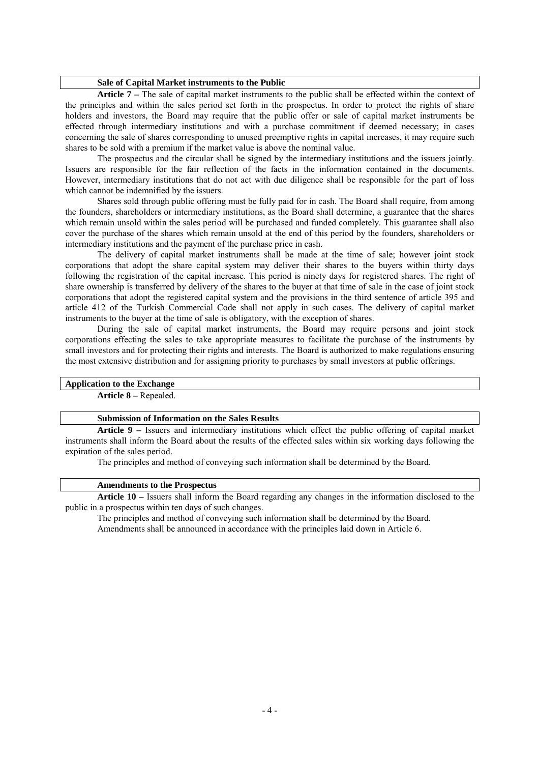### Sale of Capital Market instruments to the Public

**Article 7 –** The sale of capital market instruments to the public shall be effected within the context of the principles and within the sales period set forth in the prospectus. In order to protect the rights of share holders and investors, the Board may require that the public offer or sale of capital market instruments be effected through intermediary institutions and with a purchase commitment if deemed necessary; in cases concerning the sale of shares corresponding to unused preemptive rights in capital increases, it may require such shares to be sold with a premium if the market value is above the nominal value.

The prospectus and the circular shall be signed by the intermediary institutions and the issuers jointly. Issuers are responsible for the fair reflection of the facts in the information contained in the documents. However, intermediary institutions that do not act with due diligence shall be responsible for the part of loss which cannot be indemnified by the issuers.

Shares sold through public offering must be fully paid for in cash. The Board shall require, from among the founders, shareholders or intermediary institutions, as the Board shall determine, a guarantee that the shares which remain unsold within the sales period will be purchased and funded completely. This guarantee shall also cover the purchase of the shares which remain unsold at the end of this period by the founders, shareholders or intermediary institutions and the payment of the purchase price in cash.

The delivery of capital market instruments shall be made at the time of sale; however joint stock corporations that adopt the share capital system may deliver their shares to the buyers within thirty days following the registration of the capital increase. This period is ninety days for registered shares. The right of share ownership is transferred by delivery of the shares to the buyer at that time of sale in the case of joint stock corporations that adopt the registered capital system and the provisions in the third sentence of article 395 and article 412 of the Turkish Commercial Code shall not apply in such cases. The delivery of capital market instruments to the buyer at the time of sale is obligatory, with the exception of shares.

During the sale of capital market instruments, the Board may require persons and joint stock corporations effecting the sales to take appropriate measures to facilitate the purchase of the instruments by small investors and for protecting their rights and interests. The Board is authorized to make regulations ensuring the most extensive distribution and for assigning priority to purchases by small investors at public offerings.

### Application to the Exchange

**Article 8 –** Repealed.

### Submission of Information on the Sales Results

**Article 9 –** Issuers and intermediary institutions which effect the public offering of capital market instruments shall inform the Board about the results of the effected sales within six working days following the expiration of the sales period.

The principles and method of conveying such information shall be determined by the Board.

### Amendments to the Prospectus

**Article 10 –** Issuers shall inform the Board regarding any changes in the information disclosed to the public in a prospectus within ten days of such changes.

The principles and method of conveying such information shall be determined by the Board.

Amendments shall be announced in accordance with the principles laid down in Article 6.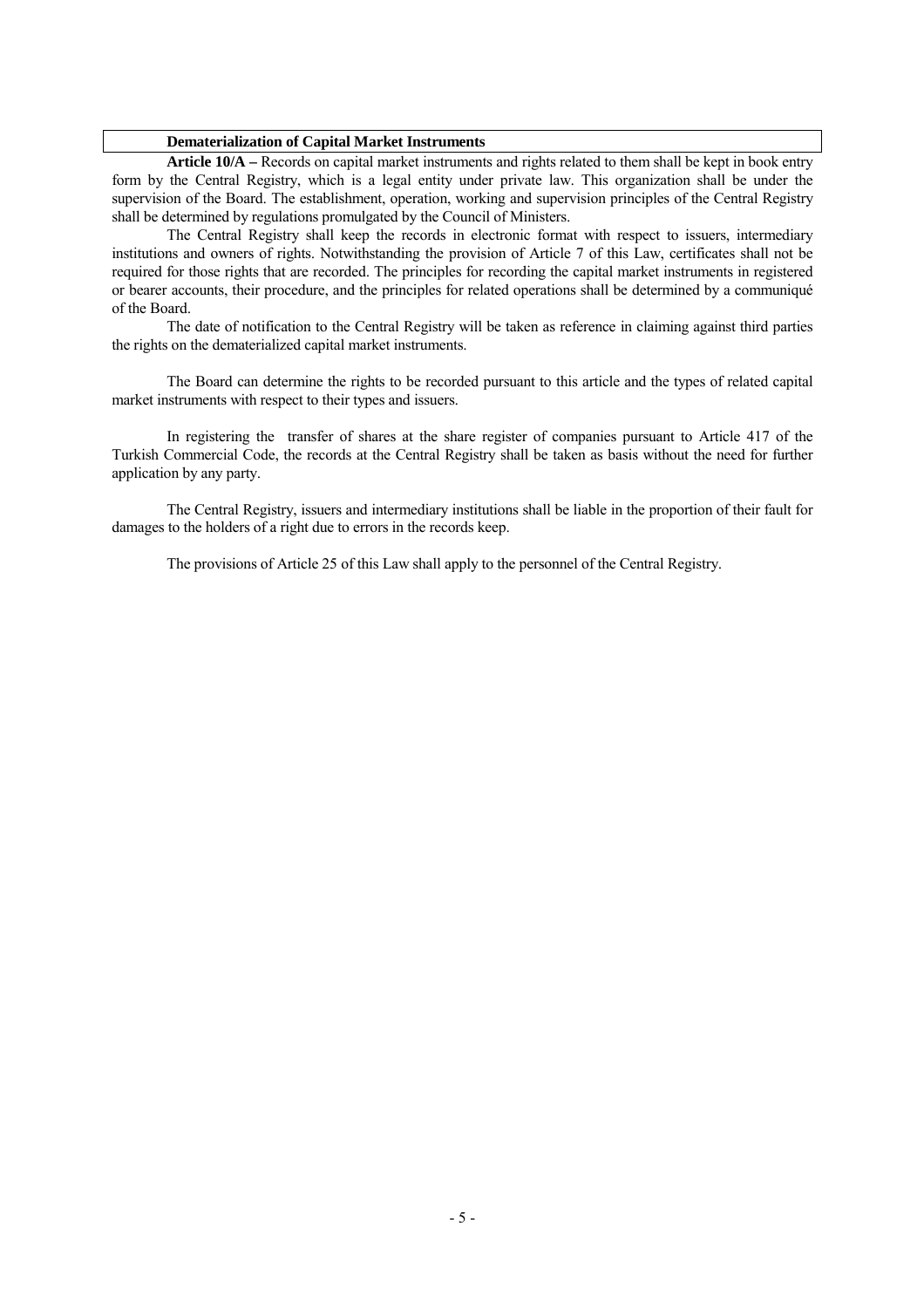**Dematerialization of Capital Market Instruments**

**Article 10/A –** Records on capital market instruments and rights related to them shall be kept in book entry form by the Central Registry, which is a legal entity under private law. This organization shall be under the supervision of the Board. The establishment, operation, working and supervision principles of the Central Registry shall be determined by regulations promulgated by the Council of Ministers.

The Central Registry shall keep the records in electronic format with respect to issuers, intermediary institutions and owners of rights. Notwithstanding the provision of Article 7 of this Law, certificates shall not be required for those rights that are recorded. The principles for recording the capital market instruments in registered or bearer accounts, their procedure, and the principles for related operations shall be determined by a communiqué of the Board.

The date of notification to the Central Registry will be taken as reference in claiming against third parties the rights on the dematerialized capital market instruments.

The Board can determine the rights to be recorded pursuant to this article and the types of related capital market instruments with respect to their types and issuers.

In registering the transfer of shares at the share register of companies pursuant to Article 417 of the Turkish Commercial Code, the records at the Central Registry shall be taken as basis without the need for further application by any party.

The Central Registry, issuers and intermediary institutions shall be liable in the proportion of their fault for damages to the holders of a right due to errors in the records keep.

The provisions of Article 25 of this Law shall apply to the personnel of the Central Registry.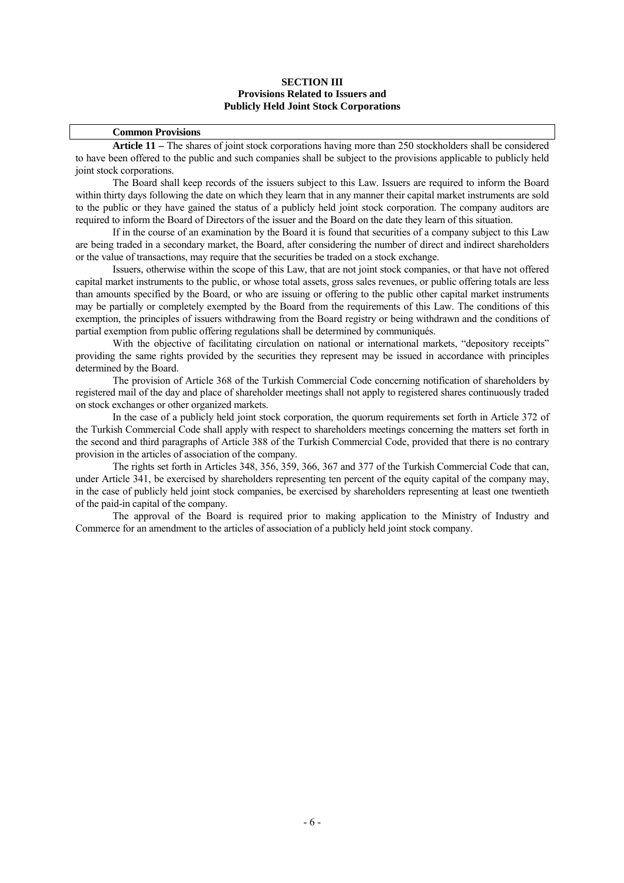## SECTION III
## Provisions Related to Issuers and Publicly Held Joint Stock Corporations

### Common Provisions

**Article 11 –** The shares of joint stock corporations having more than 250 stockholders shall be considered to have been offered to the public and such companies shall be subject to the provisions applicable to publicly held joint stock corporations.

The Board shall keep records of the issuers subject to this Law. Issuers are required to inform the Board within thirty days following the date on which they learn that in any manner their capital market instruments are sold to the public or they have gained the status of a publicly held joint stock corporation. The company auditors are required to inform the Board of Directors of the issuer and the Board on the date they learn of this situation.

If in the course of an examination by the Board it is found that securities of a company subject to this Law are being traded in a secondary market, the Board, after considering the number of direct and indirect shareholders or the value of transactions, may require that the securities be traded on a stock exchange.

Issuers, otherwise within the scope of this Law, that are not joint stock companies, or that have not offered capital market instruments to the public, or whose total assets, gross sales revenues, or public offering totals are less than amounts specified by the Board, or who are issuing or offering to the public other capital market instruments may be partially or completely exempted by the Board from the requirements of this Law. The conditions of this exemption, the principles of issuers withdrawing from the Board registry or being withdrawn and the conditions of partial exemption from public offering regulations shall be determined by communiqués.

With the objective of facilitating circulation on national or international markets, "depository receipts" providing the same rights provided by the securities they represent may be issued in accordance with principles determined by the Board.

The provision of Article 368 of the Turkish Commercial Code concerning notification of shareholders by registered mail of the day and place of shareholder meetings shall not apply to registered shares continuously traded on stock exchanges or other organized markets.

In the case of a publicly held joint stock corporation, the quorum requirements set forth in Article 372 of the Turkish Commercial Code shall apply with respect to shareholders meetings concerning the matters set forth in the second and third paragraphs of Article 388 of the Turkish Commercial Code, provided that there is no contrary provision in the articles of association of the company.

The rights set forth in Articles 348, 356, 359, 366, 367 and 377 of the Turkish Commercial Code that can, under Article 341, be exercised by shareholders representing ten percent of the equity capital of the company may, in the case of publicly held joint stock companies, be exercised by shareholders representing at least one twentieth of the paid-in capital of the company.

The approval of the Board is required prior to making application to the Ministry of Industry and Commerce for an amendment to the articles of association of a publicly held joint stock company.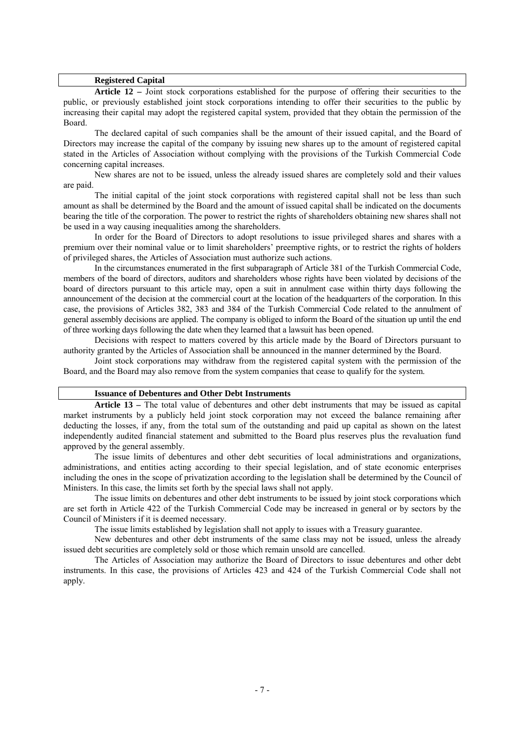### Registered Capital

**Article 12 –** Joint stock corporations established for the purpose of offering their securities to the public, or previously established joint stock corporations intending to offer their securities to the public by increasing their capital may adopt the registered capital system, provided that they obtain the permission of the Board.

The declared capital of such companies shall be the amount of their issued capital, and the Board of Directors may increase the capital of the company by issuing new shares up to the amount of registered capital stated in the Articles of Association without complying with the provisions of the Turkish Commercial Code concerning capital increases.

New shares are not to be issued, unless the already issued shares are completely sold and their values are paid.

The initial capital of the joint stock corporations with registered capital shall not be less than such amount as shall be determined by the Board and the amount of issued capital shall be indicated on the documents bearing the title of the corporation. The power to restrict the rights of shareholders obtaining new shares shall not be used in a way causing inequalities among the shareholders.

In order for the Board of Directors to adopt resolutions to issue privileged shares and shares with a premium over their nominal value or to limit shareholders' preemptive rights, or to restrict the rights of holders of privileged shares, the Articles of Association must authorize such actions.

In the circumstances enumerated in the first subparagraph of Article 381 of the Turkish Commercial Code, members of the board of directors, auditors and shareholders whose rights have been violated by decisions of the board of directors pursuant to this article may, open a suit in annulment case within thirty days following the announcement of the decision at the commercial court at the location of the headquarters of the corporation. In this case, the provisions of Articles 382, 383 and 384 of the Turkish Commercial Code related to the annulment of general assembly decisions are applied. The company is obliged to inform the Board of the situation up until the end of three working days following the date when they learned that a lawsuit has been opened.

Decisions with respect to matters covered by this article made by the Board of Directors pursuant to authority granted by the Articles of Association shall be announced in the manner determined by the Board.

Joint stock corporations may withdraw from the registered capital system with the permission of the Board, and the Board may also remove from the system companies that cease to qualify for the system.

### Issuance of Debentures and Other Debt Instruments

**Article 13 –** The total value of debentures and other debt instruments that may be issued as capital market instruments by a publicly held joint stock corporation may not exceed the balance remaining after deducting the losses, if any, from the total sum of the outstanding and paid up capital as shown on the latest independently audited financial statement and submitted to the Board plus reserves plus the revaluation fund approved by the general assembly.

The issue limits of debentures and other debt securities of local administrations and organizations, administrations, and entities acting according to their special legislation, and of state economic enterprises including the ones in the scope of privatization according to the legislation shall be determined by the Council of Ministers. In this case, the limits set forth by the special laws shall not apply.

The issue limits on debentures and other debt instruments to be issued by joint stock corporations which are set forth in Article 422 of the Turkish Commercial Code may be increased in general or by sectors by the Council of Ministers if it is deemed necessary.

The issue limits established by legislation shall not apply to issues with a Treasury guarantee.

New debentures and other debt instruments of the same class may not be issued, unless the already issued debt securities are completely sold or those which remain unsold are cancelled.

The Articles of Association may authorize the Board of Directors to issue debentures and other debt instruments. In this case, the provisions of Articles 423 and 424 of the Turkish Commercial Code shall not apply.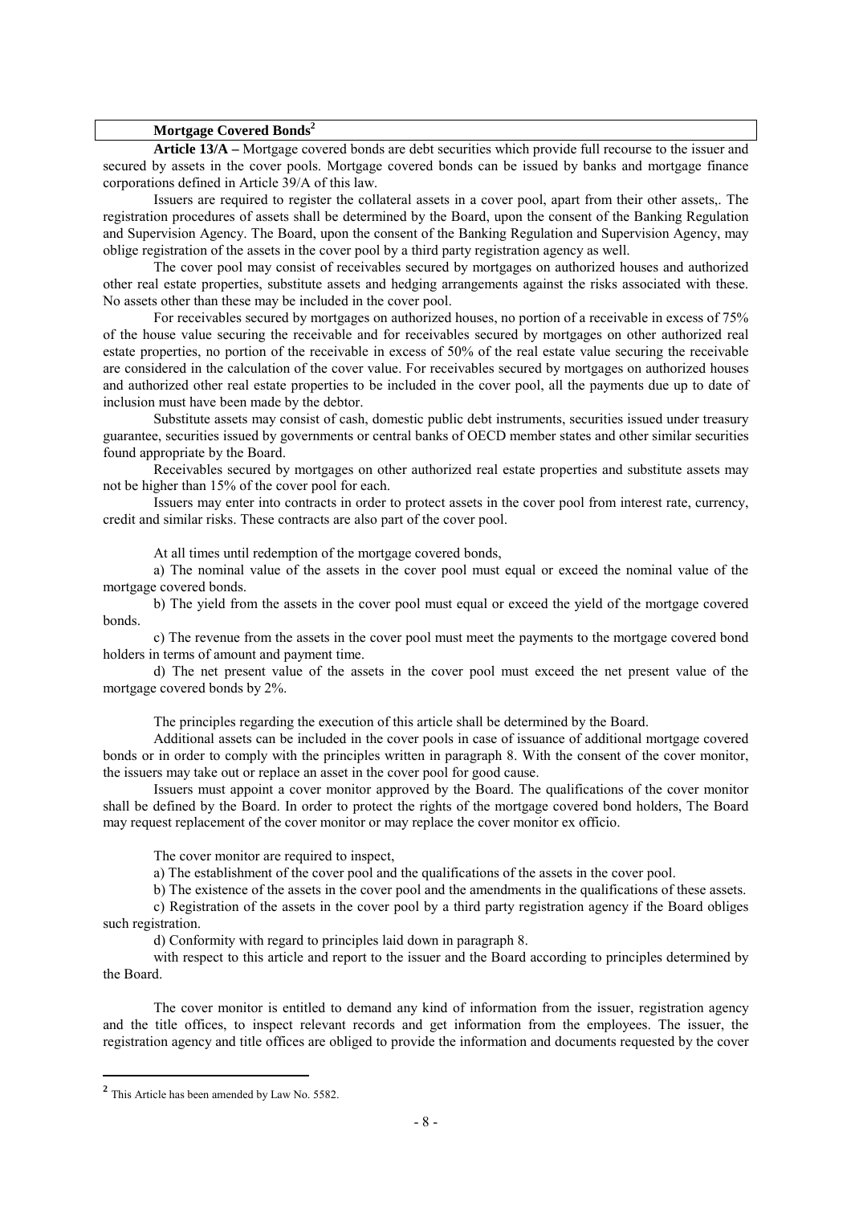**Mortgage Covered Bonds**[2]

**Article 13/A –** Mortgage covered bonds are debt securities which provide full recourse to the issuer and secured by assets in the cover pools. Mortgage covered bonds can be issued by banks and mortgage finance corporations defined in Article 39/A of this law.

Issuers are required to register the collateral assets in a cover pool, apart from their other assets,. The registration procedures of assets shall be determined by the Board, upon the consent of the Banking Regulation and Supervision Agency. The Board, upon the consent of the Banking Regulation and Supervision Agency, may oblige registration of the assets in the cover pool by a third party registration agency as well.

The cover pool may consist of receivables secured by mortgages on authorized houses and authorized other real estate properties, substitute assets and hedging arrangements against the risks associated with these. No assets other than these may be included in the cover pool.

For receivables secured by mortgages on authorized houses, no portion of a receivable in excess of 75% of the house value securing the receivable and for receivables secured by mortgages on other authorized real estate properties, no portion of the receivable in excess of 50% of the real estate value securing the receivable are considered in the calculation of the cover value. For receivables secured by mortgages on authorized houses and authorized other real estate properties to be included in the cover pool, all the payments due up to date of inclusion must have been made by the debtor.

Substitute assets may consist of cash, domestic public debt instruments, securities issued under treasury guarantee, securities issued by governments or central banks of OECD member states and other similar securities found appropriate by the Board.

Receivables secured by mortgages on other authorized real estate properties and substitute assets may not be higher than 15% of the cover pool for each.

Issuers may enter into contracts in order to protect assets in the cover pool from interest rate, currency, credit and similar risks. These contracts are also part of the cover pool.

At all times until redemption of the mortgage covered bonds,

a) The nominal value of the assets in the cover pool must equal or exceed the nominal value of the mortgage covered bonds.

b) The yield from the assets in the cover pool must equal or exceed the yield of the mortgage covered bonds.

c) The revenue from the assets in the cover pool must meet the payments to the mortgage covered bond holders in terms of amount and payment time.

d) The net present value of the assets in the cover pool must exceed the net present value of the mortgage covered bonds by 2%.

The principles regarding the execution of this article shall be determined by the Board.

Additional assets can be included in the cover pools in case of issuance of additional mortgage covered bonds or in order to comply with the principles written in paragraph 8. With the consent of the cover monitor, the issuers may take out or replace an asset in the cover pool for good cause.

Issuers must appoint a cover monitor approved by the Board. The qualifications of the cover monitor shall be defined by the Board. In order to protect the rights of the mortgage covered bond holders, The Board may request replacement of the cover monitor or may replace the cover monitor ex officio.

The cover monitor are required to inspect,

a) The establishment of the cover pool and the qualifications of the assets in the cover pool.

b) The existence of the assets in the cover pool and the amendments in the qualifications of these assets.

c) Registration of the assets in the cover pool by a third party registration agency if the Board obliges such registration.

d) Conformity with regard to principles laid down in paragraph 8.

with respect to this article and report to the issuer and the Board according to principles determined by the Board.

The cover monitor is entitled to demand any kind of information from the issuer, registration agency and the title offices, to inspect relevant records and get information from the employees. The issuer, the registration agency and title offices are obliged to provide the information and documents requested by the cover

---

[2] This Article has been amended by Law No. 5582.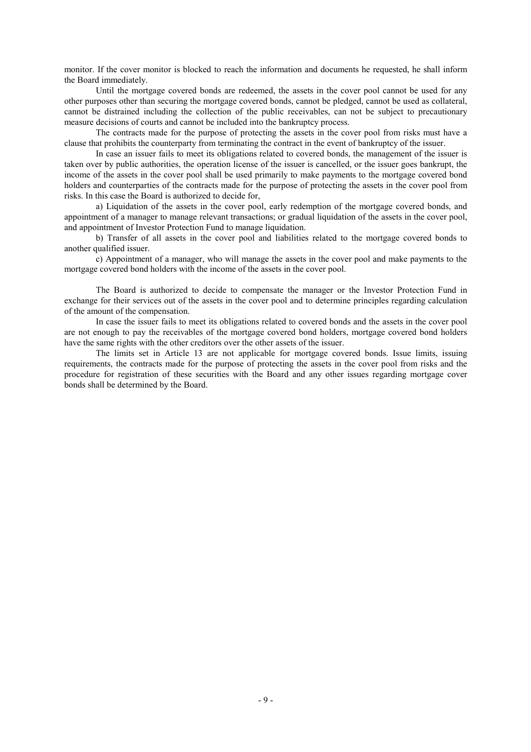monitor. If the cover monitor is blocked to reach the information and documents he requested, he shall inform the Board immediately.

Until the mortgage covered bonds are redeemed, the assets in the cover pool cannot be used for any other purposes other than securing the mortgage covered bonds, cannot be pledged, cannot be used as collateral, cannot be distrained including the collection of the public receivables, can not be subject to precautionary measure decisions of courts and cannot be included into the bankruptcy process.

The contracts made for the purpose of protecting the assets in the cover pool from risks must have a clause that prohibits the counterparty from terminating the contract in the event of bankruptcy of the issuer.

In case an issuer fails to meet its obligations related to covered bonds, the management of the issuer is taken over by public authorities, the operation license of the issuer is cancelled, or the issuer goes bankrupt, the income of the assets in the cover pool shall be used primarily to make payments to the mortgage covered bond holders and counterparties of the contracts made for the purpose of protecting the assets in the cover pool from risks. In this case the Board is authorized to decide for,

a) Liquidation of the assets in the cover pool, early redemption of the mortgage covered bonds, and appointment of a manager to manage relevant transactions; or gradual liquidation of the assets in the cover pool, and appointment of Investor Protection Fund to manage liquidation.

b) Transfer of all assets in the cover pool and liabilities related to the mortgage covered bonds to another qualified issuer.

c) Appointment of a manager, who will manage the assets in the cover pool and make payments to the mortgage covered bond holders with the income of the assets in the cover pool.

The Board is authorized to decide to compensate the manager or the Investor Protection Fund in exchange for their services out of the assets in the cover pool and to determine principles regarding calculation of the amount of the compensation.

In case the issuer fails to meet its obligations related to covered bonds and the assets in the cover pool are not enough to pay the receivables of the mortgage covered bond holders, mortgage covered bond holders have the same rights with the other creditors over the other assets of the issuer.

The limits set in Article 13 are not applicable for mortgage covered bonds. Issue limits, issuing requirements, the contracts made for the purpose of protecting the assets in the cover pool from risks and the procedure for registration of these securities with the Board and any other issues regarding mortgage cover bonds shall be determined by the Board.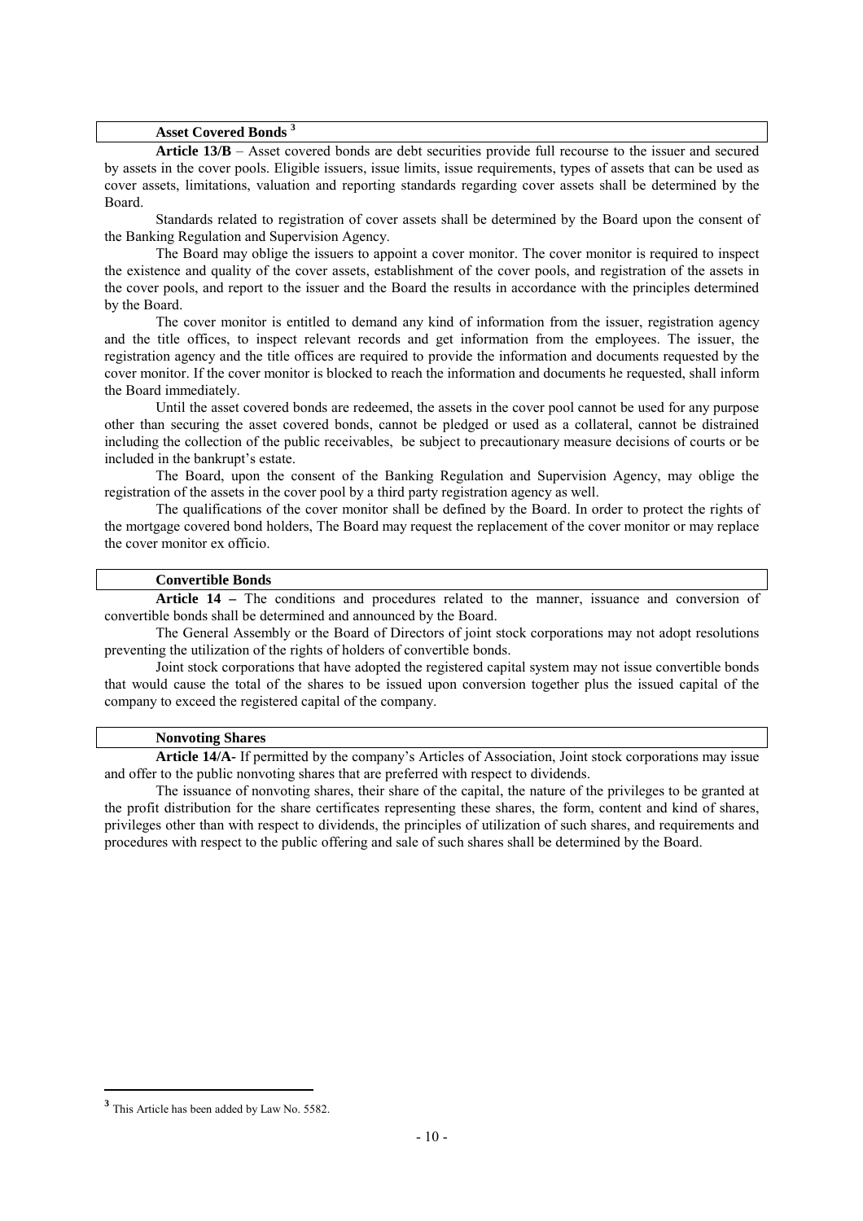**Asset Covered Bonds** [3]

**Article 13/B** – Asset covered bonds are debt securities provide full recourse to the issuer and secured by assets in the cover pools. Eligible issuers, issue limits, issue requirements, types of assets that can be used as cover assets, limitations, valuation and reporting standards regarding cover assets shall be determined by the Board.

Standards related to registration of cover assets shall be determined by the Board upon the consent of the Banking Regulation and Supervision Agency.

The Board may oblige the issuers to appoint a cover monitor. The cover monitor is required to inspect the existence and quality of the cover assets, establishment of the cover pools, and registration of the assets in the cover pools, and report to the issuer and the Board the results in accordance with the principles determined by the Board.

The cover monitor is entitled to demand any kind of information from the issuer, registration agency and the title offices, to inspect relevant records and get information from the employees. The issuer, the registration agency and the title offices are required to provide the information and documents requested by the cover monitor. If the cover monitor is blocked to reach the information and documents he requested, shall inform the Board immediately.

Until the asset covered bonds are redeemed, the assets in the cover pool cannot be used for any purpose other than securing the asset covered bonds, cannot be pledged or used as a collateral, cannot be distrained including the collection of the public receivables, be subject to precautionary measure decisions of courts or be included in the bankrupt's estate.

The Board, upon the consent of the Banking Regulation and Supervision Agency, may oblige the registration of the assets in the cover pool by a third party registration agency as well.

The qualifications of the cover monitor shall be defined by the Board. In order to protect the rights of the mortgage covered bond holders, The Board may request the replacement of the cover monitor or may replace the cover monitor ex officio.

**Convertible Bonds**

**Article 14 –** The conditions and procedures related to the manner, issuance and conversion of convertible bonds shall be determined and announced by the Board.

The General Assembly or the Board of Directors of joint stock corporations may not adopt resolutions preventing the utilization of the rights of holders of convertible bonds.

Joint stock corporations that have adopted the registered capital system may not issue convertible bonds that would cause the total of the shares to be issued upon conversion together plus the issued capital of the company to exceed the registered capital of the company.

**Nonvoting Shares**

**Article 14/A**- If permitted by the company's Articles of Association, Joint stock corporations may issue and offer to the public nonvoting shares that are preferred with respect to dividends.

The issuance of nonvoting shares, their share of the capital, the nature of the privileges to be granted at the profit distribution for the share certificates representing these shares, the form, content and kind of shares, privileges other than with respect to dividends, the principles of utilization of such shares, and requirements and procedures with respect to the public offering and sale of such shares shall be determined by the Board.

[3] This Article has been added by Law No. 5582.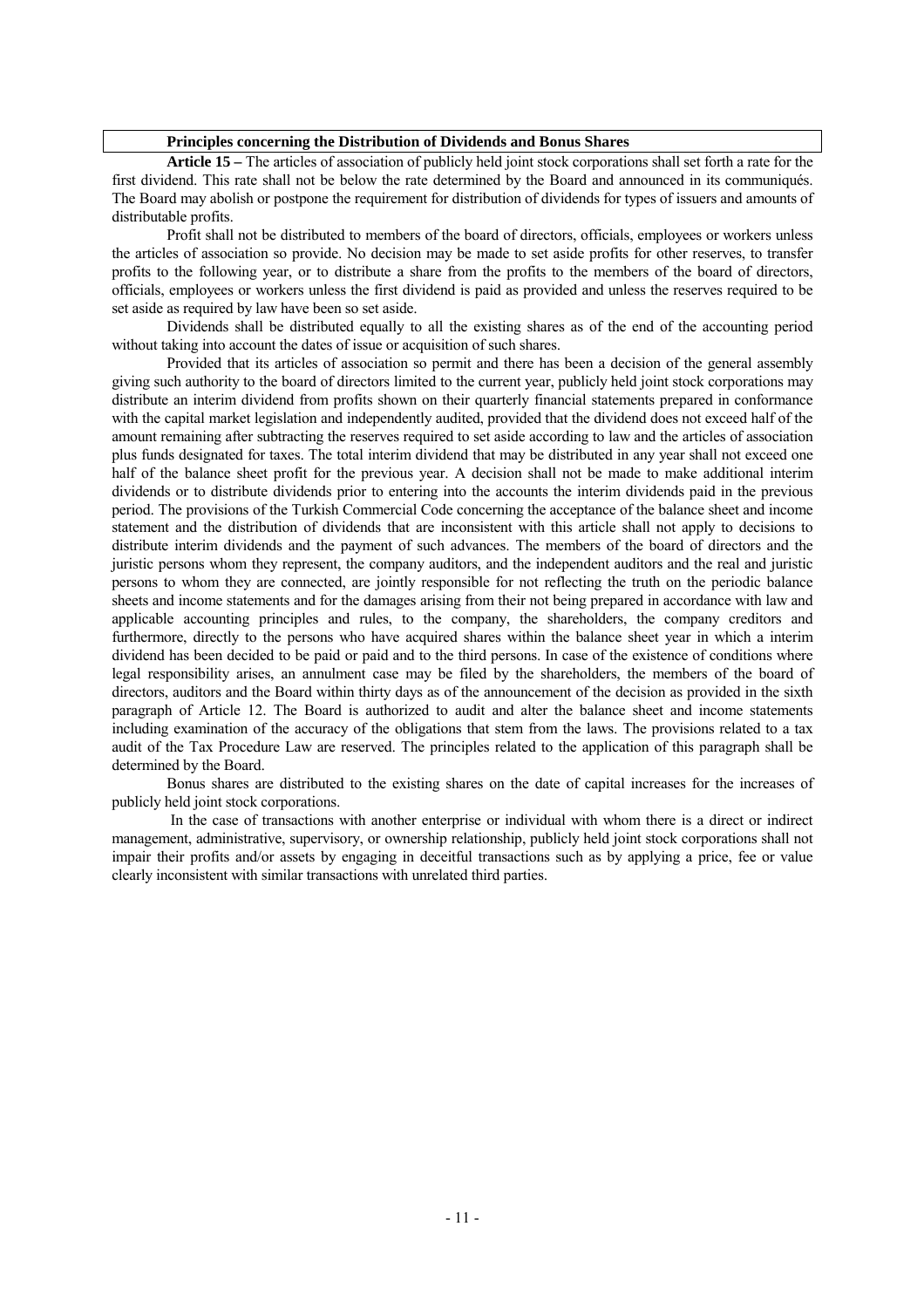**Principles concerning the Distribution of Dividends and Bonus Shares**

**Article 15 –** The articles of association of publicly held joint stock corporations shall set forth a rate for the first dividend. This rate shall not be below the rate determined by the Board and announced in its communiqués. The Board may abolish or postpone the requirement for distribution of dividends for types of issuers and amounts of distributable profits.

Profit shall not be distributed to members of the board of directors, officials, employees or workers unless the articles of association so provide. No decision may be made to set aside profits for other reserves, to transfer profits to the following year, or to distribute a share from the profits to the members of the board of directors, officials, employees or workers unless the first dividend is paid as provided and unless the reserves required to be set aside as required by law have been so set aside.

Dividends shall be distributed equally to all the existing shares as of the end of the accounting period without taking into account the dates of issue or acquisition of such shares.

Provided that its articles of association so permit and there has been a decision of the general assembly giving such authority to the board of directors limited to the current year, publicly held joint stock corporations may distribute an interim dividend from profits shown on their quarterly financial statements prepared in conformance with the capital market legislation and independently audited, provided that the dividend does not exceed half of the amount remaining after subtracting the reserves required to set aside according to law and the articles of association plus funds designated for taxes. The total interim dividend that may be distributed in any year shall not exceed one half of the balance sheet profit for the previous year. A decision shall not be made to make additional interim dividends or to distribute dividends prior to entering into the accounts the interim dividends paid in the previous period. The provisions of the Turkish Commercial Code concerning the acceptance of the balance sheet and income statement and the distribution of dividends that are inconsistent with this article shall not apply to decisions to distribute interim dividends and the payment of such advances. The members of the board of directors and the juristic persons whom they represent, the company auditors, and the independent auditors and the real and juristic persons to whom they are connected, are jointly responsible for not reflecting the truth on the periodic balance sheets and income statements and for the damages arising from their not being prepared in accordance with law and applicable accounting principles and rules, to the company, the shareholders, the company creditors and furthermore, directly to the persons who have acquired shares within the balance sheet year in which a interim dividend has been decided to be paid or paid and to the third persons. In case of the existence of conditions where legal responsibility arises, an annulment case may be filed by the shareholders, the members of the board of directors, auditors and the Board within thirty days as of the announcement of the decision as provided in the sixth paragraph of Article 12. The Board is authorized to audit and alter the balance sheet and income statements including examination of the accuracy of the obligations that stem from the laws. The provisions related to a tax audit of the Tax Procedure Law are reserved. The principles related to the application of this paragraph shall be determined by the Board.

Bonus shares are distributed to the existing shares on the date of capital increases for the increases of publicly held joint stock corporations.

In the case of transactions with another enterprise or individual with whom there is a direct or indirect management, administrative, supervisory, or ownership relationship, publicly held joint stock corporations shall not impair their profits and/or assets by engaging in deceitful transactions such as by applying a price, fee or value clearly inconsistent with similar transactions with unrelated third parties.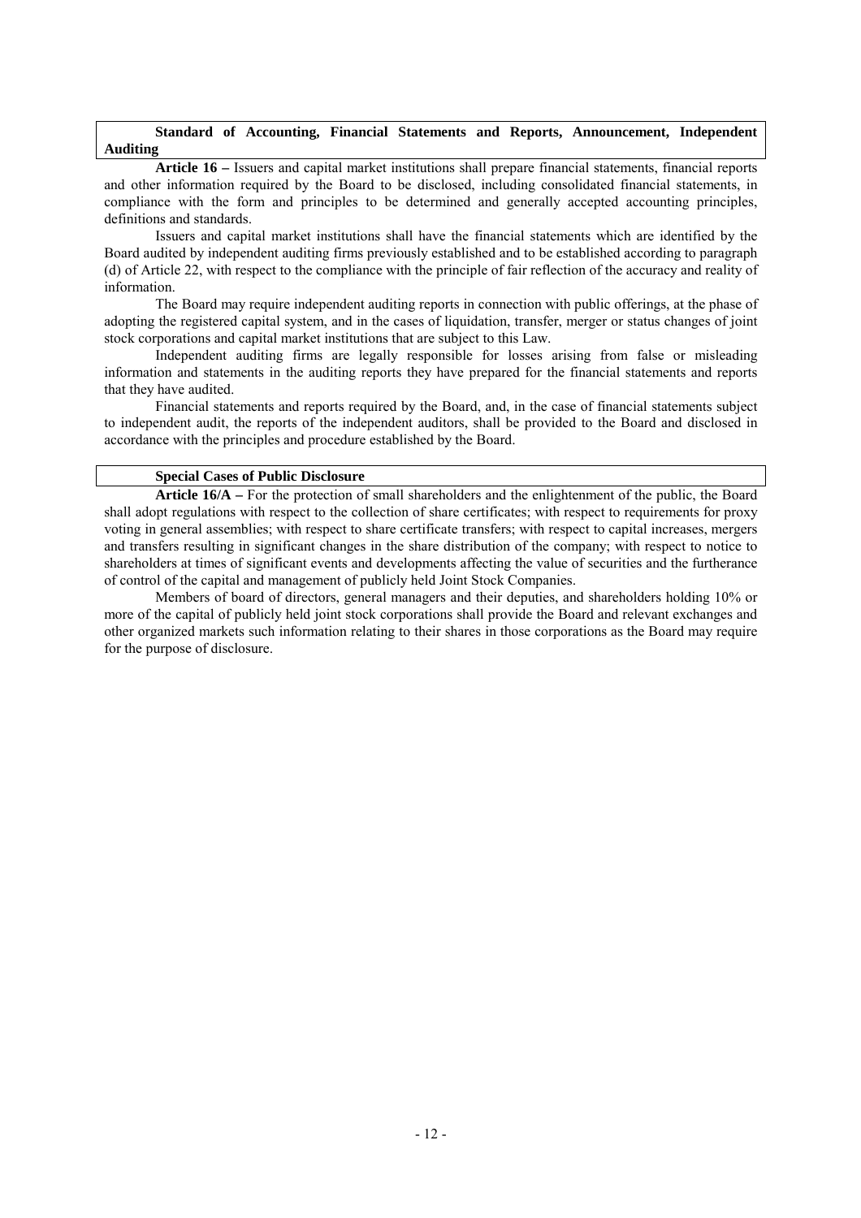**Standard of Accounting, Financial Statements and Reports, Announcement, Independent Auditing**

**Article 16 –** Issuers and capital market institutions shall prepare financial statements, financial reports and other information required by the Board to be disclosed, including consolidated financial statements, in compliance with the form and principles to be determined and generally accepted accounting principles, definitions and standards.

Issuers and capital market institutions shall have the financial statements which are identified by the Board audited by independent auditing firms previously established and to be established according to paragraph (d) of Article 22, with respect to the compliance with the principle of fair reflection of the accuracy and reality of information.

The Board may require independent auditing reports in connection with public offerings, at the phase of adopting the registered capital system, and in the cases of liquidation, transfer, merger or status changes of joint stock corporations and capital market institutions that are subject to this Law.

Independent auditing firms are legally responsible for losses arising from false or misleading information and statements in the auditing reports they have prepared for the financial statements and reports that they have audited.

Financial statements and reports required by the Board, and, in the case of financial statements subject to independent audit, the reports of the independent auditors, shall be provided to the Board and disclosed in accordance with the principles and procedure established by the Board.

**Special Cases of Public Disclosure**

**Article 16/A –** For the protection of small shareholders and the enlightenment of the public, the Board shall adopt regulations with respect to the collection of share certificates; with respect to requirements for proxy voting in general assemblies; with respect to share certificate transfers; with respect to capital increases, mergers and transfers resulting in significant changes in the share distribution of the company; with respect to notice to shareholders at times of significant events and developments affecting the value of securities and the furtherance of control of the capital and management of publicly held Joint Stock Companies.

Members of board of directors, general managers and their deputies, and shareholders holding 10% or more of the capital of publicly held joint stock corporations shall provide the Board and relevant exchanges and other organized markets such information relating to their shares in those corporations as the Board may require for the purpose of disclosure.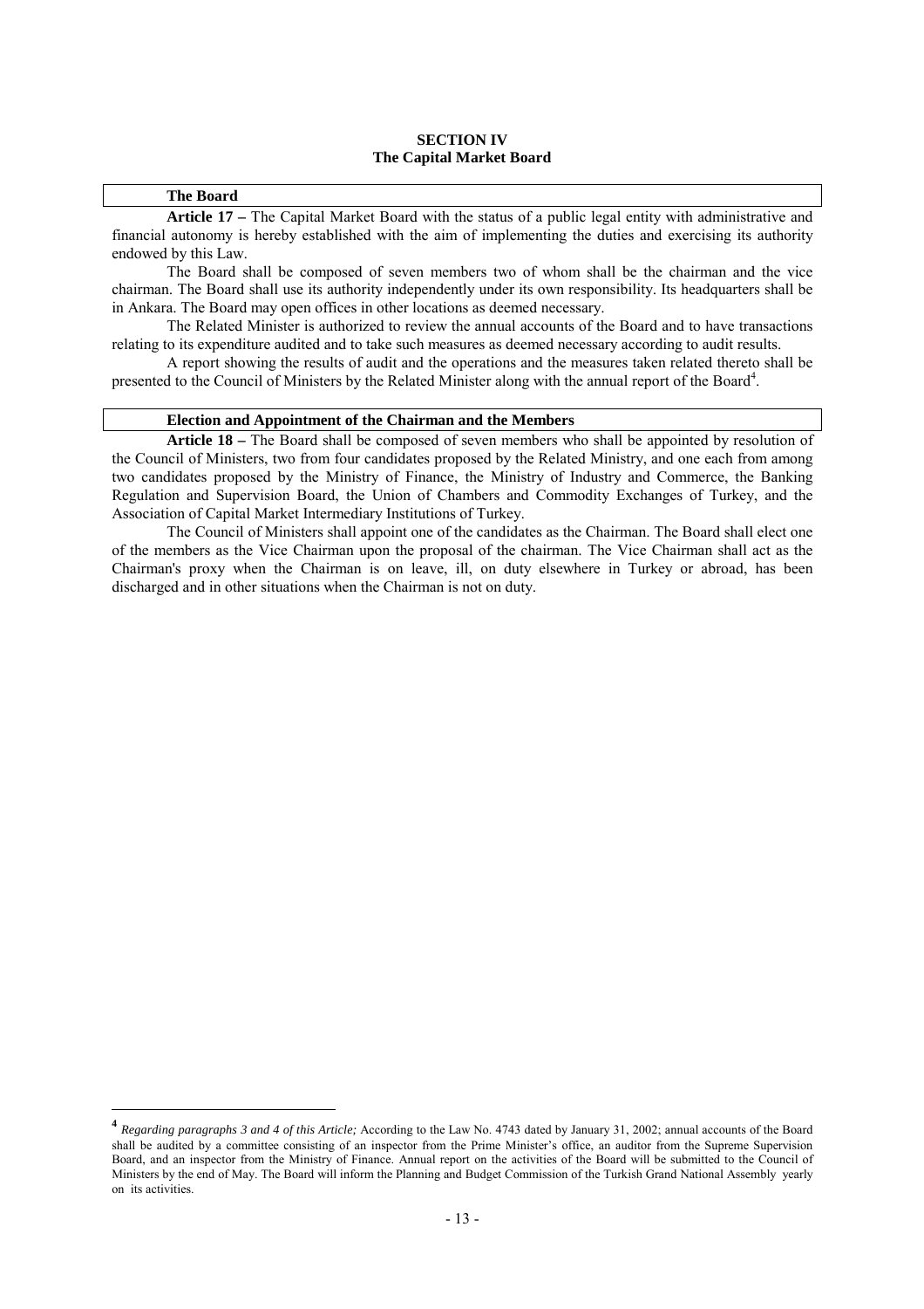## SECTION IV
## The Capital Market Board

**The Board**

**Article 17 –** The Capital Market Board with the status of a public legal entity with administrative and financial autonomy is hereby established with the aim of implementing the duties and exercising its authority endowed by this Law.

The Board shall be composed of seven members two of whom shall be the chairman and the vice chairman. The Board shall use its authority independently under its own responsibility. Its headquarters shall be in Ankara. The Board may open offices in other locations as deemed necessary.

The Related Minister is authorized to review the annual accounts of the Board and to have transactions relating to its expenditure audited and to take such measures as deemed necessary according to audit results.

A report showing the results of audit and the operations and the measures taken related thereto shall be presented to the Council of Ministers by the Related Minister along with the annual report of the Board[4].

**Election and Appointment of the Chairman and the Members**

**Article 18 –** The Board shall be composed of seven members who shall be appointed by resolution of the Council of Ministers, two from four candidates proposed by the Related Ministry, and one each from among two candidates proposed by the Ministry of Finance, the Ministry of Industry and Commerce, the Banking Regulation and Supervision Board, the Union of Chambers and Commodity Exchanges of Turkey, and the Association of Capital Market Intermediary Institutions of Turkey.

The Council of Ministers shall appoint one of the candidates as the Chairman. The Board shall elect one of the members as the Vice Chairman upon the proposal of the chairman. The Vice Chairman shall act as the Chairman's proxy when the Chairman is on leave, ill, on duty elsewhere in Turkey or abroad, has been discharged and in other situations when the Chairman is not on duty.

---

[4] *Regarding paragraphs 3 and 4 of this Article;* According to the Law No. 4743 dated by January 31, 2002; annual accounts of the Board shall be audited by a committee consisting of an inspector from the Prime Minister's office, an auditor from the Supreme Supervision Board, and an inspector from the Ministry of Finance. Annual report on the activities of the Board will be submitted to the Council of Ministers by the end of May. The Board will inform the Planning and Budget Commission of the Turkish Grand National Assembly yearly on its activities.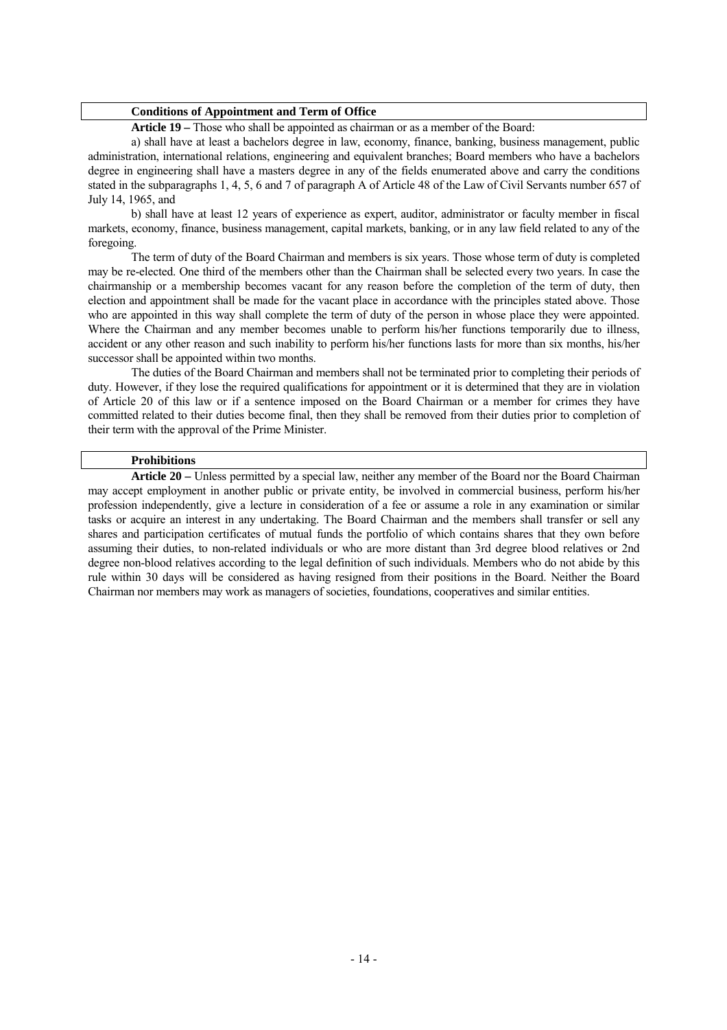### Conditions of Appointment and Term of Office

**Article 19 –** Those who shall be appointed as chairman or as a member of the Board:

a) shall have at least a bachelors degree in law, economy, finance, banking, business management, public administration, international relations, engineering and equivalent branches; Board members who have a bachelors degree in engineering shall have a masters degree in any of the fields enumerated above and carry the conditions stated in the subparagraphs 1, 4, 5, 6 and 7 of paragraph A of Article 48 of the Law of Civil Servants number 657 of July 14, 1965, and

b) shall have at least 12 years of experience as expert, auditor, administrator or faculty member in fiscal markets, economy, finance, business management, capital markets, banking, or in any law field related to any of the foregoing.

The term of duty of the Board Chairman and members is six years. Those whose term of duty is completed may be re-elected. One third of the members other than the Chairman shall be selected every two years. In case the chairmanship or a membership becomes vacant for any reason before the completion of the term of duty, then election and appointment shall be made for the vacant place in accordance with the principles stated above. Those who are appointed in this way shall complete the term of duty of the person in whose place they were appointed. Where the Chairman and any member becomes unable to perform his/her functions temporarily due to illness, accident or any other reason and such inability to perform his/her functions lasts for more than six months, his/her successor shall be appointed within two months.

The duties of the Board Chairman and members shall not be terminated prior to completing their periods of duty. However, if they lose the required qualifications for appointment or it is determined that they are in violation of Article 20 of this law or if a sentence imposed on the Board Chairman or a member for crimes they have committed related to their duties become final, then they shall be removed from their duties prior to completion of their term with the approval of the Prime Minister.

### Prohibitions

**Article 20 –** Unless permitted by a special law, neither any member of the Board nor the Board Chairman may accept employment in another public or private entity, be involved in commercial business, perform his/her profession independently, give a lecture in consideration of a fee or assume a role in any examination or similar tasks or acquire an interest in any undertaking. The Board Chairman and the members shall transfer or sell any shares and participation certificates of mutual funds the portfolio of which contains shares that they own before assuming their duties, to non-related individuals or who are more distant than 3rd degree blood relatives or 2nd degree non-blood relatives according to the legal definition of such individuals. Members who do not abide by this rule within 30 days will be considered as having resigned from their positions in the Board. Neither the Board Chairman nor members may work as managers of societies, foundations, cooperatives and similar entities.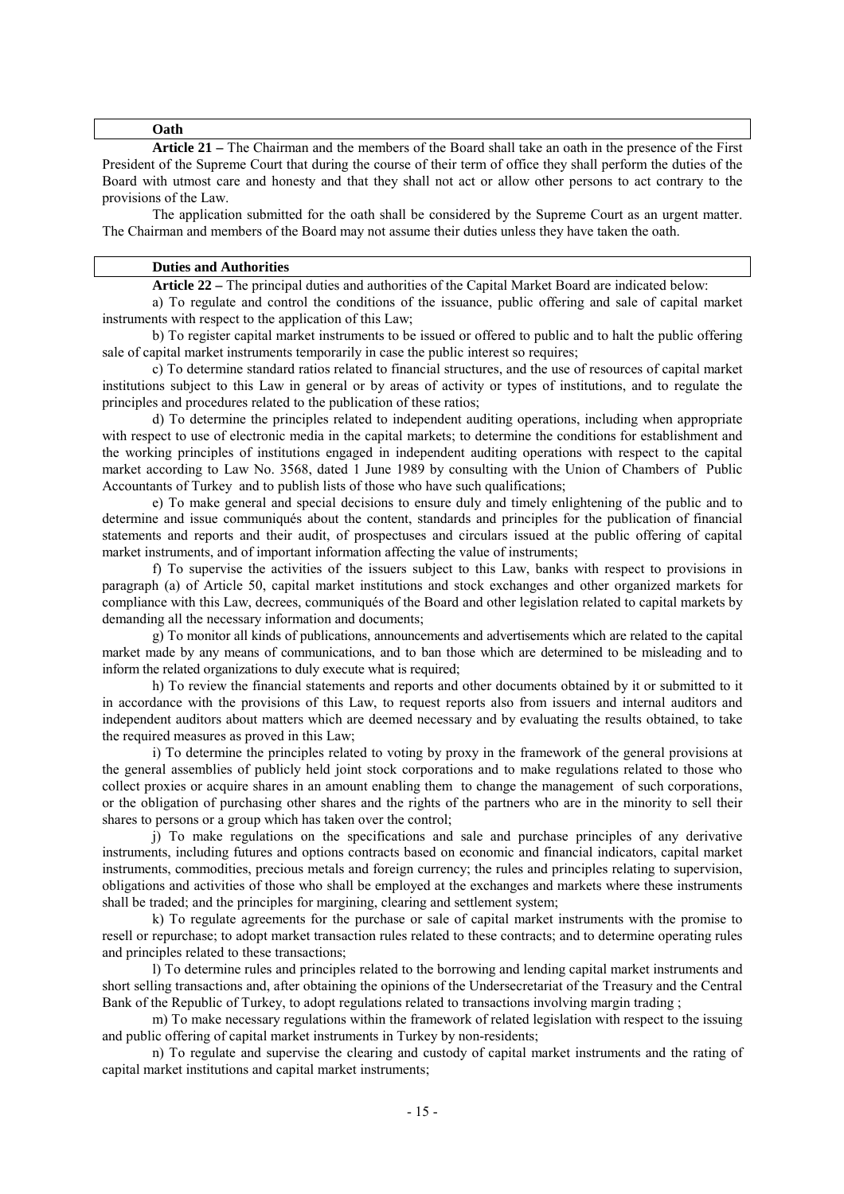### Oath

**Article 21 –** The Chairman and the members of the Board shall take an oath in the presence of the First President of the Supreme Court that during the course of their term of office they shall perform the duties of the Board with utmost care and honesty and that they shall not act or allow other persons to act contrary to the provisions of the Law.

The application submitted for the oath shall be considered by the Supreme Court as an urgent matter. The Chairman and members of the Board may not assume their duties unless they have taken the oath.

### Duties and Authorities

**Article 22 –** The principal duties and authorities of the Capital Market Board are indicated below:

a) To regulate and control the conditions of the issuance, public offering and sale of capital market instruments with respect to the application of this Law;

b) To register capital market instruments to be issued or offered to public and to halt the public offering sale of capital market instruments temporarily in case the public interest so requires;

c) To determine standard ratios related to financial structures, and the use of resources of capital market institutions subject to this Law in general or by areas of activity or types of institutions, and to regulate the principles and procedures related to the publication of these ratios;

d) To determine the principles related to independent auditing operations, including when appropriate with respect to use of electronic media in the capital markets; to determine the conditions for establishment and the working principles of institutions engaged in independent auditing operations with respect to the capital market according to Law No. 3568, dated 1 June 1989 by consulting with the Union of Chambers of Public Accountants of Turkey and to publish lists of those who have such qualifications;

e) To make general and special decisions to ensure duly and timely enlightening of the public and to determine and issue communiqués about the content, standards and principles for the publication of financial statements and reports and their audit, of prospectuses and circulars issued at the public offering of capital market instruments, and of important information affecting the value of instruments;

f) To supervise the activities of the issuers subject to this Law, banks with respect to provisions in paragraph (a) of Article 50, capital market institutions and stock exchanges and other organized markets for compliance with this Law, decrees, communiqués of the Board and other legislation related to capital markets by demanding all the necessary information and documents;

g) To monitor all kinds of publications, announcements and advertisements which are related to the capital market made by any means of communications, and to ban those which are determined to be misleading and to inform the related organizations to duly execute what is required;

h) To review the financial statements and reports and other documents obtained by it or submitted to it in accordance with the provisions of this Law, to request reports also from issuers and internal auditors and independent auditors about matters which are deemed necessary and by evaluating the results obtained, to take the required measures as proved in this Law;

i) To determine the principles related to voting by proxy in the framework of the general provisions at the general assemblies of publicly held joint stock corporations and to make regulations related to those who collect proxies or acquire shares in an amount enabling them to change the management of such corporations, or the obligation of purchasing other shares and the rights of the partners who are in the minority to sell their shares to persons or a group which has taken over the control;

j) To make regulations on the specifications and sale and purchase principles of any derivative instruments, including futures and options contracts based on economic and financial indicators, capital market instruments, commodities, precious metals and foreign currency; the rules and principles relating to supervision, obligations and activities of those who shall be employed at the exchanges and markets where these instruments shall be traded; and the principles for margining, clearing and settlement system;

k) To regulate agreements for the purchase or sale of capital market instruments with the promise to resell or repurchase; to adopt market transaction rules related to these contracts; and to determine operating rules and principles related to these transactions;

l) To determine rules and principles related to the borrowing and lending capital market instruments and short selling transactions and, after obtaining the opinions of the Undersecretariat of the Treasury and the Central Bank of the Republic of Turkey, to adopt regulations related to transactions involving margin trading ;

m) To make necessary regulations within the framework of related legislation with respect to the issuing and public offering of capital market instruments in Turkey by non-residents;

n) To regulate and supervise the clearing and custody of capital market instruments and the rating of capital market institutions and capital market instruments;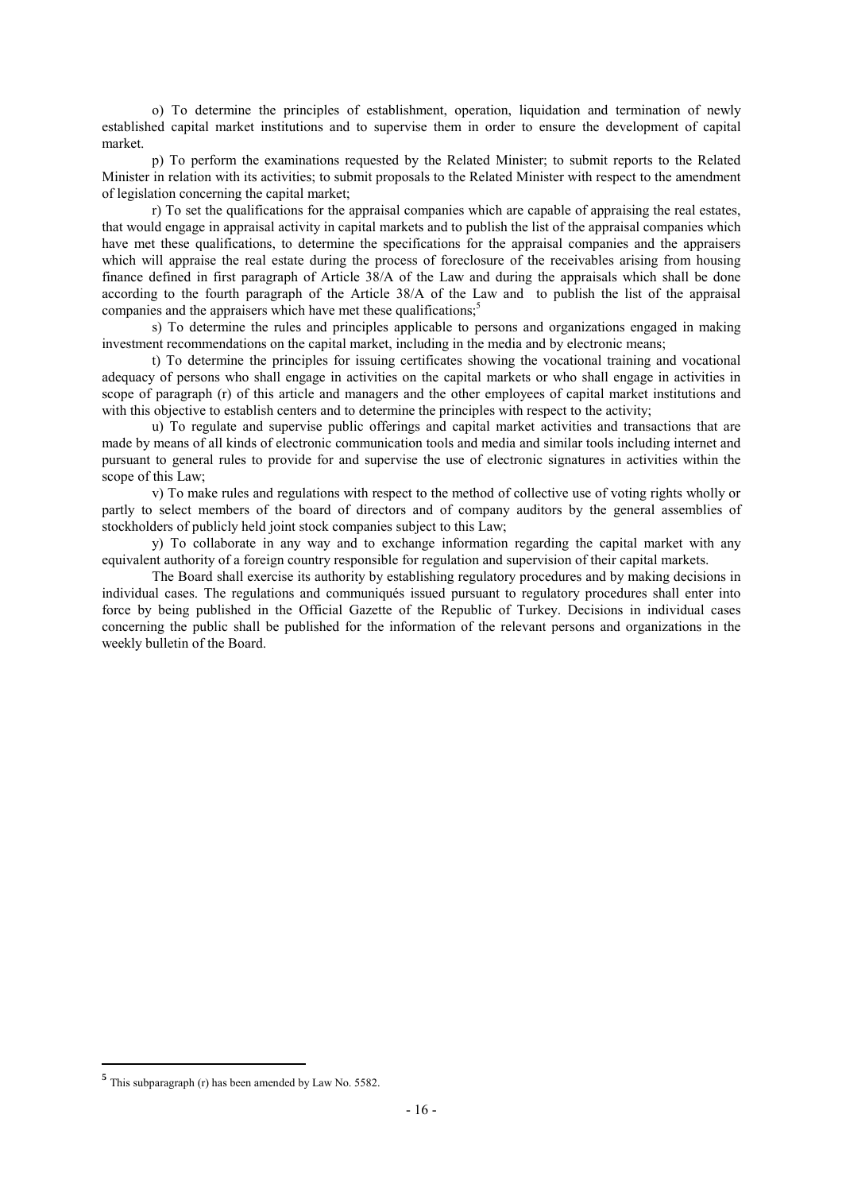o) To determine the principles of establishment, operation, liquidation and termination of newly established capital market institutions and to supervise them in order to ensure the development of capital market.

p) To perform the examinations requested by the Related Minister; to submit reports to the Related Minister in relation with its activities; to submit proposals to the Related Minister with respect to the amendment of legislation concerning the capital market;

r) To set the qualifications for the appraisal companies which are capable of appraising the real estates, that would engage in appraisal activity in capital markets and to publish the list of the appraisal companies which have met these qualifications, to determine the specifications for the appraisal companies and the appraisers which will appraise the real estate during the process of foreclosure of the receivables arising from housing finance defined in first paragraph of Article 38/A of the Law and during the appraisals which shall be done according to the fourth paragraph of the Article 38/A of the Law and to publish the list of the appraisal companies and the appraisers which have met these qualifications;[5]

s) To determine the rules and principles applicable to persons and organizations engaged in making investment recommendations on the capital market, including in the media and by electronic means;

t) To determine the principles for issuing certificates showing the vocational training and vocational adequacy of persons who shall engage in activities on the capital markets or who shall engage in activities in scope of paragraph (r) of this article and managers and the other employees of capital market institutions and with this objective to establish centers and to determine the principles with respect to the activity;

u) To regulate and supervise public offerings and capital market activities and transactions that are made by means of all kinds of electronic communication tools and media and similar tools including internet and pursuant to general rules to provide for and supervise the use of electronic signatures in activities within the scope of this Law;

v) To make rules and regulations with respect to the method of collective use of voting rights wholly or partly to select members of the board of directors and of company auditors by the general assemblies of stockholders of publicly held joint stock companies subject to this Law;

y) To collaborate in any way and to exchange information regarding the capital market with any equivalent authority of a foreign country responsible for regulation and supervision of their capital markets.

The Board shall exercise its authority by establishing regulatory procedures and by making decisions in individual cases. The regulations and communiqués issued pursuant to regulatory procedures shall enter into force by being published in the Official Gazette of the Republic of Turkey. Decisions in individual cases concerning the public shall be published for the information of the relevant persons and organizations in the weekly bulletin of the Board.

---

[5] This subparagraph (r) has been amended by Law No. 5582.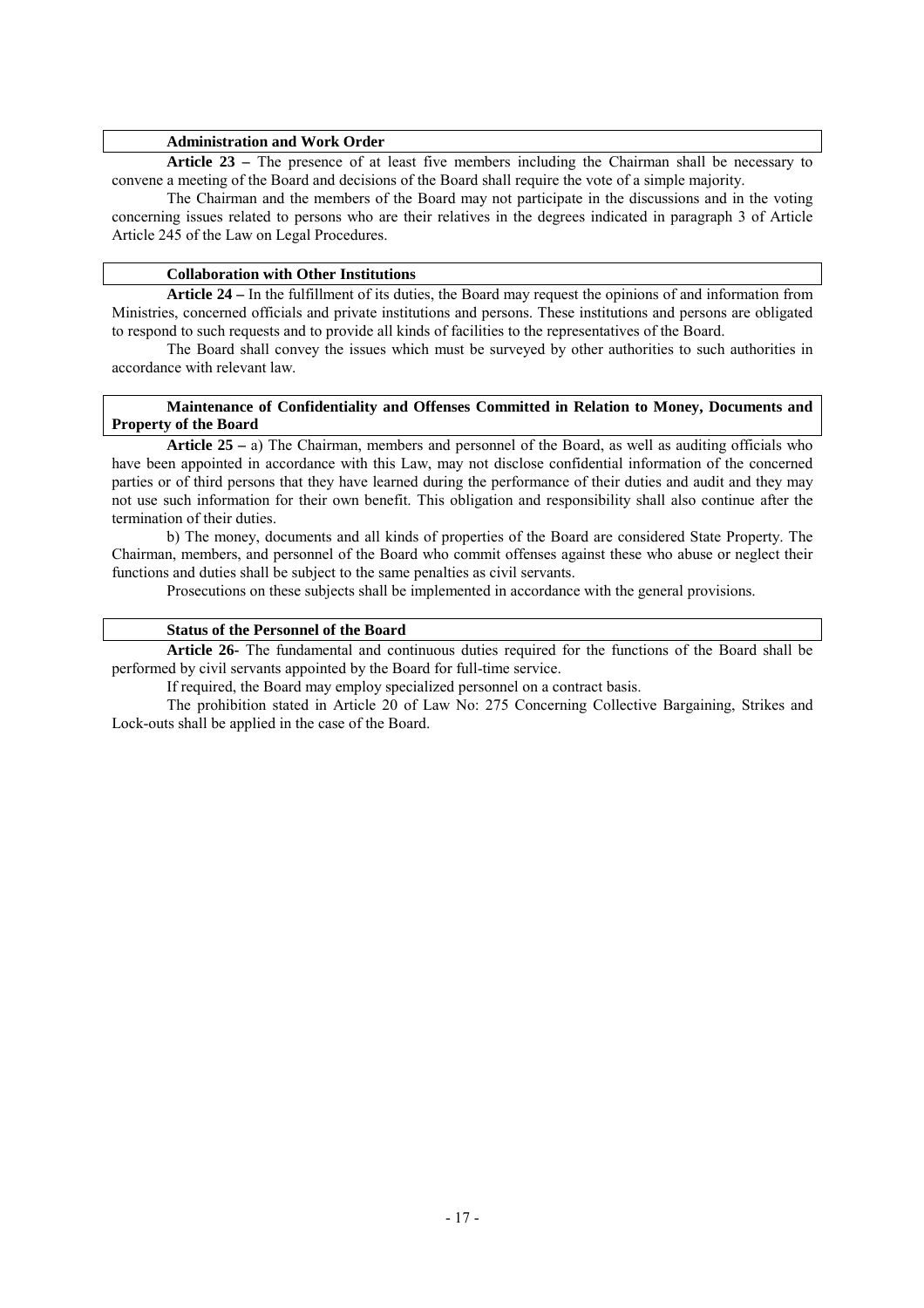**Administration and Work Order**

**Article 23 –** The presence of at least five members including the Chairman shall be necessary to convene a meeting of the Board and decisions of the Board shall require the vote of a simple majority.

The Chairman and the members of the Board may not participate in the discussions and in the voting concerning issues related to persons who are their relatives in the degrees indicated in paragraph 3 of Article Article 245 of the Law on Legal Procedures.

**Collaboration with Other Institutions**

**Article 24 –** In the fulfillment of its duties, the Board may request the opinions of and information from Ministries, concerned officials and private institutions and persons. These institutions and persons are obligated to respond to such requests and to provide all kinds of facilities to the representatives of the Board.

The Board shall convey the issues which must be surveyed by other authorities to such authorities in accordance with relevant law.

**Maintenance of Confidentiality and Offenses Committed in Relation to Money, Documents and Property of the Board**

**Article 25 –** a) The Chairman, members and personnel of the Board, as well as auditing officials who have been appointed in accordance with this Law, may not disclose confidential information of the concerned parties or of third persons that they have learned during the performance of their duties and audit and they may not use such information for their own benefit. This obligation and responsibility shall also continue after the termination of their duties.

b) The money, documents and all kinds of properties of the Board are considered State Property. The Chairman, members, and personnel of the Board who commit offenses against these who abuse or neglect their functions and duties shall be subject to the same penalties as civil servants.

Prosecutions on these subjects shall be implemented in accordance with the general provisions.

**Status of the Personnel of the Board**

**Article 26-** The fundamental and continuous duties required for the functions of the Board shall be performed by civil servants appointed by the Board for full-time service.

If required, the Board may employ specialized personnel on a contract basis.

The prohibition stated in Article 20 of Law No: 275 Concerning Collective Bargaining, Strikes and Lock-outs shall be applied in the case of the Board.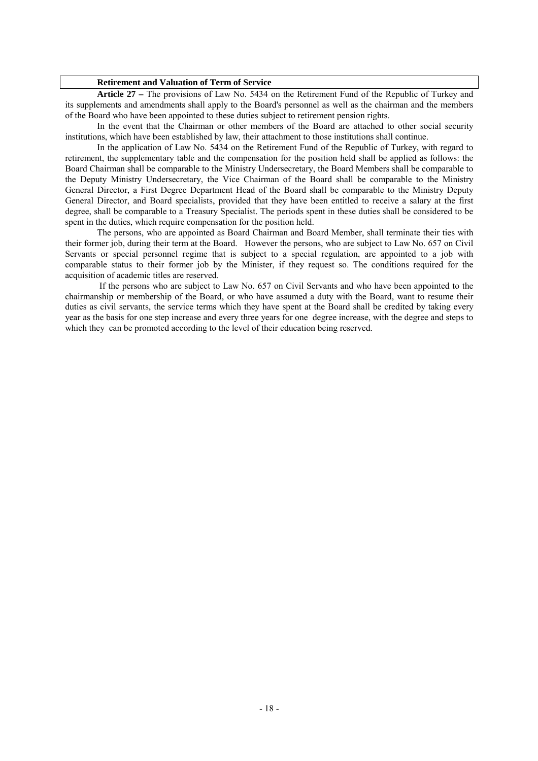### Retirement and Valuation of Term of Service

**Article 27 –** The provisions of Law No. 5434 on the Retirement Fund of the Republic of Turkey and its supplements and amendments shall apply to the Board's personnel as well as the chairman and the members of the Board who have been appointed to these duties subject to retirement pension rights.

In the event that the Chairman or other members of the Board are attached to other social security institutions, which have been established by law, their attachment to those institutions shall continue.

In the application of Law No. 5434 on the Retirement Fund of the Republic of Turkey, with regard to retirement, the supplementary table and the compensation for the position held shall be applied as follows: the Board Chairman shall be comparable to the Ministry Undersecretary, the Board Members shall be comparable to the Deputy Ministry Undersecretary, the Vice Chairman of the Board shall be comparable to the Ministry General Director, a First Degree Department Head of the Board shall be comparable to the Ministry Deputy General Director, and Board specialists, provided that they have been entitled to receive a salary at the first degree, shall be comparable to a Treasury Specialist. The periods spent in these duties shall be considered to be spent in the duties, which require compensation for the position held.

The persons, who are appointed as Board Chairman and Board Member, shall terminate their ties with their former job, during their term at the Board. However the persons, who are subject to Law No. 657 on Civil Servants or special personnel regime that is subject to a special regulation, are appointed to a job with comparable status to their former job by the Minister, if they request so. The conditions required for the acquisition of academic titles are reserved.

If the persons who are subject to Law No. 657 on Civil Servants and who have been appointed to the chairmanship or membership of the Board, or who have assumed a duty with the Board, want to resume their duties as civil servants, the service terms which they have spent at the Board shall be credited by taking every year as the basis for one step increase and every three years for one degree increase, with the degree and steps to which they can be promoted according to the level of their education being reserved.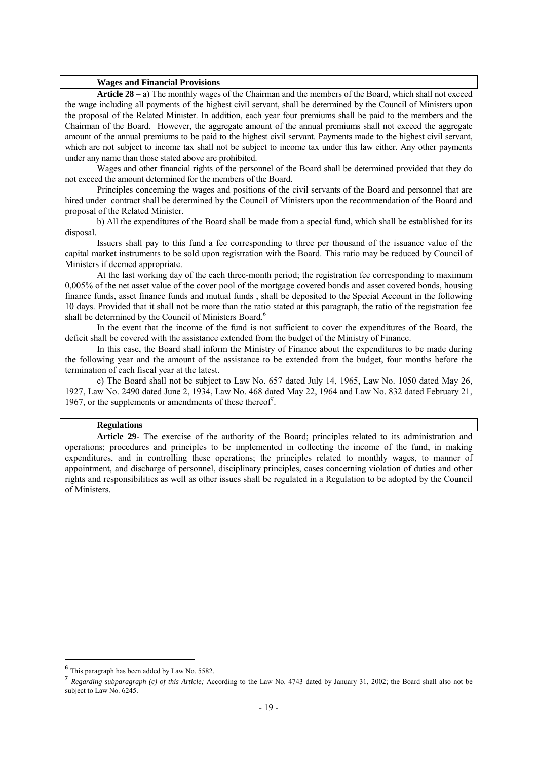### Wages and Financial Provisions

**Article 28 –** a) The monthly wages of the Chairman and the members of the Board, which shall not exceed the wage including all payments of the highest civil servant, shall be determined by the Council of Ministers upon the proposal of the Related Minister. In addition, each year four premiums shall be paid to the members and the Chairman of the Board. However, the aggregate amount of the annual premiums shall not exceed the aggregate amount of the annual premiums to be paid to the highest civil servant. Payments made to the highest civil servant, which are not subject to income tax shall not be subject to income tax under this law either. Any other payments under any name than those stated above are prohibited.

Wages and other financial rights of the personnel of the Board shall be determined provided that they do not exceed the amount determined for the members of the Board.

Principles concerning the wages and positions of the civil servants of the Board and personnel that are hired under contract shall be determined by the Council of Ministers upon the recommendation of the Board and proposal of the Related Minister.

b) All the expenditures of the Board shall be made from a special fund, which shall be established for its disposal.

Issuers shall pay to this fund a fee corresponding to three per thousand of the issuance value of the capital market instruments to be sold upon registration with the Board. This ratio may be reduced by Council of Ministers if deemed appropriate.

At the last working day of the each three-month period; the registration fee corresponding to maximum 0,005% of the net asset value of the cover pool of the mortgage covered bonds and asset covered bonds, housing finance funds, asset finance funds and mutual funds , shall be deposited to the Special Account in the following 10 days. Provided that it shall not be more than the ratio stated at this paragraph, the ratio of the registration fee shall be determined by the Council of Ministers Board.[6]

In the event that the income of the fund is not sufficient to cover the expenditures of the Board, the deficit shall be covered with the assistance extended from the budget of the Ministry of Finance.

In this case, the Board shall inform the Ministry of Finance about the expenditures to be made during the following year and the amount of the assistance to be extended from the budget, four months before the termination of each fiscal year at the latest.

c) The Board shall not be subject to Law No. 657 dated July 14, 1965, Law No. 1050 dated May 26, 1927, Law No. 2490 dated June 2, 1934, Law No. 468 dated May 22, 1964 and Law No. 832 dated February 21, 1967, or the supplements or amendments of these thereof[7].

### Regulations

**Article 29-** The exercise of the authority of the Board; principles related to its administration and operations; procedures and principles to be implemented in collecting the income of the fund, in making expenditures, and in controlling these operations; the principles related to monthly wages, to manner of appointment, and discharge of personnel, disciplinary principles, cases concerning violation of duties and other rights and responsibilities as well as other issues shall be regulated in a Regulation to be adopted by the Council of Ministers.

---

[6] This paragraph has been added by Law No. 5582.

[7] *Regarding subparagraph (c) of this Article;* According to the Law No. 4743 dated by January 31, 2002; the Board shall also not be subject to Law No. 6245.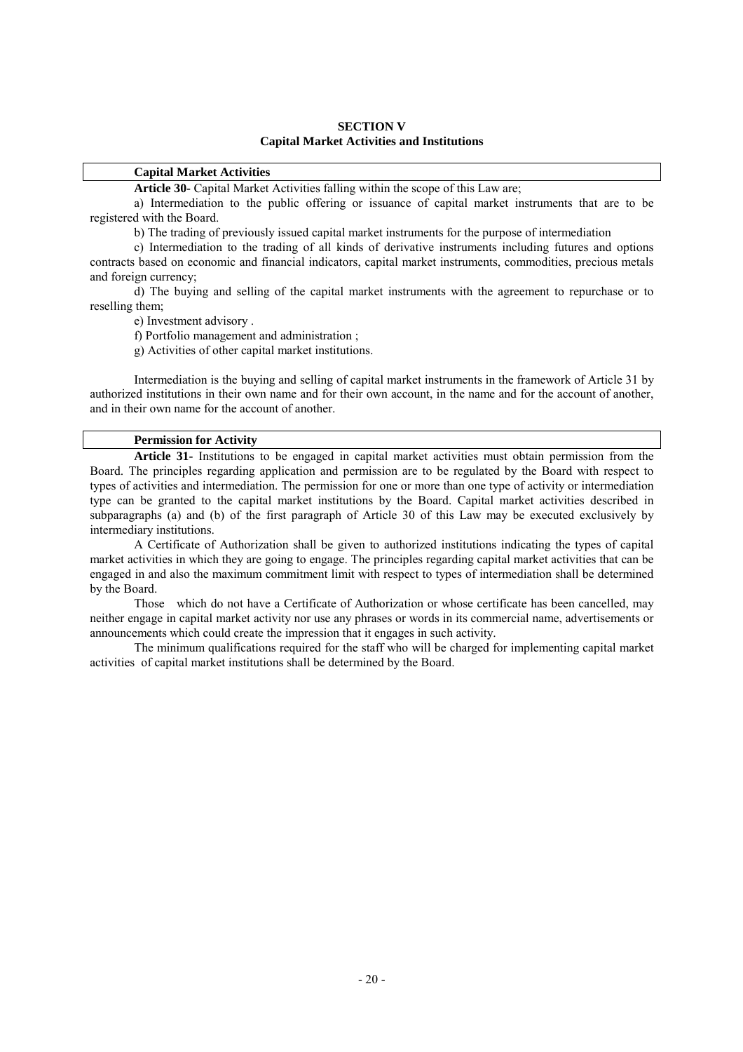## SECTION V
## Capital Market Activities and Institutions

### Capital Market Activities

**Article 30-** Capital Market Activities falling within the scope of this Law are;

a) Intermediation to the public offering or issuance of capital market instruments that are to be registered with the Board.

b) The trading of previously issued capital market instruments for the purpose of intermediation

c) Intermediation to the trading of all kinds of derivative instruments including futures and options contracts based on economic and financial indicators, capital market instruments, commodities, precious metals and foreign currency;

d) The buying and selling of the capital market instruments with the agreement to repurchase or to reselling them;

e) Investment advisory .

f) Portfolio management and administration ;

g) Activities of other capital market institutions.

Intermediation is the buying and selling of capital market instruments in the framework of Article 31 by authorized institutions in their own name and for their own account, in the name and for the account of another, and in their own name for the account of another.

### Permission for Activity

**Article 31-** Institutions to be engaged in capital market activities must obtain permission from the Board. The principles regarding application and permission are to be regulated by the Board with respect to types of activities and intermediation. The permission for one or more than one type of activity or intermediation type can be granted to the capital market institutions by the Board. Capital market activities described in subparagraphs (a) and (b) of the first paragraph of Article 30 of this Law may be executed exclusively by intermediary institutions.

A Certificate of Authorization shall be given to authorized institutions indicating the types of capital market activities in which they are going to engage. The principles regarding capital market activities that can be engaged in and also the maximum commitment limit with respect to types of intermediation shall be determined by the Board.

Those which do not have a Certificate of Authorization or whose certificate has been cancelled, may neither engage in capital market activity nor use any phrases or words in its commercial name, advertisements or announcements which could create the impression that it engages in such activity.

The minimum qualifications required for the staff who will be charged for implementing capital market activities of capital market institutions shall be determined by the Board.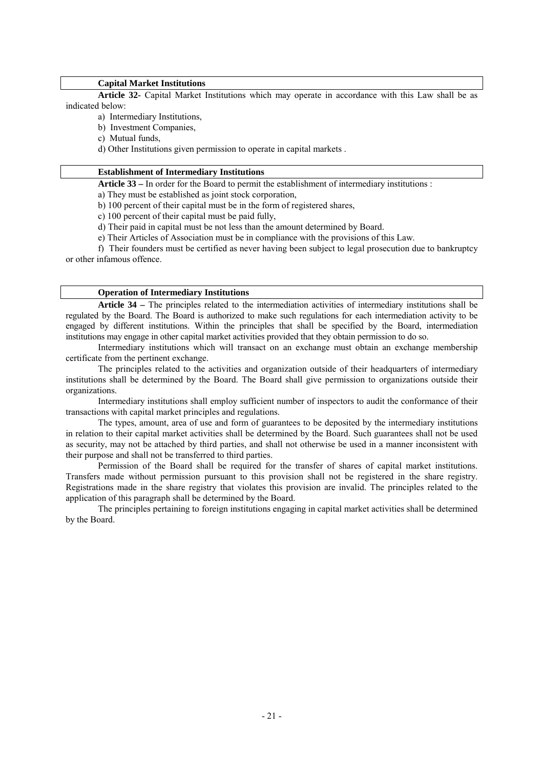### Capital Market Institutions

**Article 32-** Capital Market Institutions which may operate in accordance with this Law shall be as indicated below:

a) Intermediary Institutions,

b) Investment Companies,

c) Mutual funds,

d) Other Institutions given permission to operate in capital markets .

### Establishment of Intermediary Institutions

**Article 33 –** In order for the Board to permit the establishment of intermediary institutions :

a) They must be established as joint stock corporation,

b) 100 percent of their capital must be in the form of registered shares,

c) 100 percent of their capital must be paid fully,

d) Their paid in capital must be not less than the amount determined by Board.

e) Their Articles of Association must be in compliance with the provisions of this Law.

f) Their founders must be certified as never having been subject to legal prosecution due to bankruptcy or other infamous offence.

### Operation of Intermediary Institutions

**Article 34 –** The principles related to the intermediation activities of intermediary institutions shall be regulated by the Board. The Board is authorized to make such regulations for each intermediation activity to be engaged by different institutions. Within the principles that shall be specified by the Board, intermediation institutions may engage in other capital market activities provided that they obtain permission to do so.

Intermediary institutions which will transact on an exchange must obtain an exchange membership certificate from the pertinent exchange.

The principles related to the activities and organization outside of their headquarters of intermediary institutions shall be determined by the Board. The Board shall give permission to organizations outside their organizations.

Intermediary institutions shall employ sufficient number of inspectors to audit the conformance of their transactions with capital market principles and regulations.

The types, amount, area of use and form of guarantees to be deposited by the intermediary institutions in relation to their capital market activities shall be determined by the Board. Such guarantees shall not be used as security, may not be attached by third parties, and shall not otherwise be used in a manner inconsistent with their purpose and shall not be transferred to third parties.

Permission of the Board shall be required for the transfer of shares of capital market institutions. Transfers made without permission pursuant to this provision shall not be registered in the share registry. Registrations made in the share registry that violates this provision are invalid. The principles related to the application of this paragraph shall be determined by the Board.

The principles pertaining to foreign institutions engaging in capital market activities shall be determined by the Board.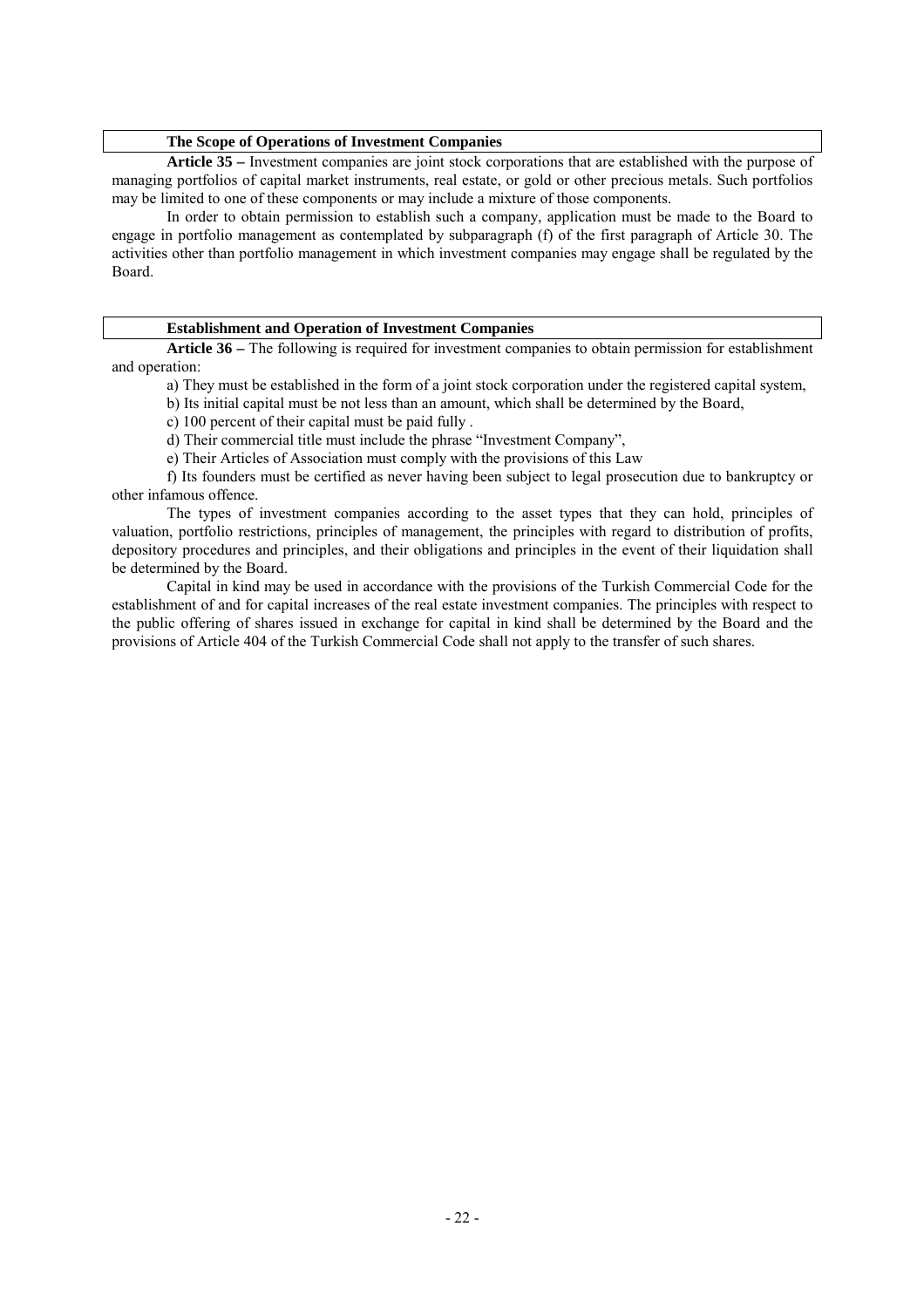### The Scope of Operations of Investment Companies

**Article 35 –** Investment companies are joint stock corporations that are established with the purpose of managing portfolios of capital market instruments, real estate, or gold or other precious metals. Such portfolios may be limited to one of these components or may include a mixture of those components.

In order to obtain permission to establish such a company, application must be made to the Board to engage in portfolio management as contemplated by subparagraph (f) of the first paragraph of Article 30. The activities other than portfolio management in which investment companies may engage shall be regulated by the Board.

### Establishment and Operation of Investment Companies

**Article 36 –** The following is required for investment companies to obtain permission for establishment and operation:

a) They must be established in the form of a joint stock corporation under the registered capital system,

b) Its initial capital must be not less than an amount, which shall be determined by the Board,

c) 100 percent of their capital must be paid fully .

d) Their commercial title must include the phrase "Investment Company",

e) Their Articles of Association must comply with the provisions of this Law

f) Its founders must be certified as never having been subject to legal prosecution due to bankruptcy or other infamous offence.

The types of investment companies according to the asset types that they can hold, principles of valuation, portfolio restrictions, principles of management, the principles with regard to distribution of profits, depository procedures and principles, and their obligations and principles in the event of their liquidation shall be determined by the Board.

Capital in kind may be used in accordance with the provisions of the Turkish Commercial Code for the establishment of and for capital increases of the real estate investment companies. The principles with respect to the public offering of shares issued in exchange for capital in kind shall be determined by the Board and the provisions of Article 404 of the Turkish Commercial Code shall not apply to the transfer of such shares.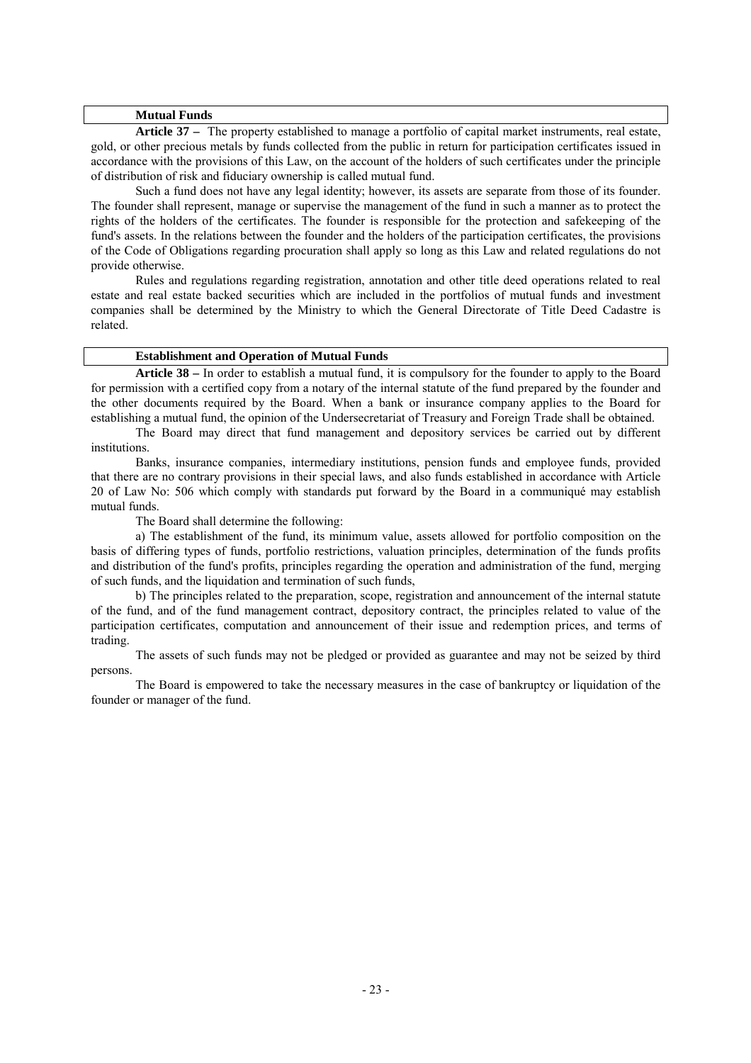## Mutual Funds

**Article 37 –** The property established to manage a portfolio of capital market instruments, real estate, gold, or other precious metals by funds collected from the public in return for participation certificates issued in accordance with the provisions of this Law, on the account of the holders of such certificates under the principle of distribution of risk and fiduciary ownership is called mutual fund.

Such a fund does not have any legal identity; however, its assets are separate from those of its founder. The founder shall represent, manage or supervise the management of the fund in such a manner as to protect the rights of the holders of the certificates. The founder is responsible for the protection and safekeeping of the fund's assets. In the relations between the founder and the holders of the participation certificates, the provisions of the Code of Obligations regarding procuration shall apply so long as this Law and related regulations do not provide otherwise.

Rules and regulations regarding registration, annotation and other title deed operations related to real estate and real estate backed securities which are included in the portfolios of mutual funds and investment companies shall be determined by the Ministry to which the General Directorate of Title Deed Cadastre is related.

## Establishment and Operation of Mutual Funds

**Article 38 –** In order to establish a mutual fund, it is compulsory for the founder to apply to the Board for permission with a certified copy from a notary of the internal statute of the fund prepared by the founder and the other documents required by the Board. When a bank or insurance company applies to the Board for establishing a mutual fund, the opinion of the Undersecretariat of Treasury and Foreign Trade shall be obtained.

The Board may direct that fund management and depository services be carried out by different institutions.

Banks, insurance companies, intermediary institutions, pension funds and employee funds, provided that there are no contrary provisions in their special laws, and also funds established in accordance with Article 20 of Law No: 506 which comply with standards put forward by the Board in a communiqué may establish mutual funds.

The Board shall determine the following:

a) The establishment of the fund, its minimum value, assets allowed for portfolio composition on the basis of differing types of funds, portfolio restrictions, valuation principles, determination of the funds profits and distribution of the fund's profits, principles regarding the operation and administration of the fund, merging of such funds, and the liquidation and termination of such funds,

b) The principles related to the preparation, scope, registration and announcement of the internal statute of the fund, and of the fund management contract, depository contract, the principles related to value of the participation certificates, computation and announcement of their issue and redemption prices, and terms of trading.

The assets of such funds may not be pledged or provided as guarantee and may not be seized by third persons.

The Board is empowered to take the necessary measures in the case of bankruptcy or liquidation of the founder or manager of the fund.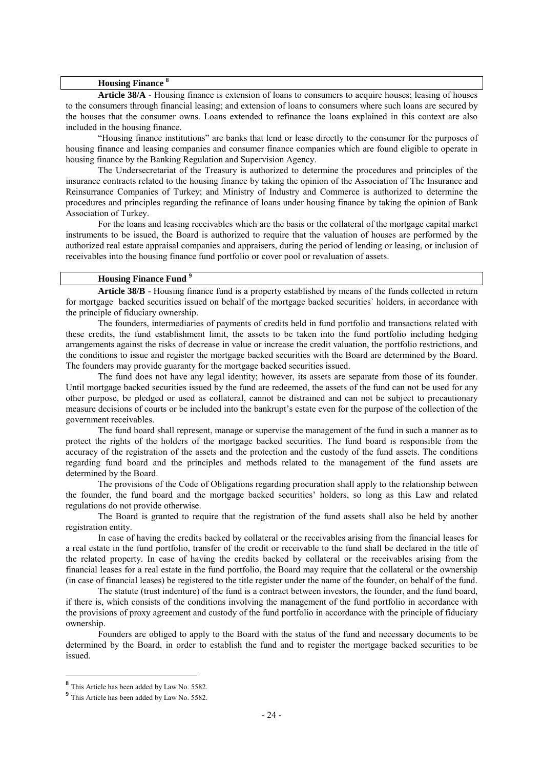## Housing Finance [8]

**Article 38/A** - Housing finance is extension of loans to consumers to acquire houses; leasing of houses to the consumers through financial leasing; and extension of loans to consumers where such loans are secured by the houses that the consumer owns. Loans extended to refinance the loans explained in this context are also included in the housing finance.

"Housing finance institutions" are banks that lend or lease directly to the consumer for the purposes of housing finance and leasing companies and consumer finance companies which are found eligible to operate in housing finance by the Banking Regulation and Supervision Agency.

The Undersecretariat of the Treasury is authorized to determine the procedures and principles of the insurance contracts related to the housing finance by taking the opinion of the Association of The Insurance and Reinsurrance Companies of Turkey; and Ministry of Industry and Commerce is authorized to determine the procedures and principles regarding the refinance of loans under housing finance by taking the opinion of Bank Association of Turkey.

For the loans and leasing receivables which are the basis or the collateral of the mortgage capital market instruments to be issued, the Board is authorized to require that the valuation of houses are performed by the authorized real estate appraisal companies and appraisers, during the period of lending or leasing, or inclusion of receivables into the housing finance fund portfolio or cover pool or revaluation of assets.

## Housing Finance Fund [9]

**Article 38/B** - Housing finance fund is a property established by means of the funds collected in return for mortgage backed securities issued on behalf of the mortgage backed securities` holders, in accordance with the principle of fiduciary ownership.

The founders, intermediaries of payments of credits held in fund portfolio and transactions related with these credits, the fund establishment limit, the assets to be taken into the fund portfolio including hedging arrangements against the risks of decrease in value or increase the credit valuation, the portfolio restrictions, and the conditions to issue and register the mortgage backed securities with the Board are determined by the Board. The founders may provide guaranty for the mortgage backed securities issued.

The fund does not have any legal identity; however, its assets are separate from those of its founder. Until mortgage backed securities issued by the fund are redeemed, the assets of the fund can not be used for any other purpose, be pledged or used as collateral, cannot be distrained and can not be subject to precautionary measure decisions of courts or be included into the bankrupt's estate even for the purpose of the collection of the government receivables.

The fund board shall represent, manage or supervise the management of the fund in such a manner as to protect the rights of the holders of the mortgage backed securities. The fund board is responsible from the accuracy of the registration of the assets and the protection and the custody of the fund assets. The conditions regarding fund board and the principles and methods related to the management of the fund assets are determined by the Board.

The provisions of the Code of Obligations regarding procuration shall apply to the relationship between the founder, the fund board and the mortgage backed securities' holders, so long as this Law and related regulations do not provide otherwise.

The Board is granted to require that the registration of the fund assets shall also be held by another registration entity.

In case of having the credits backed by collateral or the receivables arising from the financial leases for a real estate in the fund portfolio, transfer of the credit or receivable to the fund shall be declared in the title of the related property. In case of having the credits backed by collateral or the receivables arising from the financial leases for a real estate in the fund portfolio, the Board may require that the collateral or the ownership (in case of financial leases) be registered to the title register under the name of the founder, on behalf of the fund.

The statute (trust indenture) of the fund is a contract between investors, the founder, and the fund board, if there is, which consists of the conditions involving the management of the fund portfolio in accordance with the provisions of proxy agreement and custody of the fund portfolio in accordance with the principle of fiduciary ownership.

Founders are obliged to apply to the Board with the status of the fund and necessary documents to be determined by the Board, in order to establish the fund and to register the mortgage backed securities to be issued.

---

[8] This Article has been added by Law No. 5582.

[9] This Article has been added by Law No. 5582.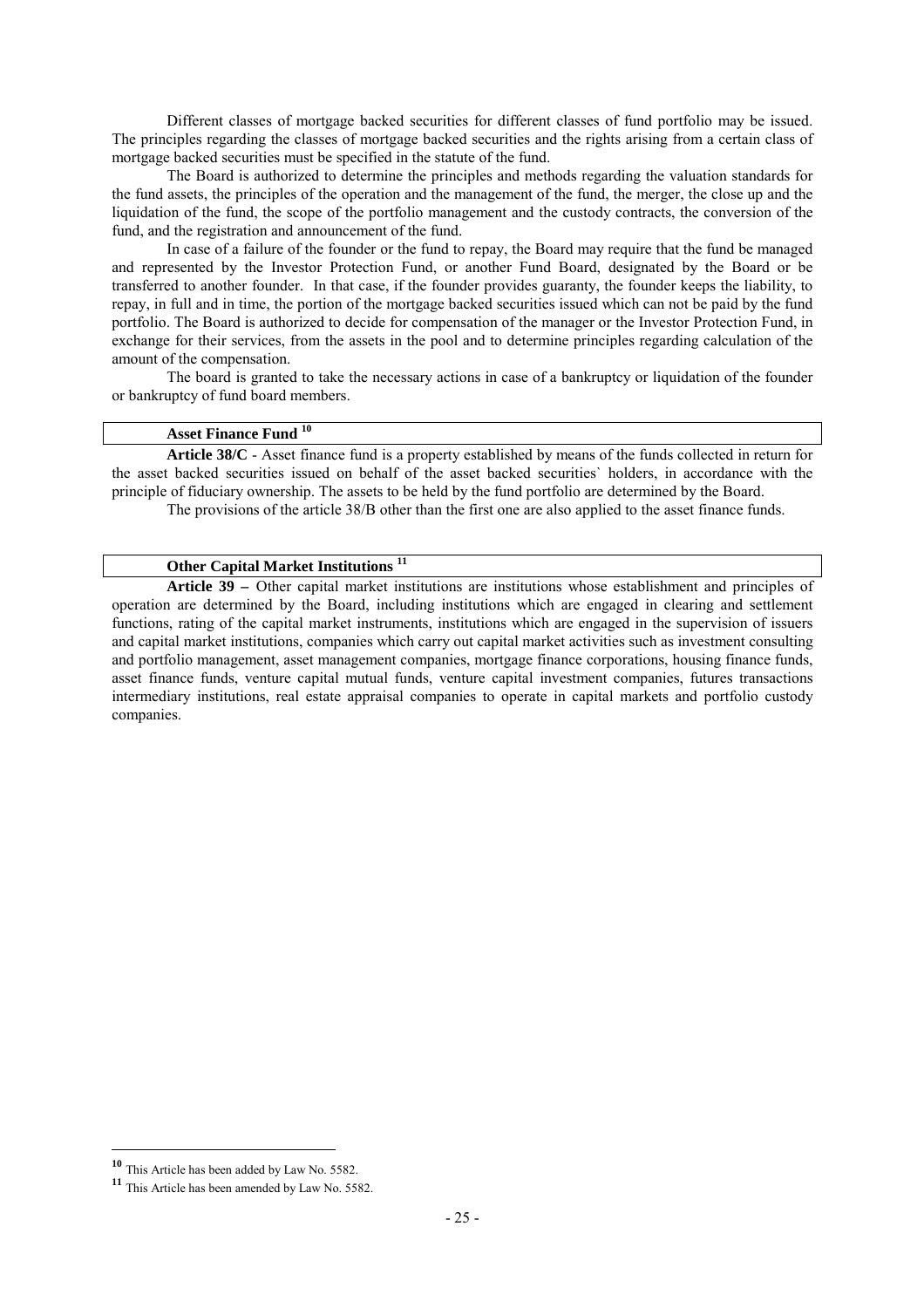Different classes of mortgage backed securities for different classes of fund portfolio may be issued. The principles regarding the classes of mortgage backed securities and the rights arising from a certain class of mortgage backed securities must be specified in the statute of the fund.

The Board is authorized to determine the principles and methods regarding the valuation standards for the fund assets, the principles of the operation and the management of the fund, the merger, the close up and the liquidation of the fund, the scope of the portfolio management and the custody contracts, the conversion of the fund, and the registration and announcement of the fund.

In case of a failure of the founder or the fund to repay, the Board may require that the fund be managed and represented by the Investor Protection Fund, or another Fund Board, designated by the Board or be transferred to another founder. In that case, if the founder provides guaranty, the founder keeps the liability, to repay, in full and in time, the portion of the mortgage backed securities issued which can not be paid by the fund portfolio. The Board is authorized to decide for compensation of the manager or the Investor Protection Fund, in exchange for their services, from the assets in the pool and to determine principles regarding calculation of the amount of the compensation.

The board is granted to take the necessary actions in case of a bankruptcy or liquidation of the founder or bankruptcy of fund board members.

### Asset Finance Fund [10]

**Article 38/C** - Asset finance fund is a property established by means of the funds collected in return for the asset backed securities issued on behalf of the asset backed securities` holders, in accordance with the principle of fiduciary ownership. The assets to be held by the fund portfolio are determined by the Board.

The provisions of the article 38/B other than the first one are also applied to the asset finance funds.

### Other Capital Market Institutions [11]

**Article 39 –** Other capital market institutions are institutions whose establishment and principles of operation are determined by the Board, including institutions which are engaged in clearing and settlement functions, rating of the capital market instruments, institutions which are engaged in the supervision of issuers and capital market institutions, companies which carry out capital market activities such as investment consulting and portfolio management, asset management companies, mortgage finance corporations, housing finance funds, asset finance funds, venture capital mutual funds, venture capital investment companies, futures transactions intermediary institutions, real estate appraisal companies to operate in capital markets and portfolio custody companies.

---

[10] This Article has been added by Law No. 5582.

[11] This Article has been amended by Law No. 5582.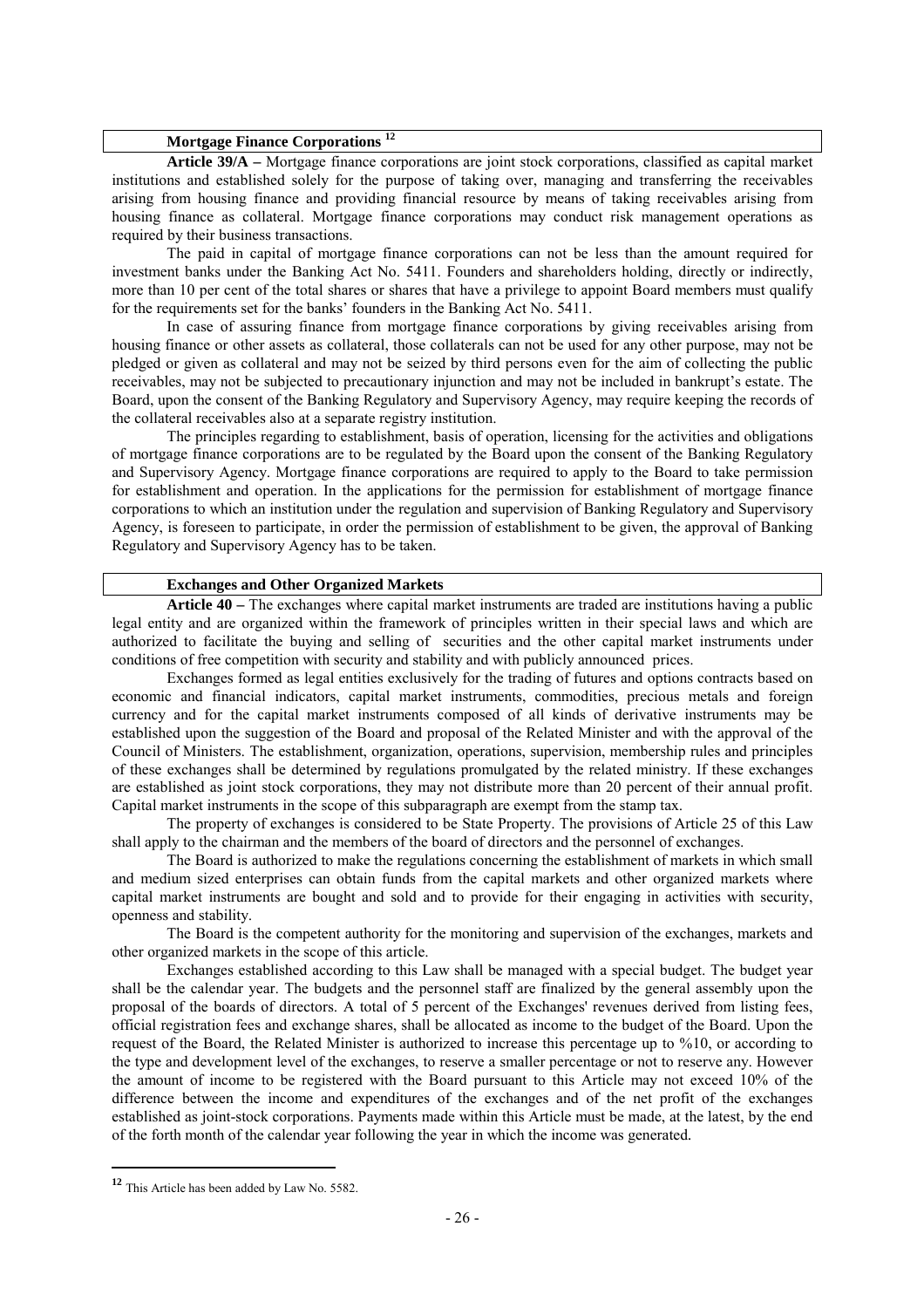## Mortgage Finance Corporations [12]

**Article 39/A –** Mortgage finance corporations are joint stock corporations, classified as capital market institutions and established solely for the purpose of taking over, managing and transferring the receivables arising from housing finance and providing financial resource by means of taking receivables arising from housing finance as collateral. Mortgage finance corporations may conduct risk management operations as required by their business transactions.

The paid in capital of mortgage finance corporations can not be less than the amount required for investment banks under the Banking Act No. 5411. Founders and shareholders holding, directly or indirectly, more than 10 per cent of the total shares or shares that have a privilege to appoint Board members must qualify for the requirements set for the banks' founders in the Banking Act No. 5411.

In case of assuring finance from mortgage finance corporations by giving receivables arising from housing finance or other assets as collateral, those collaterals can not be used for any other purpose, may not be pledged or given as collateral and may not be seized by third persons even for the aim of collecting the public receivables, may not be subjected to precautionary injunction and may not be included in bankrupt's estate. The Board, upon the consent of the Banking Regulatory and Supervisory Agency, may require keeping the records of the collateral receivables also at a separate registry institution.

The principles regarding to establishment, basis of operation, licensing for the activities and obligations of mortgage finance corporations are to be regulated by the Board upon the consent of the Banking Regulatory and Supervisory Agency. Mortgage finance corporations are required to apply to the Board to take permission for establishment and operation. In the applications for the permission for establishment of mortgage finance corporations to which an institution under the regulation and supervision of Banking Regulatory and Supervisory Agency, is foreseen to participate, in order the permission of establishment to be given, the approval of Banking Regulatory and Supervisory Agency has to be taken.

## Exchanges and Other Organized Markets

**Article 40 –** The exchanges where capital market instruments are traded are institutions having a public legal entity and are organized within the framework of principles written in their special laws and which are authorized to facilitate the buying and selling of securities and the other capital market instruments under conditions of free competition with security and stability and with publicly announced prices.

Exchanges formed as legal entities exclusively for the trading of futures and options contracts based on economic and financial indicators, capital market instruments, commodities, precious metals and foreign currency and for the capital market instruments composed of all kinds of derivative instruments may be established upon the suggestion of the Board and proposal of the Related Minister and with the approval of the Council of Ministers. The establishment, organization, operations, supervision, membership rules and principles of these exchanges shall be determined by regulations promulgated by the related ministry. If these exchanges are established as joint stock corporations, they may not distribute more than 20 percent of their annual profit. Capital market instruments in the scope of this subparagraph are exempt from the stamp tax.

The property of exchanges is considered to be State Property. The provisions of Article 25 of this Law shall apply to the chairman and the members of the board of directors and the personnel of exchanges.

The Board is authorized to make the regulations concerning the establishment of markets in which small and medium sized enterprises can obtain funds from the capital markets and other organized markets where capital market instruments are bought and sold and to provide for their engaging in activities with security, openness and stability.

The Board is the competent authority for the monitoring and supervision of the exchanges, markets and other organized markets in the scope of this article.

Exchanges established according to this Law shall be managed with a special budget. The budget year shall be the calendar year. The budgets and the personnel staff are finalized by the general assembly upon the proposal of the boards of directors. A total of 5 percent of the Exchanges' revenues derived from listing fees, official registration fees and exchange shares, shall be allocated as income to the budget of the Board. Upon the request of the Board, the Related Minister is authorized to increase this percentage up to %10, or according to the type and development level of the exchanges, to reserve a smaller percentage or not to reserve any. However the amount of income to be registered with the Board pursuant to this Article may not exceed 10% of the difference between the income and expenditures of the exchanges and of the net profit of the exchanges established as joint-stock corporations. Payments made within this Article must be made, at the latest, by the end of the forth month of the calendar year following the year in which the income was generated.

---

[12] This Article has been added by Law No. 5582.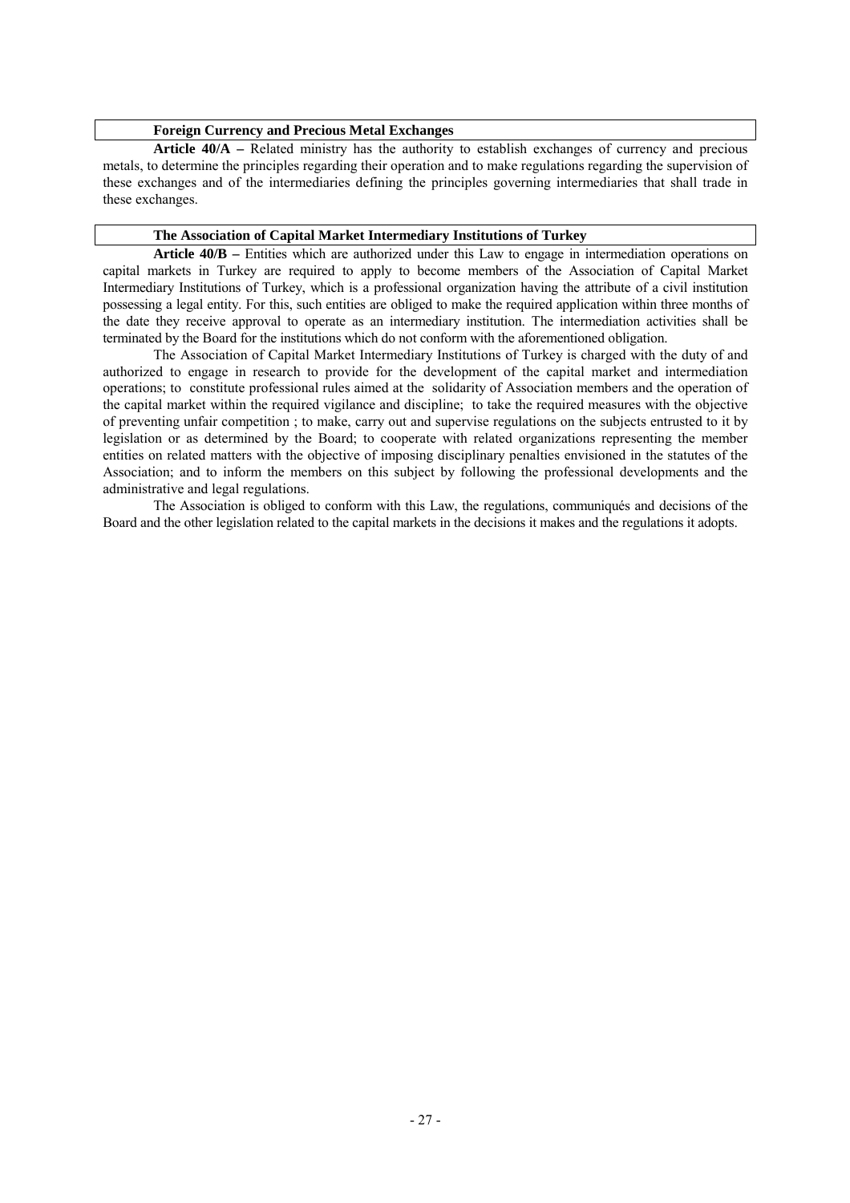### Foreign Currency and Precious Metal Exchanges

**Article 40/A –** Related ministry has the authority to establish exchanges of currency and precious metals, to determine the principles regarding their operation and to make regulations regarding the supervision of these exchanges and of the intermediaries defining the principles governing intermediaries that shall trade in these exchanges.

### The Association of Capital Market Intermediary Institutions of Turkey

**Article 40/B –** Entities which are authorized under this Law to engage in intermediation operations on capital markets in Turkey are required to apply to become members of the Association of Capital Market Intermediary Institutions of Turkey, which is a professional organization having the attribute of a civil institution possessing a legal entity. For this, such entities are obliged to make the required application within three months of the date they receive approval to operate as an intermediary institution. The intermediation activities shall be terminated by the Board for the institutions which do not conform with the aforementioned obligation.

The Association of Capital Market Intermediary Institutions of Turkey is charged with the duty of and authorized to engage in research to provide for the development of the capital market and intermediation operations; to constitute professional rules aimed at the solidarity of Association members and the operation of the capital market within the required vigilance and discipline; to take the required measures with the objective of preventing unfair competition ; to make, carry out and supervise regulations on the subjects entrusted to it by legislation or as determined by the Board; to cooperate with related organizations representing the member entities on related matters with the objective of imposing disciplinary penalties envisioned in the statutes of the Association; and to inform the members on this subject by following the professional developments and the administrative and legal regulations.

The Association is obliged to conform with this Law, the regulations, communiqués and decisions of the Board and the other legislation related to the capital markets in the decisions it makes and the regulations it adopts.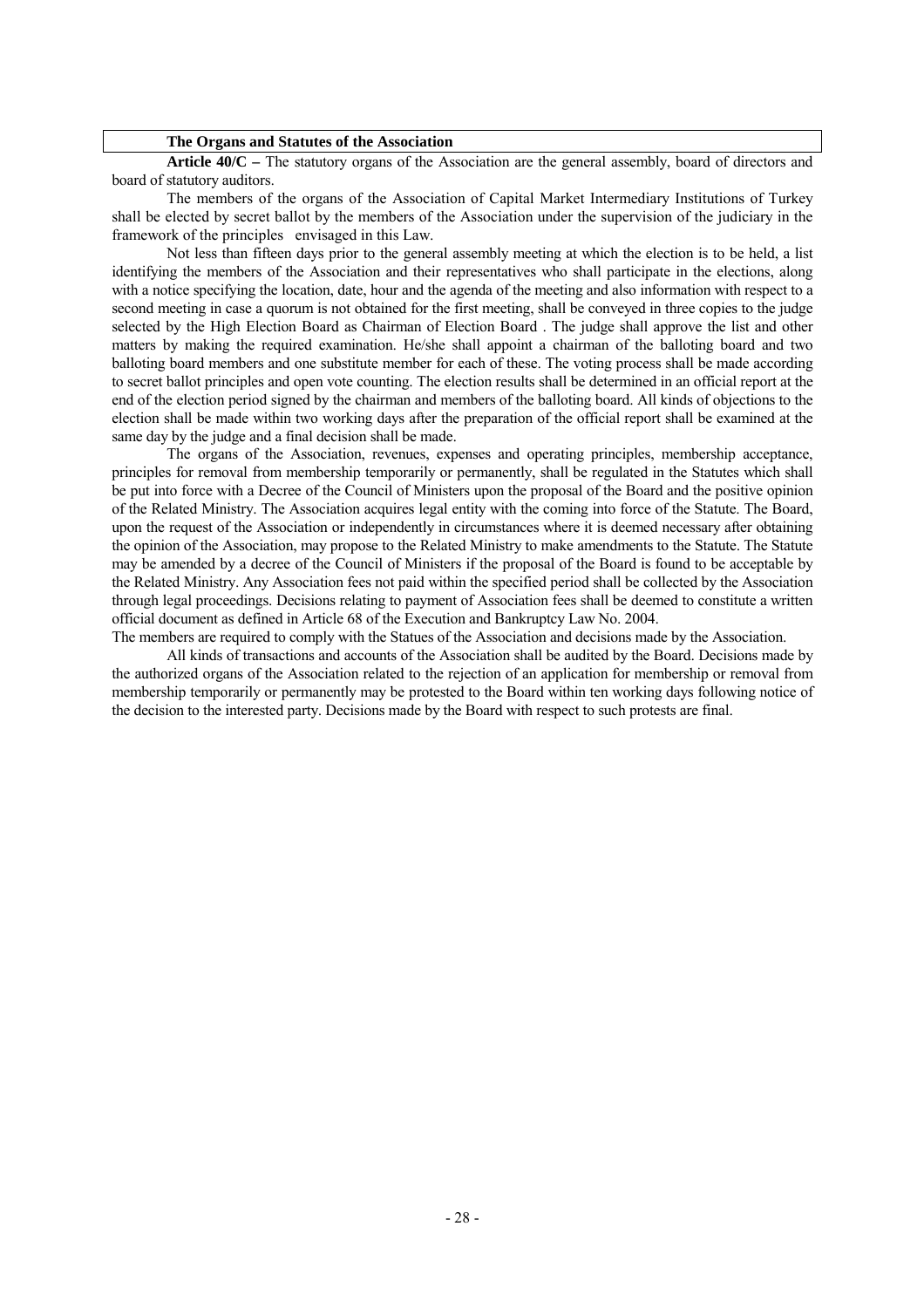### The Organs and Statutes of the Association

**Article 40/C –** The statutory organs of the Association are the general assembly, board of directors and board of statutory auditors.

The members of the organs of the Association of Capital Market Intermediary Institutions of Turkey shall be elected by secret ballot by the members of the Association under the supervision of the judiciary in the framework of the principles envisaged in this Law.

Not less than fifteen days prior to the general assembly meeting at which the election is to be held, a list identifying the members of the Association and their representatives who shall participate in the elections, along with a notice specifying the location, date, hour and the agenda of the meeting and also information with respect to a second meeting in case a quorum is not obtained for the first meeting, shall be conveyed in three copies to the judge selected by the High Election Board as Chairman of Election Board . The judge shall approve the list and other matters by making the required examination. He/she shall appoint a chairman of the balloting board and two balloting board members and one substitute member for each of these. The voting process shall be made according to secret ballot principles and open vote counting. The election results shall be determined in an official report at the end of the election period signed by the chairman and members of the balloting board. All kinds of objections to the election shall be made within two working days after the preparation of the official report shall be examined at the same day by the judge and a final decision shall be made.

The organs of the Association, revenues, expenses and operating principles, membership acceptance, principles for removal from membership temporarily or permanently, shall be regulated in the Statutes which shall be put into force with a Decree of the Council of Ministers upon the proposal of the Board and the positive opinion of the Related Ministry. The Association acquires legal entity with the coming into force of the Statute. The Board, upon the request of the Association or independently in circumstances where it is deemed necessary after obtaining the opinion of the Association, may propose to the Related Ministry to make amendments to the Statute. The Statute may be amended by a decree of the Council of Ministers if the proposal of the Board is found to be acceptable by the Related Ministry. Any Association fees not paid within the specified period shall be collected by the Association through legal proceedings. Decisions relating to payment of Association fees shall be deemed to constitute a written official document as defined in Article 68 of the Execution and Bankruptcy Law No. 2004.

The members are required to comply with the Statues of the Association and decisions made by the Association.

All kinds of transactions and accounts of the Association shall be audited by the Board. Decisions made by the authorized organs of the Association related to the rejection of an application for membership or removal from membership temporarily or permanently may be protested to the Board within ten working days following notice of the decision to the interested party. Decisions made by the Board with respect to such protests are final.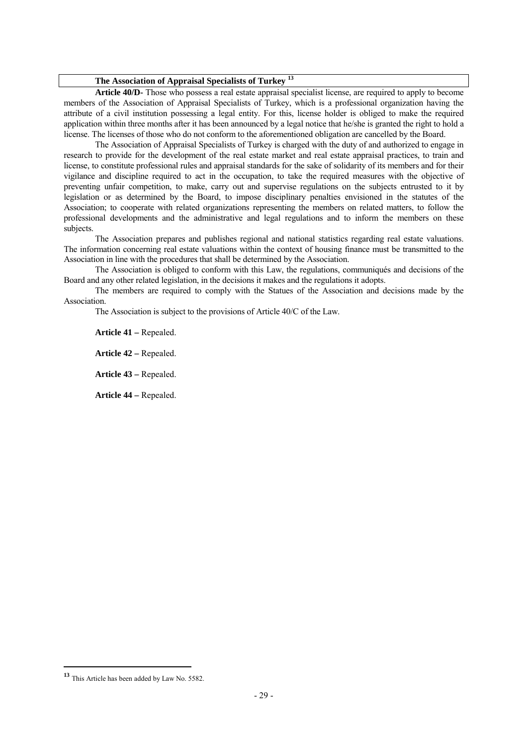### The Association of Appraisal Specialists of Turkey [13]

**Article 40/D-** Those who possess a real estate appraisal specialist license, are required to apply to become members of the Association of Appraisal Specialists of Turkey, which is a professional organization having the attribute of a civil institution possessing a legal entity. For this, license holder is obliged to make the required application within three months after it has been announced by a legal notice that he/she is granted the right to hold a license. The licenses of those who do not conform to the aforementioned obligation are cancelled by the Board.

The Association of Appraisal Specialists of Turkey is charged with the duty of and authorized to engage in research to provide for the development of the real estate market and real estate appraisal practices, to train and license, to constitute professional rules and appraisal standards for the sake of solidarity of its members and for their vigilance and discipline required to act in the occupation, to take the required measures with the objective of preventing unfair competition, to make, carry out and supervise regulations on the subjects entrusted to it by legislation or as determined by the Board, to impose disciplinary penalties envisioned in the statutes of the Association; to cooperate with related organizations representing the members on related matters, to follow the professional developments and the administrative and legal regulations and to inform the members on these subjects.

The Association prepares and publishes regional and national statistics regarding real estate valuations. The information concerning real estate valuations within the context of housing finance must be transmitted to the Association in line with the procedures that shall be determined by the Association.

The Association is obliged to conform with this Law, the regulations, communiqués and decisions of the Board and any other related legislation, in the decisions it makes and the regulations it adopts.

The members are required to comply with the Statues of the Association and decisions made by the Association.

The Association is subject to the provisions of Article 40/C of the Law.

**Article 41 –** Repealed.

**Article 42 –** Repealed.

**Article 43 –** Repealed.

**Article 44 –** Repealed.

---

[13] This Article has been added by Law No. 5582.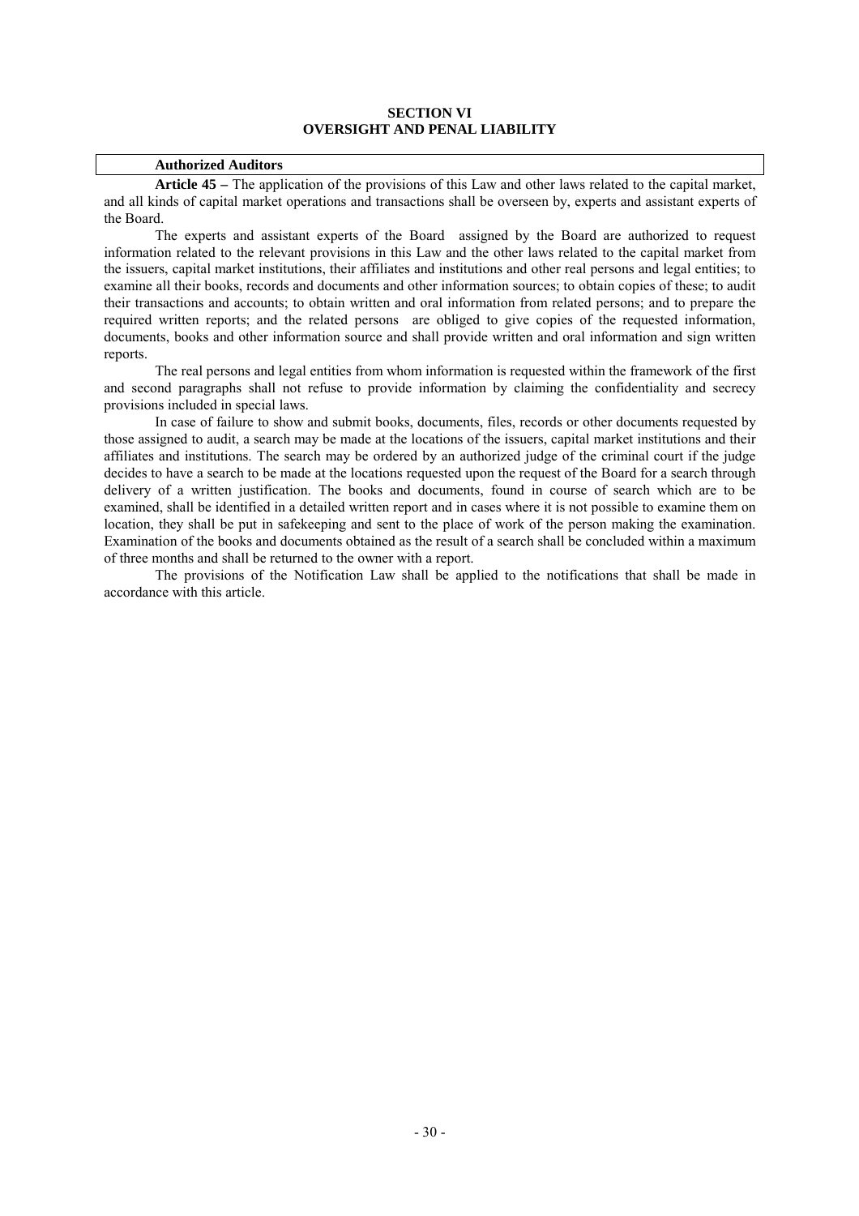## SECTION VI
## OVERSIGHT AND PENAL LIABILITY

### Authorized Auditors

**Article 45 –** The application of the provisions of this Law and other laws related to the capital market, and all kinds of capital market operations and transactions shall be overseen by, experts and assistant experts of the Board.

The experts and assistant experts of the Board assigned by the Board are authorized to request information related to the relevant provisions in this Law and the other laws related to the capital market from the issuers, capital market institutions, their affiliates and institutions and other real persons and legal entities; to examine all their books, records and documents and other information sources; to obtain copies of these; to audit their transactions and accounts; to obtain written and oral information from related persons; and to prepare the required written reports; and the related persons are obliged to give copies of the requested information, documents, books and other information source and shall provide written and oral information and sign written reports.

The real persons and legal entities from whom information is requested within the framework of the first and second paragraphs shall not refuse to provide information by claiming the confidentiality and secrecy provisions included in special laws.

In case of failure to show and submit books, documents, files, records or other documents requested by those assigned to audit, a search may be made at the locations of the issuers, capital market institutions and their affiliates and institutions. The search may be ordered by an authorized judge of the criminal court if the judge decides to have a search to be made at the locations requested upon the request of the Board for a search through delivery of a written justification. The books and documents, found in course of search which are to be examined, shall be identified in a detailed written report and in cases where it is not possible to examine them on location, they shall be put in safekeeping and sent to the place of work of the person making the examination. Examination of the books and documents obtained as the result of a search shall be concluded within a maximum of three months and shall be returned to the owner with a report.

The provisions of the Notification Law shall be applied to the notifications that shall be made in accordance with this article.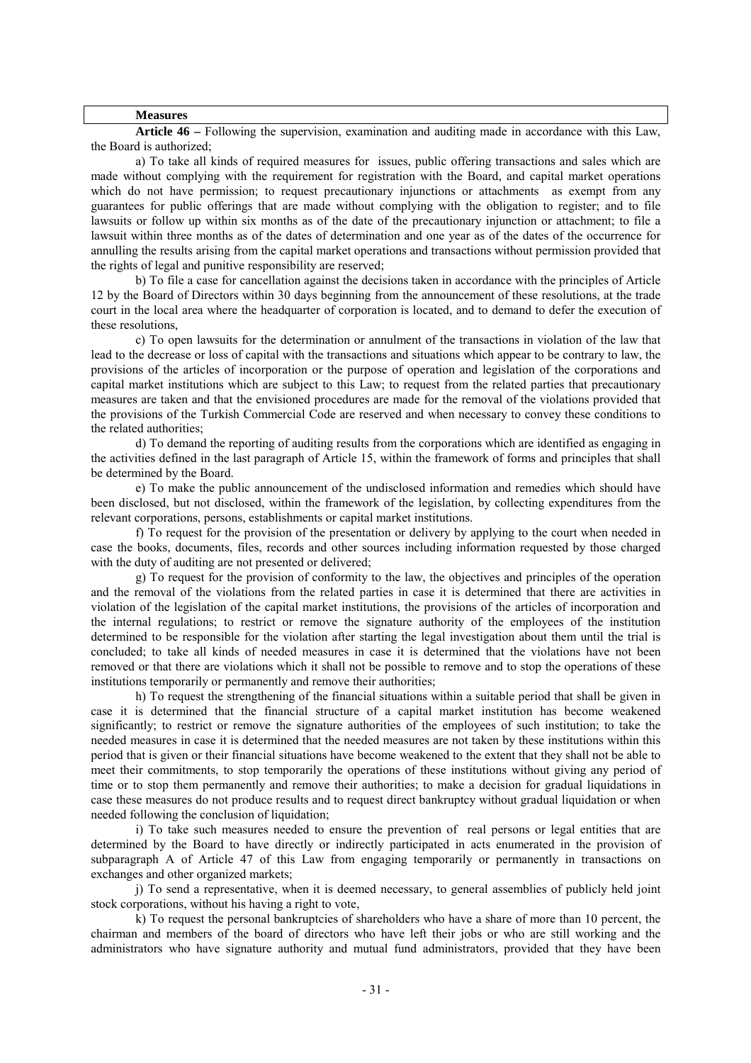**Measures**

**Article 46 –** Following the supervision, examination and auditing made in accordance with this Law, the Board is authorized;

a) To take all kinds of required measures for issues, public offering transactions and sales which are made without complying with the requirement for registration with the Board, and capital market operations which do not have permission; to request precautionary injunctions or attachments as exempt from any guarantees for public offerings that are made without complying with the obligation to register; and to file lawsuits or follow up within six months as of the date of the precautionary injunction or attachment; to file a lawsuit within three months as of the dates of determination and one year as of the dates of the occurrence for annulling the results arising from the capital market operations and transactions without permission provided that the rights of legal and punitive responsibility are reserved;

b) To file a case for cancellation against the decisions taken in accordance with the principles of Article 12 by the Board of Directors within 30 days beginning from the announcement of these resolutions, at the trade court in the local area where the headquarter of corporation is located, and to demand to defer the execution of these resolutions,

c) To open lawsuits for the determination or annulment of the transactions in violation of the law that lead to the decrease or loss of capital with the transactions and situations which appear to be contrary to law, the provisions of the articles of incorporation or the purpose of operation and legislation of the corporations and capital market institutions which are subject to this Law; to request from the related parties that precautionary measures are taken and that the envisioned procedures are made for the removal of the violations provided that the provisions of the Turkish Commercial Code are reserved and when necessary to convey these conditions to the related authorities;

d) To demand the reporting of auditing results from the corporations which are identified as engaging in the activities defined in the last paragraph of Article 15, within the framework of forms and principles that shall be determined by the Board.

e) To make the public announcement of the undisclosed information and remedies which should have been disclosed, but not disclosed, within the framework of the legislation, by collecting expenditures from the relevant corporations, persons, establishments or capital market institutions.

f) To request for the provision of the presentation or delivery by applying to the court when needed in case the books, documents, files, records and other sources including information requested by those charged with the duty of auditing are not presented or delivered;

g) To request for the provision of conformity to the law, the objectives and principles of the operation and the removal of the violations from the related parties in case it is determined that there are activities in violation of the legislation of the capital market institutions, the provisions of the articles of incorporation and the internal regulations; to restrict or remove the signature authority of the employees of the institution determined to be responsible for the violation after starting the legal investigation about them until the trial is concluded; to take all kinds of needed measures in case it is determined that the violations have not been removed or that there are violations which it shall not be possible to remove and to stop the operations of these institutions temporarily or permanently and remove their authorities;

h) To request the strengthening of the financial situations within a suitable period that shall be given in case it is determined that the financial structure of a capital market institution has become weakened significantly; to restrict or remove the signature authorities of the employees of such institution; to take the needed measures in case it is determined that the needed measures are not taken by these institutions within this period that is given or their financial situations have become weakened to the extent that they shall not be able to meet their commitments, to stop temporarily the operations of these institutions without giving any period of time or to stop them permanently and remove their authorities; to make a decision for gradual liquidations in case these measures do not produce results and to request direct bankruptcy without gradual liquidation or when needed following the conclusion of liquidation;

i) To take such measures needed to ensure the prevention of real persons or legal entities that are determined by the Board to have directly or indirectly participated in acts enumerated in the provision of subparagraph A of Article 47 of this Law from engaging temporarily or permanently in transactions on exchanges and other organized markets;

j) To send a representative, when it is deemed necessary, to general assemblies of publicly held joint stock corporations, without his having a right to vote,

k) To request the personal bankruptcies of shareholders who have a share of more than 10 percent, the chairman and members of the board of directors who have left their jobs or who are still working and the administrators who have signature authority and mutual fund administrators, provided that they have been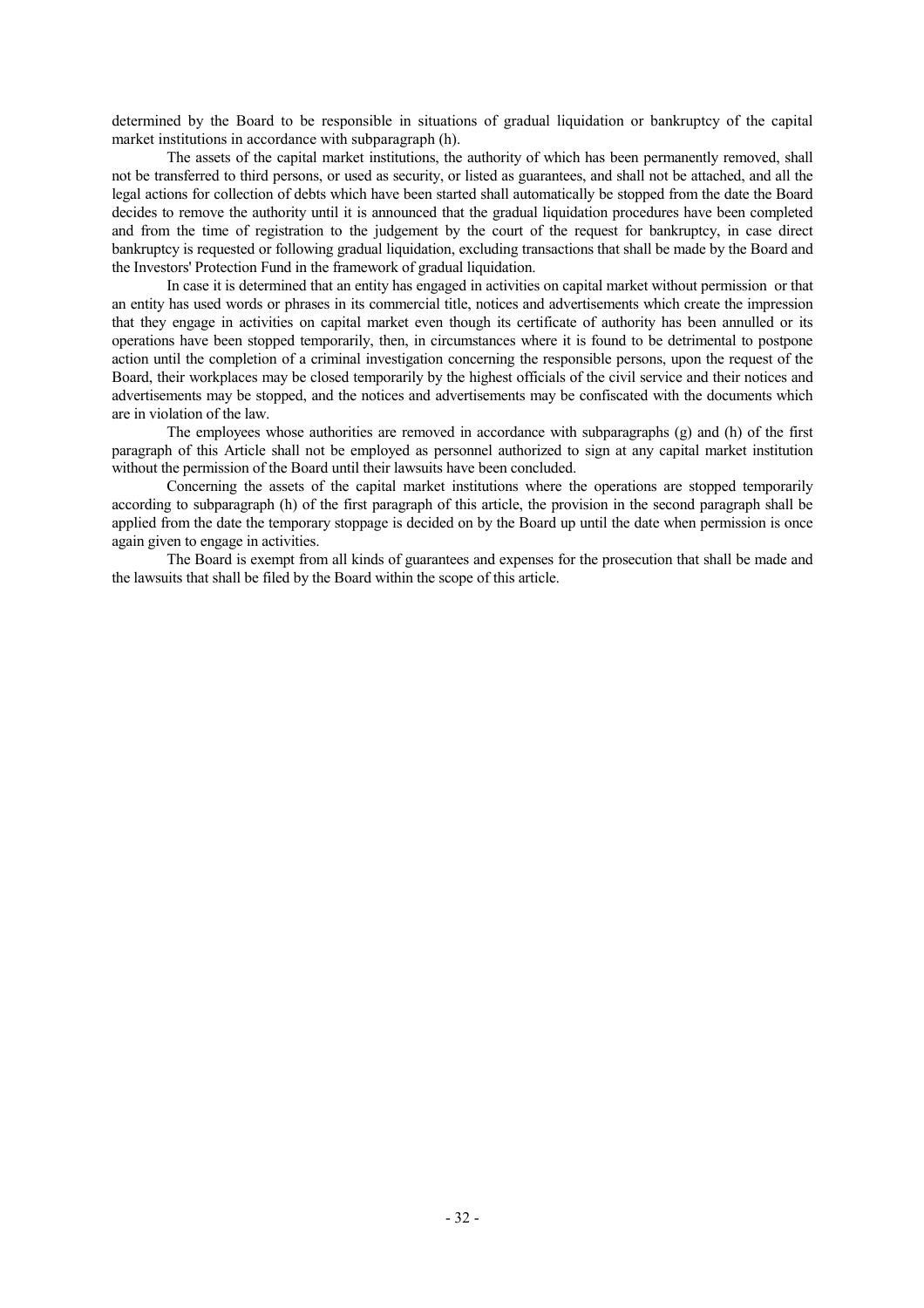determined by the Board to be responsible in situations of gradual liquidation or bankruptcy of the capital market institutions in accordance with subparagraph (h).

The assets of the capital market institutions, the authority of which has been permanently removed, shall not be transferred to third persons, or used as security, or listed as guarantees, and shall not be attached, and all the legal actions for collection of debts which have been started shall automatically be stopped from the date the Board decides to remove the authority until it is announced that the gradual liquidation procedures have been completed and from the time of registration to the judgement by the court of the request for bankruptcy, in case direct bankruptcy is requested or following gradual liquidation, excluding transactions that shall be made by the Board and the Investors' Protection Fund in the framework of gradual liquidation.

In case it is determined that an entity has engaged in activities on capital market without permission or that an entity has used words or phrases in its commercial title, notices and advertisements which create the impression that they engage in activities on capital market even though its certificate of authority has been annulled or its operations have been stopped temporarily, then, in circumstances where it is found to be detrimental to postpone action until the completion of a criminal investigation concerning the responsible persons, upon the request of the Board, their workplaces may be closed temporarily by the highest officials of the civil service and their notices and advertisements may be stopped, and the notices and advertisements may be confiscated with the documents which are in violation of the law.

The employees whose authorities are removed in accordance with subparagraphs (g) and (h) of the first paragraph of this Article shall not be employed as personnel authorized to sign at any capital market institution without the permission of the Board until their lawsuits have been concluded.

Concerning the assets of the capital market institutions where the operations are stopped temporarily according to subparagraph (h) of the first paragraph of this article, the provision in the second paragraph shall be applied from the date the temporary stoppage is decided on by the Board up until the date when permission is once again given to engage in activities.

The Board is exempt from all kinds of guarantees and expenses for the prosecution that shall be made and the lawsuits that shall be filed by the Board within the scope of this article.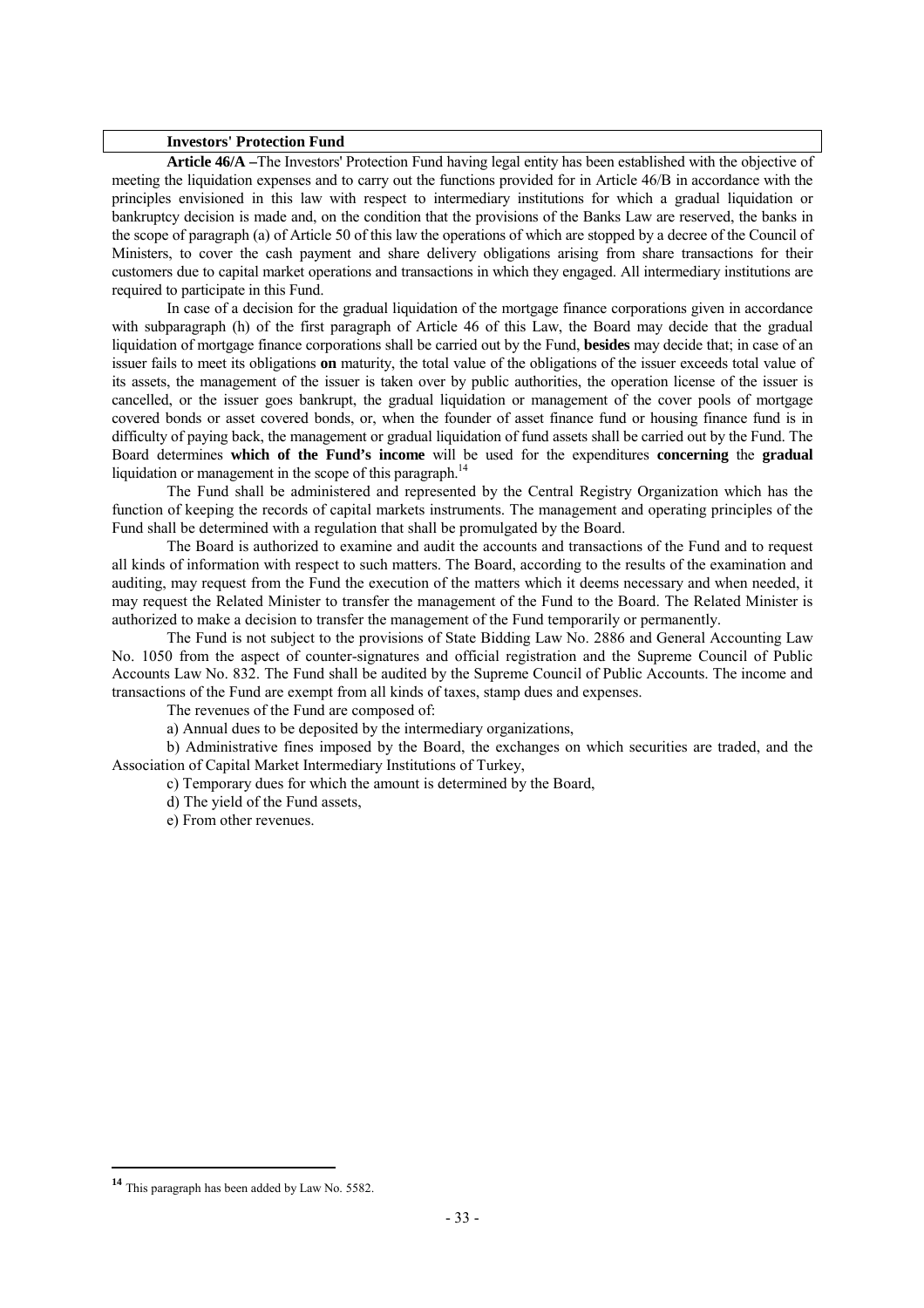**Investors' Protection Fund**

**Article 46/A –**The Investors' Protection Fund having legal entity has been established with the objective of meeting the liquidation expenses and to carry out the functions provided for in Article 46/B in accordance with the principles envisioned in this law with respect to intermediary institutions for which a gradual liquidation or bankruptcy decision is made and, on the condition that the provisions of the Banks Law are reserved, the banks in the scope of paragraph (a) of Article 50 of this law the operations of which are stopped by a decree of the Council of Ministers, to cover the cash payment and share delivery obligations arising from share transactions for their customers due to capital market operations and transactions in which they engaged. All intermediary institutions are required to participate in this Fund.

In case of a decision for the gradual liquidation of the mortgage finance corporations given in accordance with subparagraph (h) of the first paragraph of Article 46 of this Law, the Board may decide that the gradual liquidation of mortgage finance corporations shall be carried out by the Fund, **besides** may decide that; in case of an issuer fails to meet its obligations **on** maturity, the total value of the obligations of the issuer exceeds total value of its assets, the management of the issuer is taken over by public authorities, the operation license of the issuer is cancelled, or the issuer goes bankrupt, the gradual liquidation or management of the cover pools of mortgage covered bonds or asset covered bonds, or, when the founder of asset finance fund or housing finance fund is in difficulty of paying back, the management or gradual liquidation of fund assets shall be carried out by the Fund. The Board determines **which of the Fund's income** will be used for the expenditures **concerning** the **gradual** liquidation or management in the scope of this paragraph.[14]

The Fund shall be administered and represented by the Central Registry Organization which has the function of keeping the records of capital markets instruments. The management and operating principles of the Fund shall be determined with a regulation that shall be promulgated by the Board.

The Board is authorized to examine and audit the accounts and transactions of the Fund and to request all kinds of information with respect to such matters. The Board, according to the results of the examination and auditing, may request from the Fund the execution of the matters which it deems necessary and when needed, it may request the Related Minister to transfer the management of the Fund to the Board. The Related Minister is authorized to make a decision to transfer the management of the Fund temporarily or permanently.

The Fund is not subject to the provisions of State Bidding Law No. 2886 and General Accounting Law No. 1050 from the aspect of counter-signatures and official registration and the Supreme Council of Public Accounts Law No. 832. The Fund shall be audited by the Supreme Council of Public Accounts. The income and transactions of the Fund are exempt from all kinds of taxes, stamp dues and expenses.

The revenues of the Fund are composed of:

a) Annual dues to be deposited by the intermediary organizations,

b) Administrative fines imposed by the Board, the exchanges on which securities are traded, and the Association of Capital Market Intermediary Institutions of Turkey,

c) Temporary dues for which the amount is determined by the Board,

d) The yield of the Fund assets,

e) From other revenues.

---

[14] This paragraph has been added by Law No. 5582.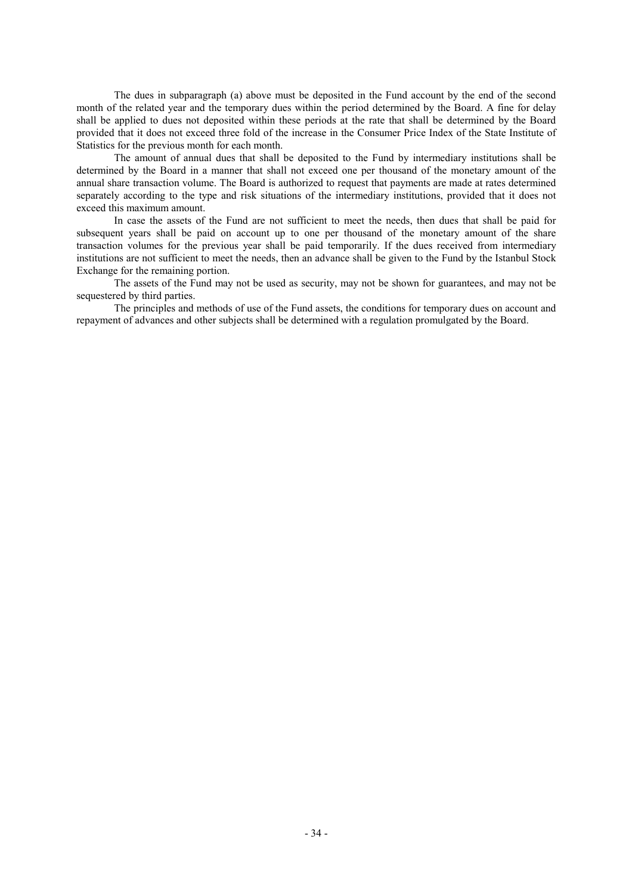The dues in subparagraph (a) above must be deposited in the Fund account by the end of the second month of the related year and the temporary dues within the period determined by the Board. A fine for delay shall be applied to dues not deposited within these periods at the rate that shall be determined by the Board provided that it does not exceed three fold of the increase in the Consumer Price Index of the State Institute of Statistics for the previous month for each month.

The amount of annual dues that shall be deposited to the Fund by intermediary institutions shall be determined by the Board in a manner that shall not exceed one per thousand of the monetary amount of the annual share transaction volume. The Board is authorized to request that payments are made at rates determined separately according to the type and risk situations of the intermediary institutions, provided that it does not exceed this maximum amount.

In case the assets of the Fund are not sufficient to meet the needs, then dues that shall be paid for subsequent years shall be paid on account up to one per thousand of the monetary amount of the share transaction volumes for the previous year shall be paid temporarily. If the dues received from intermediary institutions are not sufficient to meet the needs, then an advance shall be given to the Fund by the Istanbul Stock Exchange for the remaining portion.

The assets of the Fund may not be used as security, may not be shown for guarantees, and may not be sequestered by third parties.

The principles and methods of use of the Fund assets, the conditions for temporary dues on account and repayment of advances and other subjects shall be determined with a regulation promulgated by the Board.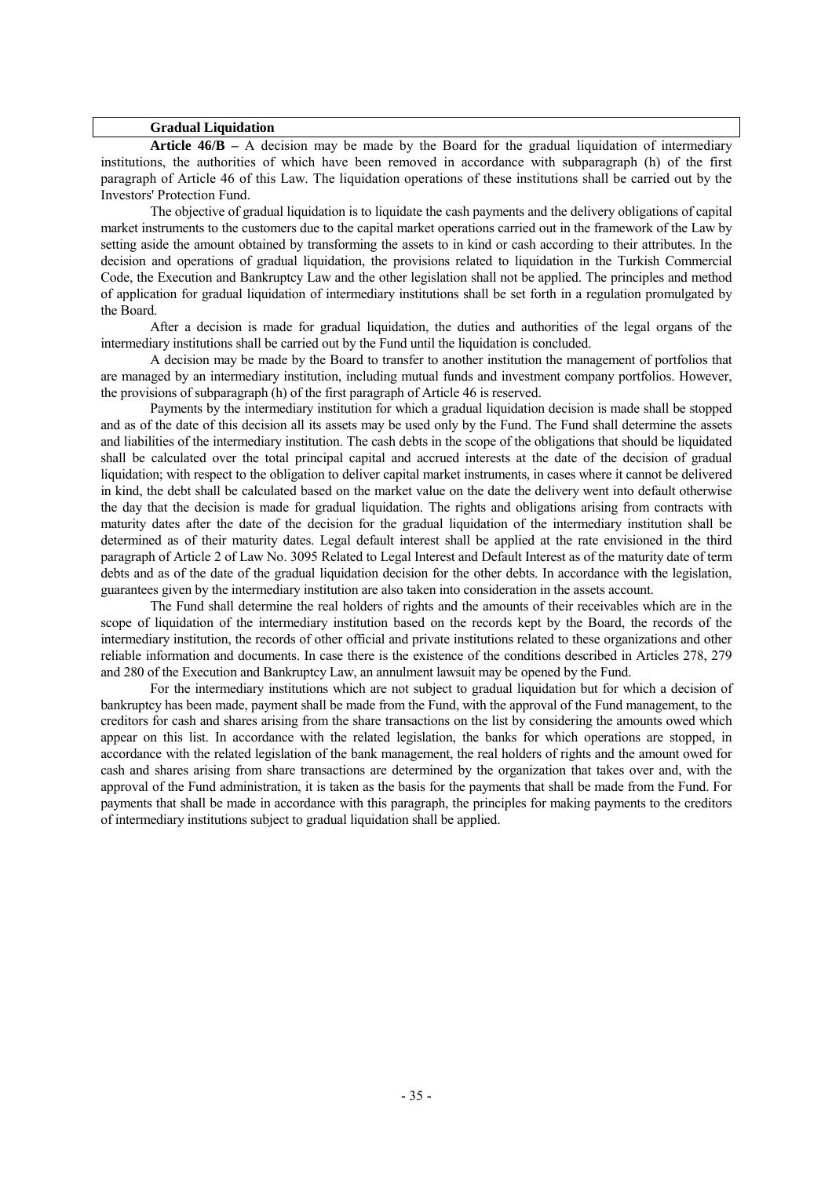### Gradual Liquidation

**Article 46/B –** A decision may be made by the Board for the gradual liquidation of intermediary institutions, the authorities of which have been removed in accordance with subparagraph (h) of the first paragraph of Article 46 of this Law. The liquidation operations of these institutions shall be carried out by the Investors' Protection Fund.

The objective of gradual liquidation is to liquidate the cash payments and the delivery obligations of capital market instruments to the customers due to the capital market operations carried out in the framework of the Law by setting aside the amount obtained by transforming the assets to in kind or cash according to their attributes. In the decision and operations of gradual liquidation, the provisions related to liquidation in the Turkish Commercial Code, the Execution and Bankruptcy Law and the other legislation shall not be applied. The principles and method of application for gradual liquidation of intermediary institutions shall be set forth in a regulation promulgated by the Board.

After a decision is made for gradual liquidation, the duties and authorities of the legal organs of the intermediary institutions shall be carried out by the Fund until the liquidation is concluded.

A decision may be made by the Board to transfer to another institution the management of portfolios that are managed by an intermediary institution, including mutual funds and investment company portfolios. However, the provisions of subparagraph (h) of the first paragraph of Article 46 is reserved.

Payments by the intermediary institution for which a gradual liquidation decision is made shall be stopped and as of the date of this decision all its assets may be used only by the Fund. The Fund shall determine the assets and liabilities of the intermediary institution. The cash debts in the scope of the obligations that should be liquidated shall be calculated over the total principal capital and accrued interests at the date of the decision of gradual liquidation; with respect to the obligation to deliver capital market instruments, in cases where it cannot be delivered in kind, the debt shall be calculated based on the market value on the date the delivery went into default otherwise the day that the decision is made for gradual liquidation. The rights and obligations arising from contracts with maturity dates after the date of the decision for the gradual liquidation of the intermediary institution shall be determined as of their maturity dates. Legal default interest shall be applied at the rate envisioned in the third paragraph of Article 2 of Law No. 3095 Related to Legal Interest and Default Interest as of the maturity date of term debts and as of the date of the gradual liquidation decision for the other debts. In accordance with the legislation, guarantees given by the intermediary institution are also taken into consideration in the assets account.

The Fund shall determine the real holders of rights and the amounts of their receivables which are in the scope of liquidation of the intermediary institution based on the records kept by the Board, the records of the intermediary institution, the records of other official and private institutions related to these organizations and other reliable information and documents. In case there is the existence of the conditions described in Articles 278, 279 and 280 of the Execution and Bankruptcy Law, an annulment lawsuit may be opened by the Fund.

For the intermediary institutions which are not subject to gradual liquidation but for which a decision of bankruptcy has been made, payment shall be made from the Fund, with the approval of the Fund management, to the creditors for cash and shares arising from the share transactions on the list by considering the amounts owed which appear on this list. In accordance with the related legislation, the banks for which operations are stopped, in accordance with the related legislation of the bank management, the real holders of rights and the amount owed for cash and shares arising from share transactions are determined by the organization that takes over and, with the approval of the Fund administration, it is taken as the basis for the payments that shall be made from the Fund. For payments that shall be made in accordance with this paragraph, the principles for making payments to the creditors of intermediary institutions subject to gradual liquidation shall be applied.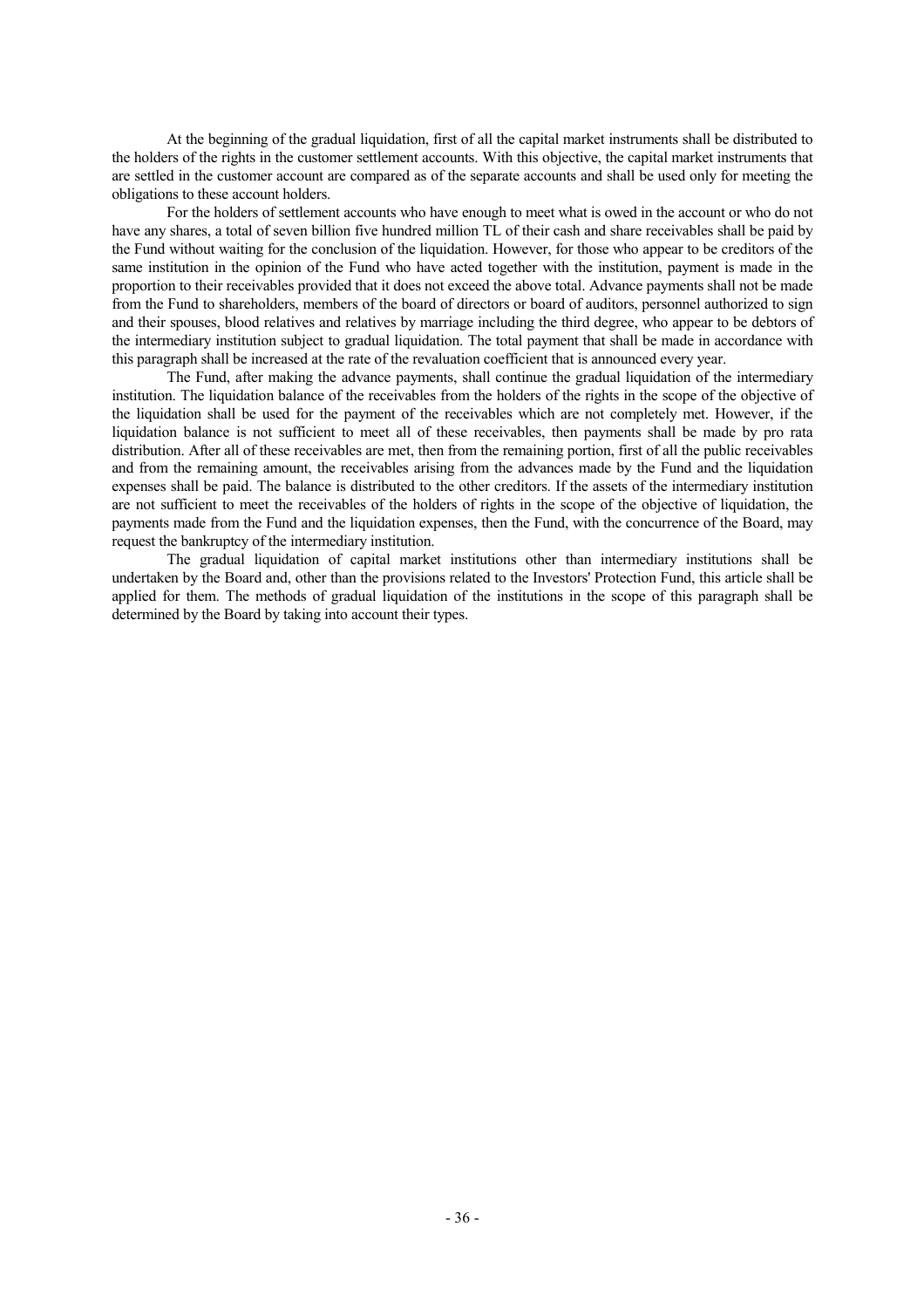At the beginning of the gradual liquidation, first of all the capital market instruments shall be distributed to the holders of the rights in the customer settlement accounts. With this objective, the capital market instruments that are settled in the customer account are compared as of the separate accounts and shall be used only for meeting the obligations to these account holders.

For the holders of settlement accounts who have enough to meet what is owed in the account or who do not have any shares, a total of seven billion five hundred million TL of their cash and share receivables shall be paid by the Fund without waiting for the conclusion of the liquidation. However, for those who appear to be creditors of the same institution in the opinion of the Fund who have acted together with the institution, payment is made in the proportion to their receivables provided that it does not exceed the above total. Advance payments shall not be made from the Fund to shareholders, members of the board of directors or board of auditors, personnel authorized to sign and their spouses, blood relatives and relatives by marriage including the third degree, who appear to be debtors of the intermediary institution subject to gradual liquidation. The total payment that shall be made in accordance with this paragraph shall be increased at the rate of the revaluation coefficient that is announced every year.

The Fund, after making the advance payments, shall continue the gradual liquidation of the intermediary institution. The liquidation balance of the receivables from the holders of the rights in the scope of the objective of the liquidation shall be used for the payment of the receivables which are not completely met. However, if the liquidation balance is not sufficient to meet all of these receivables, then payments shall be made by pro rata distribution. After all of these receivables are met, then from the remaining portion, first of all the public receivables and from the remaining amount, the receivables arising from the advances made by the Fund and the liquidation expenses shall be paid. The balance is distributed to the other creditors. If the assets of the intermediary institution are not sufficient to meet the receivables of the holders of rights in the scope of the objective of liquidation, the payments made from the Fund and the liquidation expenses, then the Fund, with the concurrence of the Board, may request the bankruptcy of the intermediary institution.

The gradual liquidation of capital market institutions other than intermediary institutions shall be undertaken by the Board and, other than the provisions related to the Investors' Protection Fund, this article shall be applied for them. The methods of gradual liquidation of the institutions in the scope of this paragraph shall be determined by the Board by taking into account their types.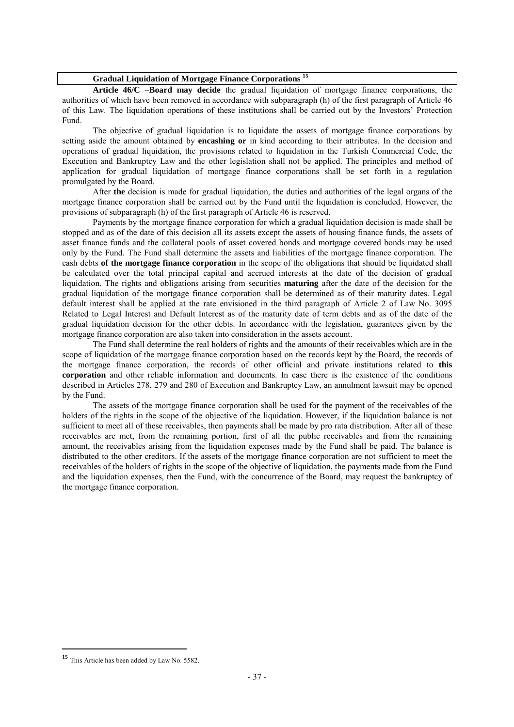**Gradual Liquidation of Mortgage Finance Corporations** [15]

**Article 46/C** –**Board may decide** the gradual liquidation of mortgage finance corporations, the authorities of which have been removed in accordance with subparagraph (h) of the first paragraph of Article 46 of this Law. The liquidation operations of these institutions shall be carried out by the Investors' Protection Fund.

The objective of gradual liquidation is to liquidate the assets of mortgage finance corporations by setting aside the amount obtained by **encashing or** in kind according to their attributes. In the decision and operations of gradual liquidation, the provisions related to liquidation in the Turkish Commercial Code, the Execution and Bankruptcy Law and the other legislation shall not be applied. The principles and method of application for gradual liquidation of mortgage finance corporations shall be set forth in a regulation promulgated by the Board.

After **the** decision is made for gradual liquidation, the duties and authorities of the legal organs of the mortgage finance corporation shall be carried out by the Fund until the liquidation is concluded. However, the provisions of subparagraph (h) of the first paragraph of Article 46 is reserved.

Payments by the mortgage finance corporation for which a gradual liquidation decision is made shall be stopped and as of the date of this decision all its assets except the assets of housing finance funds, the assets of asset finance funds and the collateral pools of asset covered bonds and mortgage covered bonds may be used only by the Fund. The Fund shall determine the assets and liabilities of the mortgage finance corporation. The cash debts **of the mortgage finance corporation** in the scope of the obligations that should be liquidated shall be calculated over the total principal capital and accrued interests at the date of the decision of gradual liquidation. The rights and obligations arising from securities **maturing** after the date of the decision for the gradual liquidation of the mortgage finance corporation shall be determined as of their maturity dates. Legal default interest shall be applied at the rate envisioned in the third paragraph of Article 2 of Law No. 3095 Related to Legal Interest and Default Interest as of the maturity date of term debts and as of the date of the gradual liquidation decision for the other debts. In accordance with the legislation, guarantees given by the mortgage finance corporation are also taken into consideration in the assets account.

The Fund shall determine the real holders of rights and the amounts of their receivables which are in the scope of liquidation of the mortgage finance corporation based on the records kept by the Board, the records of the mortgage finance corporation, the records of other official and private institutions related to **this corporation** and other reliable information and documents. In case there is the existence of the conditions described in Articles 278, 279 and 280 of Execution and Bankruptcy Law, an annulment lawsuit may be opened by the Fund.

The assets of the mortgage finance corporation shall be used for the payment of the receivables of the holders of the rights in the scope of the objective of the liquidation. However, if the liquidation balance is not sufficient to meet all of these receivables, then payments shall be made by pro rata distribution. After all of these receivables are met, from the remaining portion, first of all the public receivables and from the remaining amount, the receivables arising from the liquidation expenses made by the Fund shall be paid. The balance is distributed to the other creditors. If the assets of the mortgage finance corporation are not sufficient to meet the receivables of the holders of rights in the scope of the objective of liquidation, the payments made from the Fund and the liquidation expenses, then the Fund, with the concurrence of the Board, may request the bankruptcy of the mortgage finance corporation.

---

[15] This Article has been added by Law No. 5582.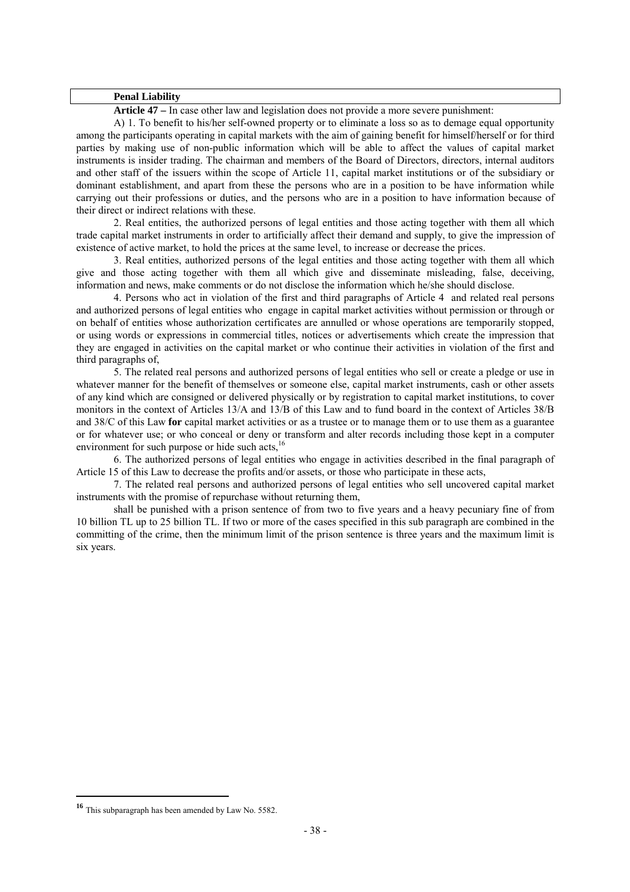**Penal Liability**

**Article 47 –** In case other law and legislation does not provide a more severe punishment:

A) 1. To benefit to his/her self-owned property or to eliminate a loss so as to demage equal opportunity among the participants operating in capital markets with the aim of gaining benefit for himself/herself or for third parties by making use of non-public information which will be able to affect the values of capital market instruments is insider trading. The chairman and members of the Board of Directors, directors, internal auditors and other staff of the issuers within the scope of Article 11, capital market institutions or of the subsidiary or dominant establishment, and apart from these the persons who are in a position to be have information while carrying out their professions or duties, and the persons who are in a position to have information because of their direct or indirect relations with these.

2. Real entities, the authorized persons of legal entities and those acting together with them all which trade capital market instruments in order to artificially affect their demand and supply, to give the impression of existence of active market, to hold the prices at the same level, to increase or decrease the prices.

3. Real entities, authorized persons of the legal entities and those acting together with them all which give and those acting together with them all which give and disseminate misleading, false, deceiving, information and news, make comments or do not disclose the information which he/she should disclose.

4. Persons who act in violation of the first and third paragraphs of Article 4 and related real persons and authorized persons of legal entities who engage in capital market activities without permission or through or on behalf of entities whose authorization certificates are annulled or whose operations are temporarily stopped, or using words or expressions in commercial titles, notices or advertisements which create the impression that they are engaged in activities on the capital market or who continue their activities in violation of the first and third paragraphs of,

5. The related real persons and authorized persons of legal entities who sell or create a pledge or use in whatever manner for the benefit of themselves or someone else, capital market instruments, cash or other assets of any kind which are consigned or delivered physically or by registration to capital market institutions, to cover monitors in the context of Articles 13/A and 13/B of this Law and to fund board in the context of Articles 38/B and 38/C of this Law **for** capital market activities or as a trustee or to manage them or to use them as a guarantee or for whatever use; or who conceal or deny or transform and alter records including those kept in a computer environment for such purpose or hide such acts,[16]

6. The authorized persons of legal entities who engage in activities described in the final paragraph of Article 15 of this Law to decrease the profits and/or assets, or those who participate in these acts,

7. The related real persons and authorized persons of legal entities who sell uncovered capital market instruments with the promise of repurchase without returning them,

shall be punished with a prison sentence of from two to five years and a heavy pecuniary fine of from 10 billion TL up to 25 billion TL. If two or more of the cases specified in this sub paragraph are combined in the committing of the crime, then the minimum limit of the prison sentence is three years and the maximum limit is six years.

---

[16] This subparagraph has been amended by Law No. 5582.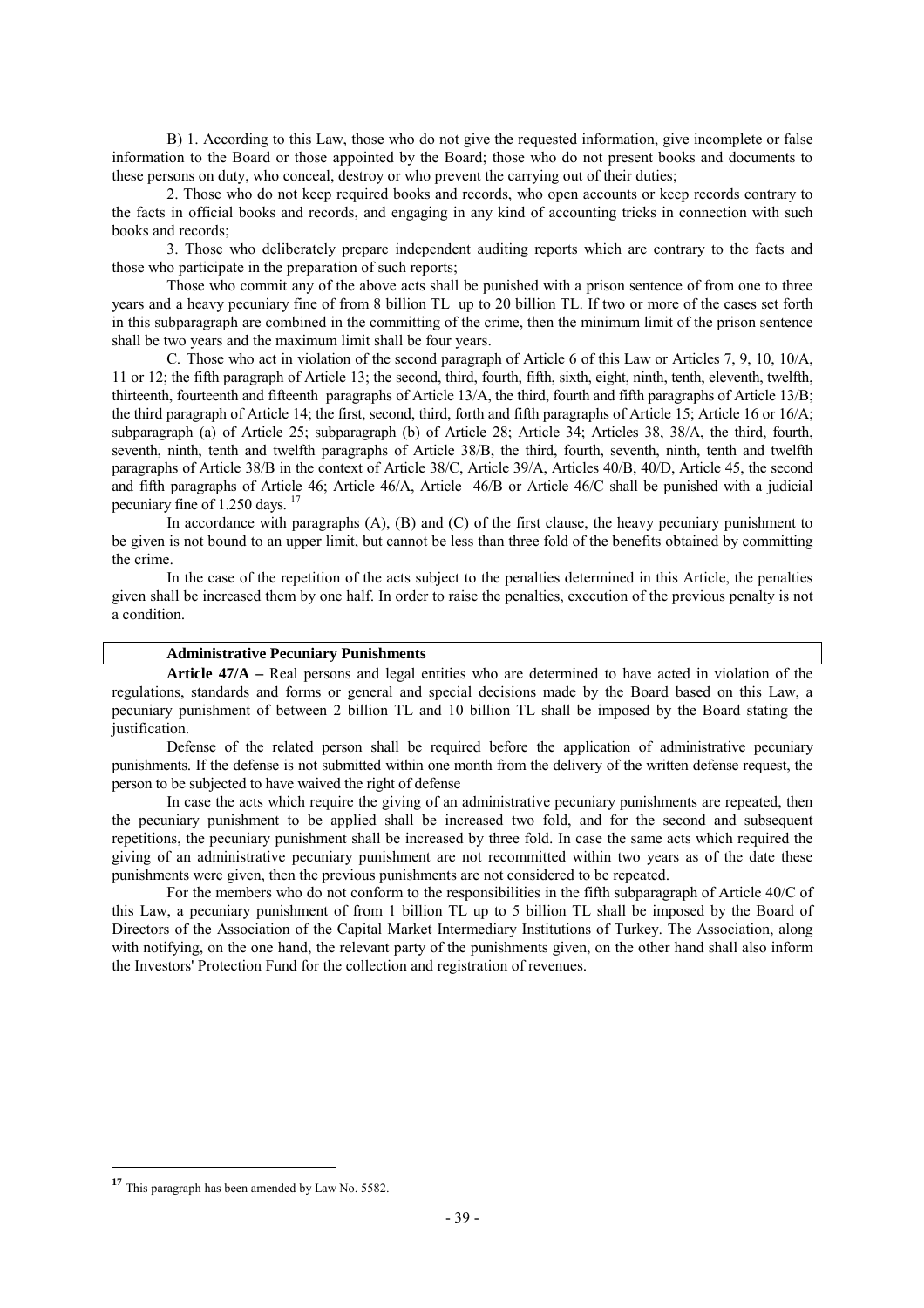B) 1. According to this Law, those who do not give the requested information, give incomplete or false information to the Board or those appointed by the Board; those who do not present books and documents to these persons on duty, who conceal, destroy or who prevent the carrying out of their duties;

2. Those who do not keep required books and records, who open accounts or keep records contrary to the facts in official books and records, and engaging in any kind of accounting tricks in connection with such books and records;

3. Those who deliberately prepare independent auditing reports which are contrary to the facts and those who participate in the preparation of such reports;

Those who commit any of the above acts shall be punished with a prison sentence of from one to three years and a heavy pecuniary fine of from 8 billion TL up to 20 billion TL. If two or more of the cases set forth in this subparagraph are combined in the committing of the crime, then the minimum limit of the prison sentence shall be two years and the maximum limit shall be four years.

C. Those who act in violation of the second paragraph of Article 6 of this Law or Articles 7, 9, 10, 10/A, 11 or 12; the fifth paragraph of Article 13; the second, third, fourth, fifth, sixth, eight, ninth, tenth, eleventh, twelfth, thirteenth, fourteenth and fifteenth paragraphs of Article 13/A, the third, fourth and fifth paragraphs of Article 13/B; the third paragraph of Article 14; the first, second, third, forth and fifth paragraphs of Article 15; Article 16 or 16/A; subparagraph (a) of Article 25; subparagraph (b) of Article 28; Article 34; Articles 38, 38/A, the third, fourth, seventh, ninth, tenth and twelfth paragraphs of Article 38/B, the third, fourth, seventh, ninth, tenth and twelfth paragraphs of Article 38/B in the context of Article 38/C, Article 39/A, Articles 40/B, 40/D, Article 45, the second and fifth paragraphs of Article 46; Article 46/A, Article 46/B or Article 46/C shall be punished with a judicial pecuniary fine of 1.250 days. [17]

In accordance with paragraphs (A), (B) and (C) of the first clause, the heavy pecuniary punishment to be given is not bound to an upper limit, but cannot be less than three fold of the benefits obtained by committing the crime.

In the case of the repetition of the acts subject to the penalties determined in this Article, the penalties given shall be increased them by one half. In order to raise the penalties, execution of the previous penalty is not a condition.

**Administrative Pecuniary Punishments**

**Article 47/A –** Real persons and legal entities who are determined to have acted in violation of the regulations, standards and forms or general and special decisions made by the Board based on this Law, a pecuniary punishment of between 2 billion TL and 10 billion TL shall be imposed by the Board stating the justification.

Defense of the related person shall be required before the application of administrative pecuniary punishments. If the defense is not submitted within one month from the delivery of the written defense request, the person to be subjected to have waived the right of defense

In case the acts which require the giving of an administrative pecuniary punishments are repeated, then the pecuniary punishment to be applied shall be increased two fold, and for the second and subsequent repetitions, the pecuniary punishment shall be increased by three fold. In case the same acts which required the giving of an administrative pecuniary punishment are not recommitted within two years as of the date these punishments were given, then the previous punishments are not considered to be repeated.

For the members who do not conform to the responsibilities in the fifth subparagraph of Article 40/C of this Law, a pecuniary punishment of from 1 billion TL up to 5 billion TL shall be imposed by the Board of Directors of the Association of the Capital Market Intermediary Institutions of Turkey. The Association, along with notifying, on the one hand, the relevant party of the punishments given, on the other hand shall also inform the Investors' Protection Fund for the collection and registration of revenues.

[17] This paragraph has been amended by Law No. 5582.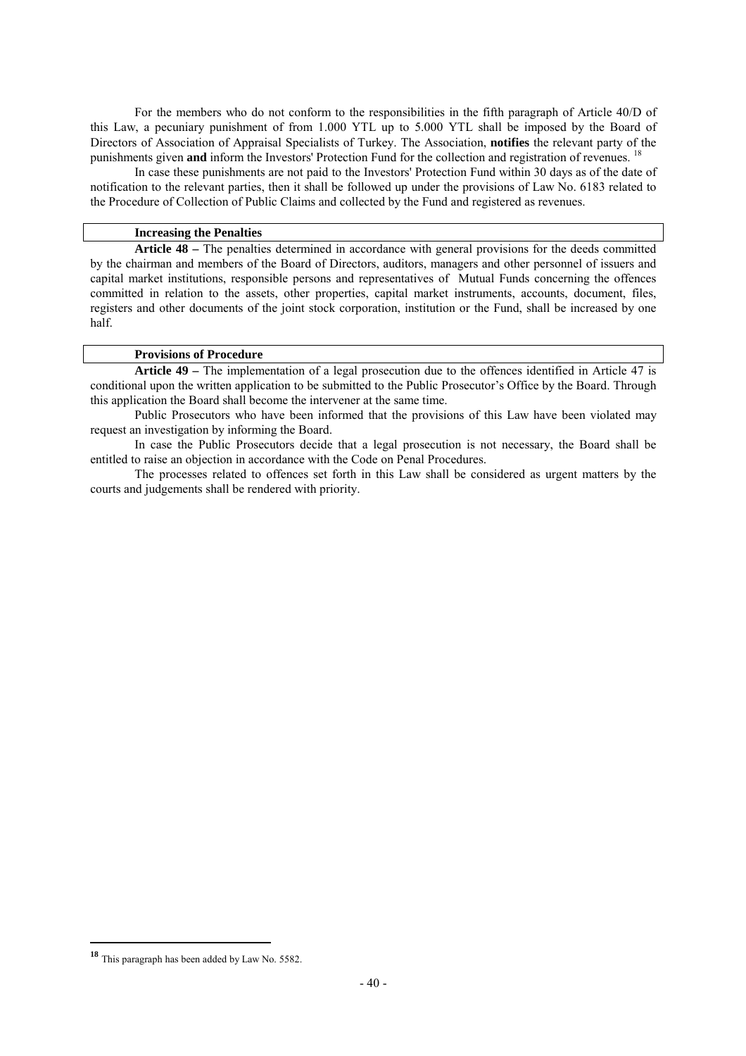For the members who do not conform to the responsibilities in the fifth paragraph of Article 40/D of this Law, a pecuniary punishment of from 1.000 YTL up to 5.000 YTL shall be imposed by the Board of Directors of Association of Appraisal Specialists of Turkey. The Association, **notifies** the relevant party of the punishments given **and** inform the Investors' Protection Fund for the collection and registration of revenues. [18]

In case these punishments are not paid to the Investors' Protection Fund within 30 days as of the date of notification to the relevant parties, then it shall be followed up under the provisions of Law No. 6183 related to the Procedure of Collection of Public Claims and collected by the Fund and registered as revenues.

### Increasing the Penalties

**Article 48 –** The penalties determined in accordance with general provisions for the deeds committed by the chairman and members of the Board of Directors, auditors, managers and other personnel of issuers and capital market institutions, responsible persons and representatives of Mutual Funds concerning the offences committed in relation to the assets, other properties, capital market instruments, accounts, document, files, registers and other documents of the joint stock corporation, institution or the Fund, shall be increased by one half.

### Provisions of Procedure

**Article 49 –** The implementation of a legal prosecution due to the offences identified in Article 47 is conditional upon the written application to be submitted to the Public Prosecutor's Office by the Board. Through this application the Board shall become the intervener at the same time.

Public Prosecutors who have been informed that the provisions of this Law have been violated may request an investigation by informing the Board.

In case the Public Prosecutors decide that a legal prosecution is not necessary, the Board shall be entitled to raise an objection in accordance with the Code on Penal Procedures.

The processes related to offences set forth in this Law shall be considered as urgent matters by the courts and judgements shall be rendered with priority.

---

[18] This paragraph has been added by Law No. 5582.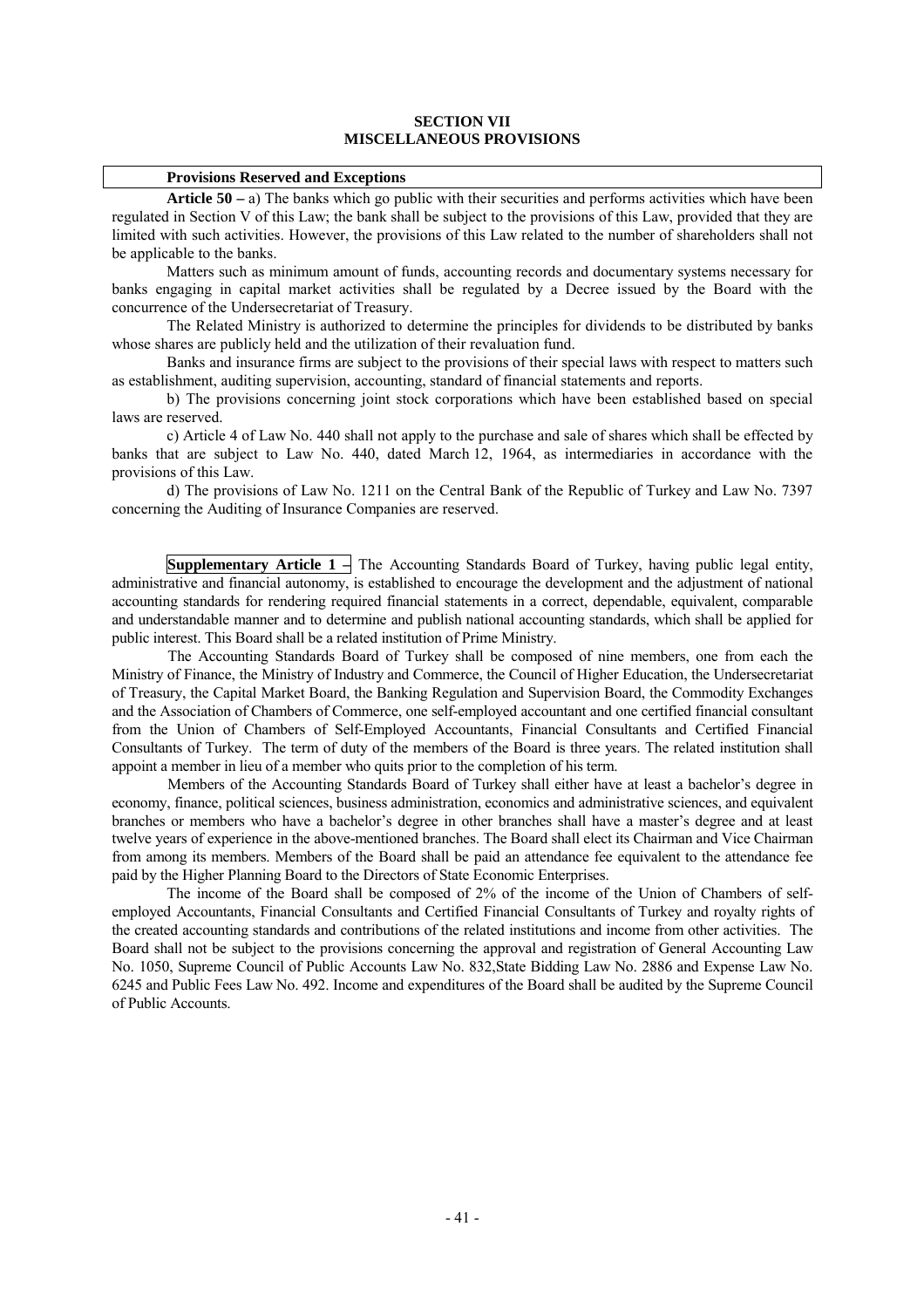## SECTION VII
## MISCELLANEOUS PROVISIONS

**Provisions Reserved and Exceptions**

**Article 50 –** a) The banks which go public with their securities and performs activities which have been regulated in Section V of this Law; the bank shall be subject to the provisions of this Law, provided that they are limited with such activities. However, the provisions of this Law related to the number of shareholders shall not be applicable to the banks.

Matters such as minimum amount of funds, accounting records and documentary systems necessary for banks engaging in capital market activities shall be regulated by a Decree issued by the Board with the concurrence of the Undersecretariat of Treasury.

The Related Ministry is authorized to determine the principles for dividends to be distributed by banks whose shares are publicly held and the utilization of their revaluation fund.

Banks and insurance firms are subject to the provisions of their special laws with respect to matters such as establishment, auditing supervision, accounting, standard of financial statements and reports.

b) The provisions concerning joint stock corporations which have been established based on special laws are reserved.

c) Article 4 of Law No. 440 shall not apply to the purchase and sale of shares which shall be effected by banks that are subject to Law No. 440, dated March 12, 1964, as intermediaries in accordance with the provisions of this Law.

d) The provisions of Law No. 1211 on the Central Bank of the Republic of Turkey and Law No. 7397 concerning the Auditing of Insurance Companies are reserved.

**Supplementary Article 1 –** The Accounting Standards Board of Turkey, having public legal entity, administrative and financial autonomy, is established to encourage the development and the adjustment of national accounting standards for rendering required financial statements in a correct, dependable, equivalent, comparable and understandable manner and to determine and publish national accounting standards, which shall be applied for public interest. This Board shall be a related institution of Prime Ministry.

The Accounting Standards Board of Turkey shall be composed of nine members, one from each the Ministry of Finance, the Ministry of Industry and Commerce, the Council of Higher Education, the Undersecretariat of Treasury, the Capital Market Board, the Banking Regulation and Supervision Board, the Commodity Exchanges and the Association of Chambers of Commerce, one self-employed accountant and one certified financial consultant from the Union of Chambers of Self-Employed Accountants, Financial Consultants and Certified Financial Consultants of Turkey. The term of duty of the members of the Board is three years. The related institution shall appoint a member in lieu of a member who quits prior to the completion of his term.

Members of the Accounting Standards Board of Turkey shall either have at least a bachelor's degree in economy, finance, political sciences, business administration, economics and administrative sciences, and equivalent branches or members who have a bachelor's degree in other branches shall have a master's degree and at least twelve years of experience in the above-mentioned branches. The Board shall elect its Chairman and Vice Chairman from among its members. Members of the Board shall be paid an attendance fee equivalent to the attendance fee paid by the Higher Planning Board to the Directors of State Economic Enterprises.

The income of the Board shall be composed of 2% of the income of the Union of Chambers of self-employed Accountants, Financial Consultants and Certified Financial Consultants of Turkey and royalty rights of the created accounting standards and contributions of the related institutions and income from other activities. The Board shall not be subject to the provisions concerning the approval and registration of General Accounting Law No. 1050, Supreme Council of Public Accounts Law No. 832,State Bidding Law No. 2886 and Expense Law No. 6245 and Public Fees Law No. 492. Income and expenditures of the Board shall be audited by the Supreme Council of Public Accounts.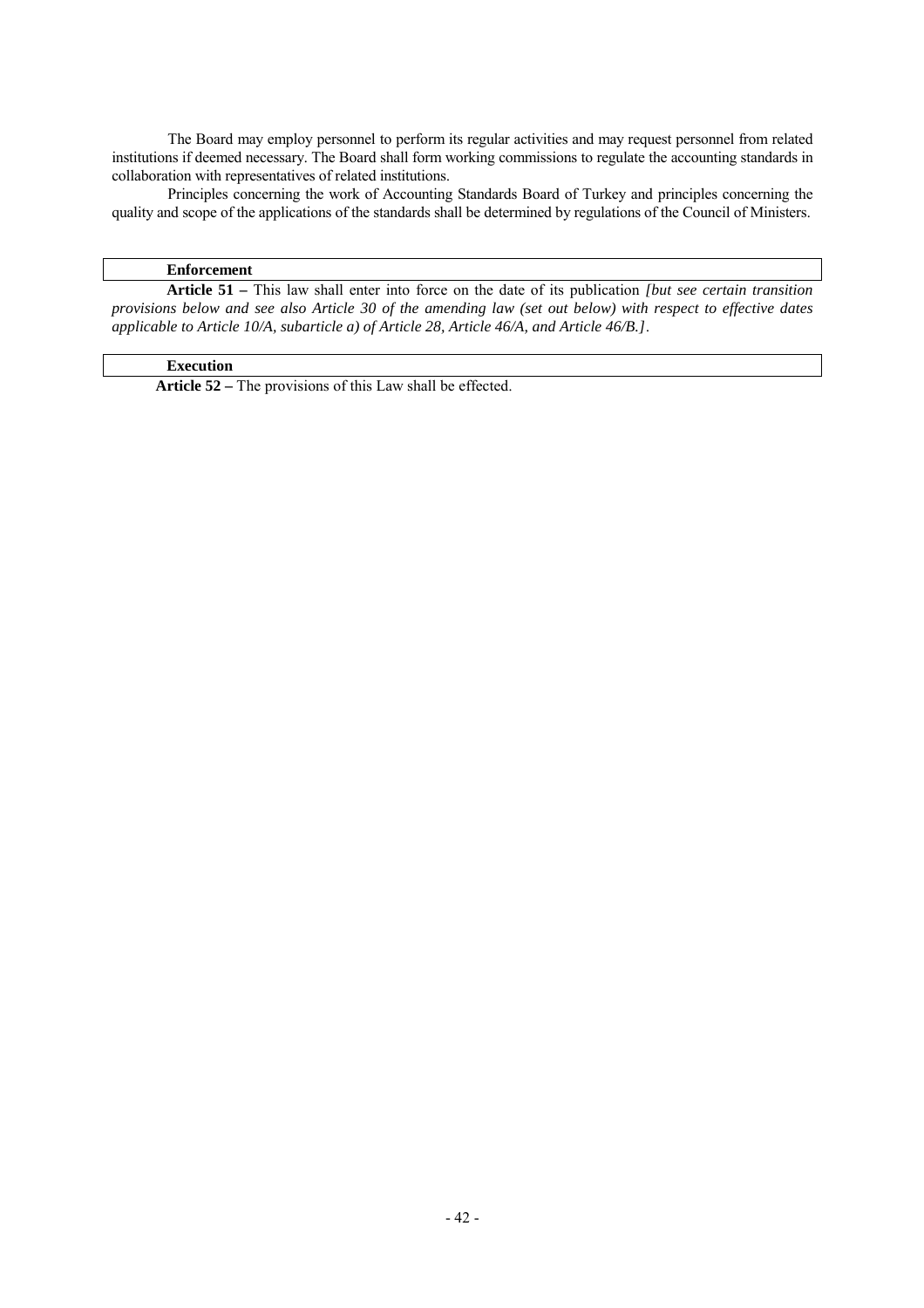The Board may employ personnel to perform its regular activities and may request personnel from related institutions if deemed necessary. The Board shall form working commissions to regulate the accounting standards in collaboration with representatives of related institutions.

Principles concerning the work of Accounting Standards Board of Turkey and principles concerning the quality and scope of the applications of the standards shall be determined by regulations of the Council of Ministers.

**Enforcement**

**Article 51 –** This law shall enter into force on the date of its publication *[but see certain transition provisions below and see also Article 30 of the amending law (set out below) with respect to effective dates applicable to Article 10/A, subarticle a) of Article 28, Article 46/A, and Article 46/B.]*.

**Execution**

**Article 52 –** The provisions of this Law shall be effected.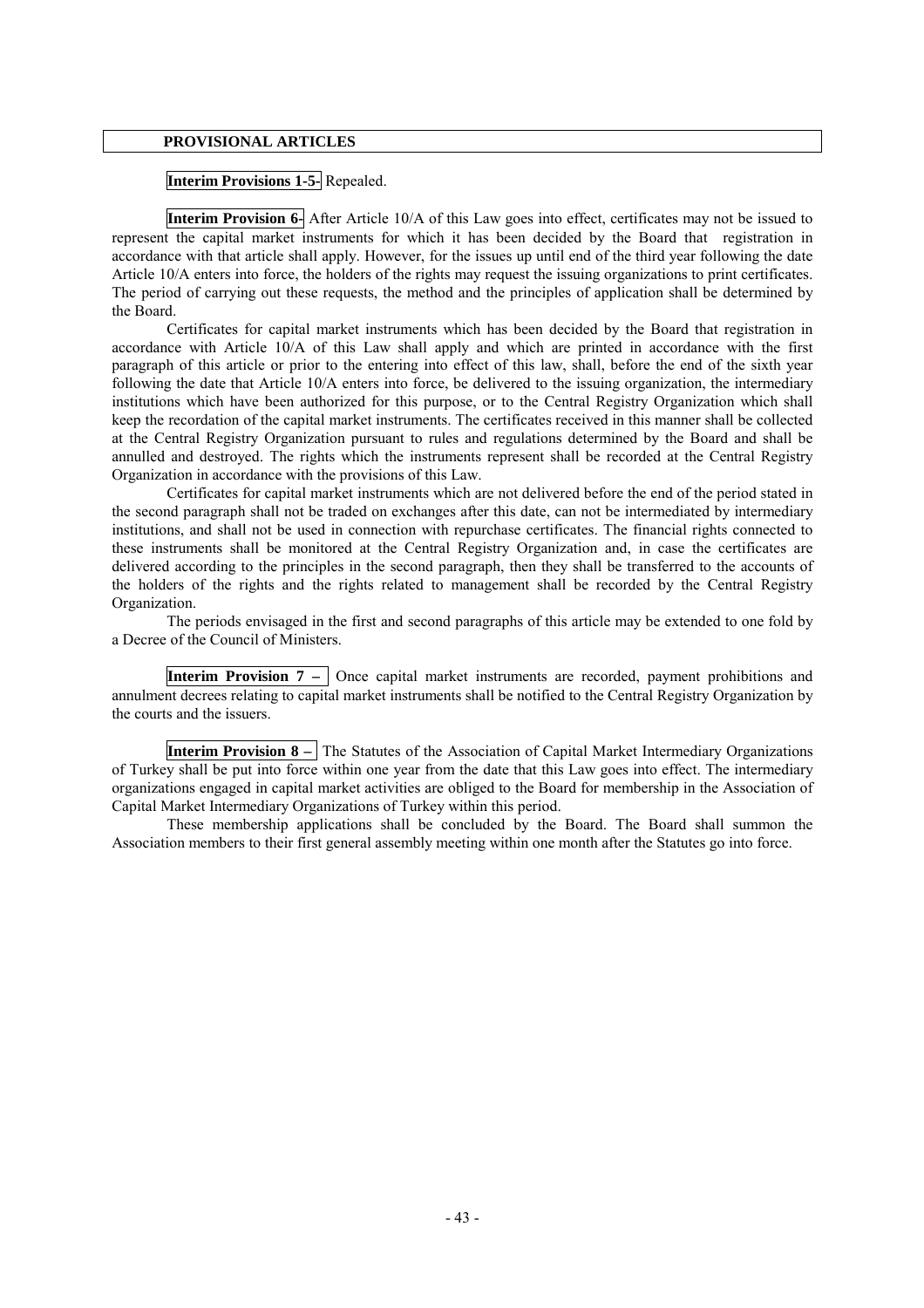## PROVISIONAL ARTICLES

**Interim Provisions 1-5-** Repealed.

**Interim Provision 6-** After Article 10/A of this Law goes into effect, certificates may not be issued to represent the capital market instruments for which it has been decided by the Board that registration in accordance with that article shall apply. However, for the issues up until end of the third year following the date Article 10/A enters into force, the holders of the rights may request the issuing organizations to print certificates. The period of carrying out these requests, the method and the principles of application shall be determined by the Board.

Certificates for capital market instruments which has been decided by the Board that registration in accordance with Article 10/A of this Law shall apply and which are printed in accordance with the first paragraph of this article or prior to the entering into effect of this law, shall, before the end of the sixth year following the date that Article 10/A enters into force, be delivered to the issuing organization, the intermediary institutions which have been authorized for this purpose, or to the Central Registry Organization which shall keep the recordation of the capital market instruments. The certificates received in this manner shall be collected at the Central Registry Organization pursuant to rules and regulations determined by the Board and shall be annulled and destroyed. The rights which the instruments represent shall be recorded at the Central Registry Organization in accordance with the provisions of this Law.

Certificates for capital market instruments which are not delivered before the end of the period stated in the second paragraph shall not be traded on exchanges after this date, can not be intermediated by intermediary institutions, and shall not be used in connection with repurchase certificates. The financial rights connected to these instruments shall be monitored at the Central Registry Organization and, in case the certificates are delivered according to the principles in the second paragraph, then they shall be transferred to the accounts of the holders of the rights and the rights related to management shall be recorded by the Central Registry Organization.

The periods envisaged in the first and second paragraphs of this article may be extended to one fold by a Decree of the Council of Ministers.

**Interim Provision 7 –** Once capital market instruments are recorded, payment prohibitions and annulment decrees relating to capital market instruments shall be notified to the Central Registry Organization by the courts and the issuers.

**Interim Provision 8 –** The Statutes of the Association of Capital Market Intermediary Organizations of Turkey shall be put into force within one year from the date that this Law goes into effect. The intermediary organizations engaged in capital market activities are obliged to the Board for membership in the Association of Capital Market Intermediary Organizations of Turkey within this period.

These membership applications shall be concluded by the Board. The Board shall summon the Association members to their first general assembly meeting within one month after the Statutes go into force.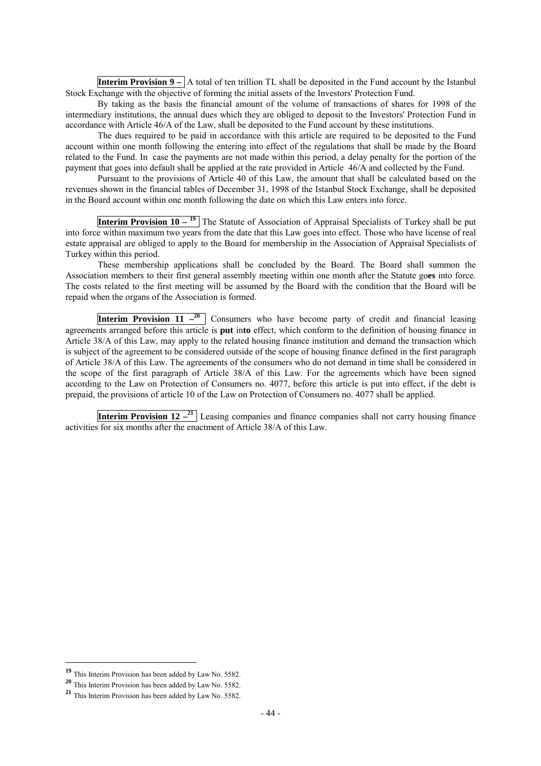**Interim Provision 9 –** A total of ten trillion TL shall be deposited in the Fund account by the Istanbul Stock Exchange with the objective of forming the initial assets of the Investors' Protection Fund.

By taking as the basis the financial amount of the volume of transactions of shares for 1998 of the intermediary institutions, the annual dues which they are obliged to deposit to the Investors' Protection Fund in accordance with Article 46/A of the Law, shall be deposited to the Fund account by these institutions.

The dues required to be paid in accordance with this article are required to be deposited to the Fund account within one month following the entering into effect of the regulations that shall be made by the Board related to the Fund. In case the payments are not made within this period, a delay penalty for the portion of the payment that goes into default shall be applied at the rate provided in Article 46/A and collected by the Fund.

Pursuant to the provisions of Article 40 of this Law, the amount that shall be calculated based on the revenues shown in the financial tables of December 31, 1998 of the Istanbul Stock Exchange, shall be deposited in the Board account within one month following the date on which this Law enters into force.

**Interim Provision 10 –** [19] The Statute of Association of Appraisal Specialists of Turkey shall be put into force within maximum two years from the date that this Law goes into effect. Those who have license of real estate appraisal are obliged to apply to the Board for membership in the Association of Appraisal Specialists of Turkey within this period.

These membership applications shall be concluded by the Board. The Board shall summon the Association members to their first general assembly meeting within one month after the Statute go**es** into force. The costs related to the first meeting will be assumed by the Board with the condition that the Board will be repaid when the organs of the Association is formed.

**Interim Provision 11 –** [20] Consumers who have become party of credit and financial leasing agreements arranged before this article is **put** in**to** effect, which conform to the definition of housing finance in Article 38/A of this Law, may apply to the related housing finance institution and demand the transaction which is subject of the agreement to be considered outside of the scope of housing finance defined in the first paragraph of Article 38/A of this Law. The agreements of the consumers who do not demand in time shall be considered in the scope of the first paragraph of Article 38/A of this Law. For the agreements which have been signed according to the Law on Protection of Consumers no. 4077, before this article is put into effect, if the debt is prepaid, the provisions of article 10 of the Law on Protection of Consumers no. 4077 shall be applied.

**Interim Provision 12 –** [21] Leasing companies and finance companies shall not carry housing finance activities for six months after the enactment of Article 38/A of this Law.

---

[19] This Interim Provision has been added by Law No. 5582.

[20] This Interim Provision has been added by Law No. 5582.

[21] This Interim Provision has been added by Law No. 5582.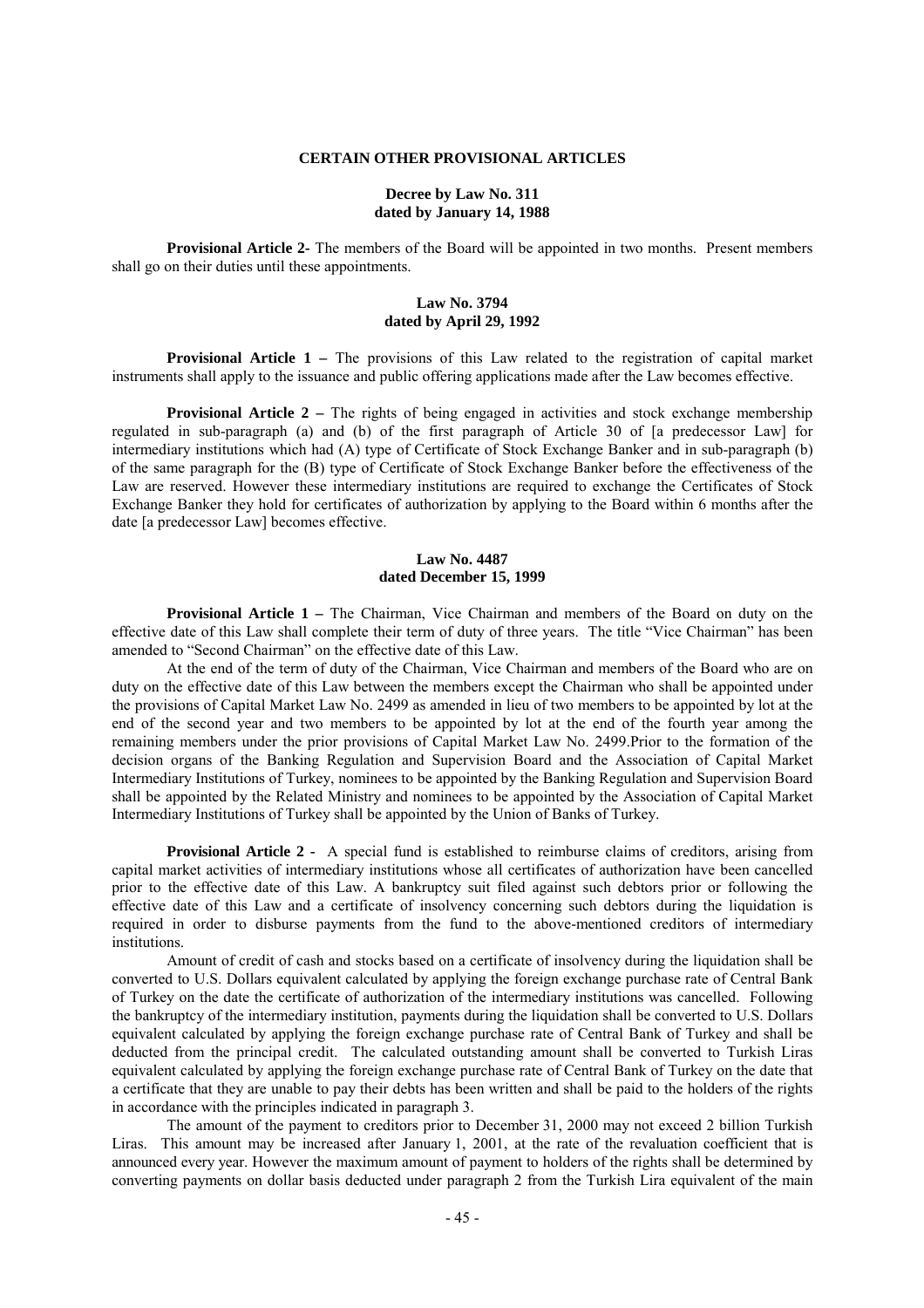## CERTAIN OTHER PROVISIONAL ARTICLES

### Decree by Law No. 311 dated by January 14, 1988

**Provisional Article 2-** The members of the Board will be appointed in two months. Present members shall go on their duties until these appointments.

### Law No. 3794 dated by April 29, 1992

**Provisional Article 1 –** The provisions of this Law related to the registration of capital market instruments shall apply to the issuance and public offering applications made after the Law becomes effective.

**Provisional Article 2 –** The rights of being engaged in activities and stock exchange membership regulated in sub-paragraph (a) and (b) of the first paragraph of Article 30 of [a predecessor Law] for intermediary institutions which had (A) type of Certificate of Stock Exchange Banker and in sub-paragraph (b) of the same paragraph for the (B) type of Certificate of Stock Exchange Banker before the effectiveness of the Law are reserved. However these intermediary institutions are required to exchange the Certificates of Stock Exchange Banker they hold for certificates of authorization by applying to the Board within 6 months after the date [a predecessor Law] becomes effective.

### Law No. 4487 dated December 15, 1999

**Provisional Article 1 –** The Chairman, Vice Chairman and members of the Board on duty on the effective date of this Law shall complete their term of duty of three years. The title "Vice Chairman" has been amended to "Second Chairman" on the effective date of this Law.

At the end of the term of duty of the Chairman, Vice Chairman and members of the Board who are on duty on the effective date of this Law between the members except the Chairman who shall be appointed under the provisions of Capital Market Law No. 2499 as amended in lieu of two members to be appointed by lot at the end of the second year and two members to be appointed by lot at the end of the fourth year among the remaining members under the prior provisions of Capital Market Law No. 2499.Prior to the formation of the decision organs of the Banking Regulation and Supervision Board and the Association of Capital Market Intermediary Institutions of Turkey, nominees to be appointed by the Banking Regulation and Supervision Board shall be appointed by the Related Ministry and nominees to be appointed by the Association of Capital Market Intermediary Institutions of Turkey shall be appointed by the Union of Banks of Turkey.

**Provisional Article 2 -** A special fund is established to reimburse claims of creditors, arising from capital market activities of intermediary institutions whose all certificates of authorization have been cancelled prior to the effective date of this Law. A bankruptcy suit filed against such debtors prior or following the effective date of this Law and a certificate of insolvency concerning such debtors during the liquidation is required in order to disburse payments from the fund to the above-mentioned creditors of intermediary institutions.

Amount of credit of cash and stocks based on a certificate of insolvency during the liquidation shall be converted to U.S. Dollars equivalent calculated by applying the foreign exchange purchase rate of Central Bank of Turkey on the date the certificate of authorization of the intermediary institutions was cancelled. Following the bankruptcy of the intermediary institution, payments during the liquidation shall be converted to U.S. Dollars equivalent calculated by applying the foreign exchange purchase rate of Central Bank of Turkey and shall be deducted from the principal credit. The calculated outstanding amount shall be converted to Turkish Liras equivalent calculated by applying the foreign exchange purchase rate of Central Bank of Turkey on the date that a certificate that they are unable to pay their debts has been written and shall be paid to the holders of the rights in accordance with the principles indicated in paragraph 3.

The amount of the payment to creditors prior to December 31, 2000 may not exceed 2 billion Turkish Liras. This amount may be increased after January 1, 2001, at the rate of the revaluation coefficient that is announced every year. However the maximum amount of payment to holders of the rights shall be determined by converting payments on dollar basis deducted under paragraph 2 from the Turkish Lira equivalent of the main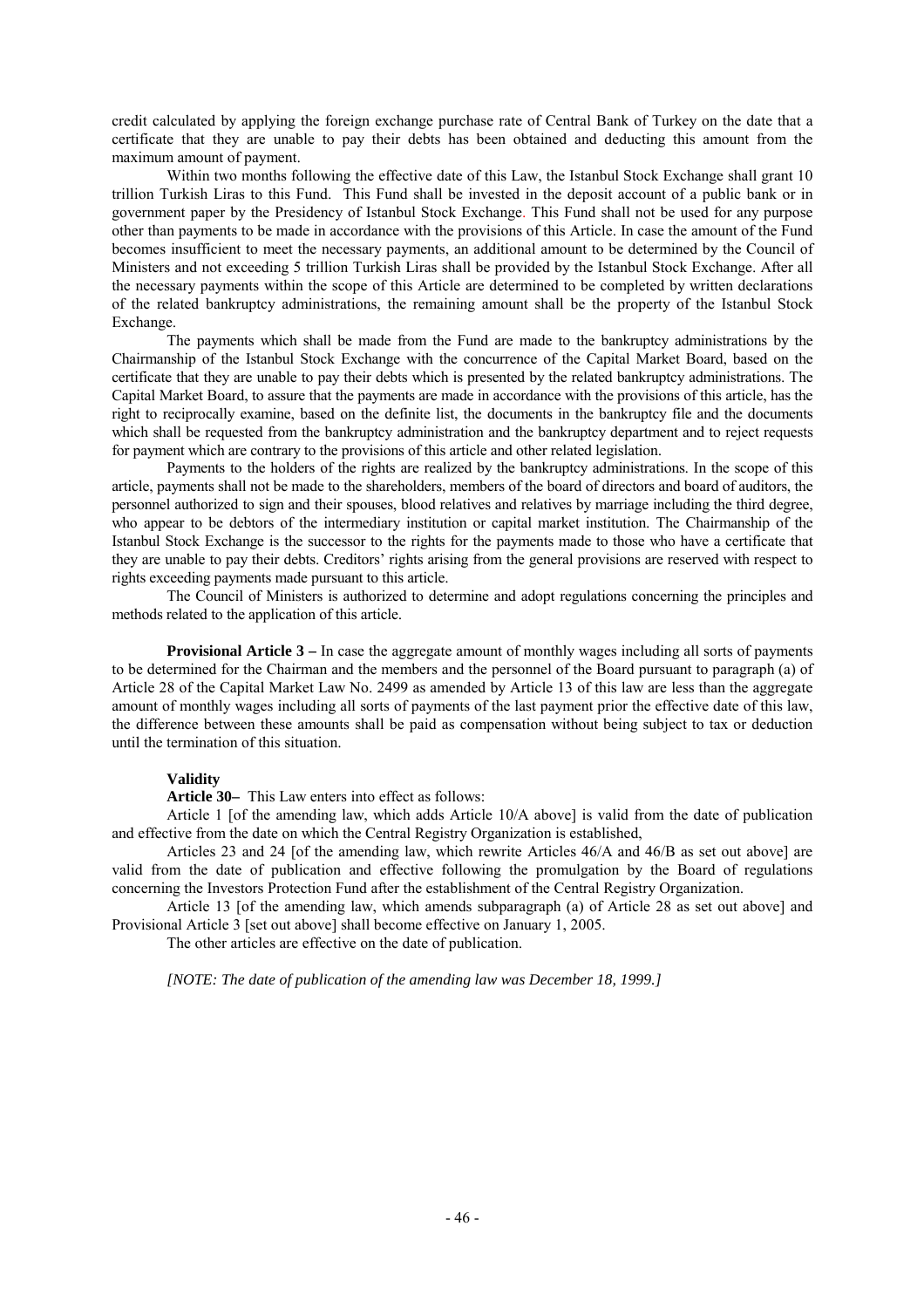credit calculated by applying the foreign exchange purchase rate of Central Bank of Turkey on the date that a certificate that they are unable to pay their debts has been obtained and deducting this amount from the maximum amount of payment.

Within two months following the effective date of this Law, the Istanbul Stock Exchange shall grant 10 trillion Turkish Liras to this Fund. This Fund shall be invested in the deposit account of a public bank or in government paper by the Presidency of Istanbul Stock Exchange. This Fund shall not be used for any purpose other than payments to be made in accordance with the provisions of this Article. In case the amount of the Fund becomes insufficient to meet the necessary payments, an additional amount to be determined by the Council of Ministers and not exceeding 5 trillion Turkish Liras shall be provided by the Istanbul Stock Exchange. After all the necessary payments within the scope of this Article are determined to be completed by written declarations of the related bankruptcy administrations, the remaining amount shall be the property of the Istanbul Stock Exchange.

The payments which shall be made from the Fund are made to the bankruptcy administrations by the Chairmanship of the Istanbul Stock Exchange with the concurrence of the Capital Market Board, based on the certificate that they are unable to pay their debts which is presented by the related bankruptcy administrations. The Capital Market Board, to assure that the payments are made in accordance with the provisions of this article, has the right to reciprocally examine, based on the definite list, the documents in the bankruptcy file and the documents which shall be requested from the bankruptcy administration and the bankruptcy department and to reject requests for payment which are contrary to the provisions of this article and other related legislation.

Payments to the holders of the rights are realized by the bankruptcy administrations. In the scope of this article, payments shall not be made to the shareholders, members of the board of directors and board of auditors, the personnel authorized to sign and their spouses, blood relatives and relatives by marriage including the third degree, who appear to be debtors of the intermediary institution or capital market institution. The Chairmanship of the Istanbul Stock Exchange is the successor to the rights for the payments made to those who have a certificate that they are unable to pay their debts. Creditors' rights arising from the general provisions are reserved with respect to rights exceeding payments made pursuant to this article.

The Council of Ministers is authorized to determine and adopt regulations concerning the principles and methods related to the application of this article.

**Provisional Article 3 –** In case the aggregate amount of monthly wages including all sorts of payments to be determined for the Chairman and the members and the personnel of the Board pursuant to paragraph (a) of Article 28 of the Capital Market Law No. 2499 as amended by Article 13 of this law are less than the aggregate amount of monthly wages including all sorts of payments of the last payment prior the effective date of this law, the difference between these amounts shall be paid as compensation without being subject to tax or deduction until the termination of this situation.

**Validity**

**Article 30–** This Law enters into effect as follows:

Article 1 [of the amending law, which adds Article 10/A above] is valid from the date of publication and effective from the date on which the Central Registry Organization is established,

Articles 23 and 24 [of the amending law, which rewrite Articles 46/A and 46/B as set out above] are valid from the date of publication and effective following the promulgation by the Board of regulations concerning the Investors Protection Fund after the establishment of the Central Registry Organization.

Article 13 [of the amending law, which amends subparagraph (a) of Article 28 as set out above] and Provisional Article 3 [set out above] shall become effective on January 1, 2005.

The other articles are effective on the date of publication.

*[NOTE: The date of publication of the amending law was December 18, 1999.]*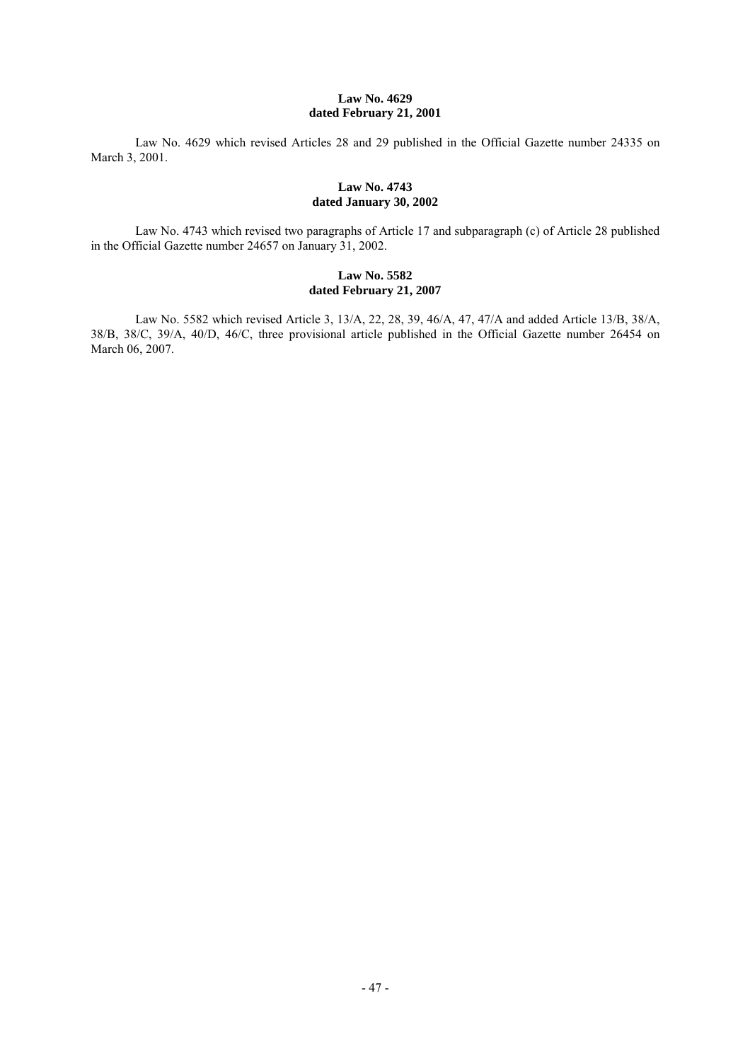**Law No. 4629**
**dated February 21, 2001**

Law No. 4629 which revised Articles 28 and 29 published in the Official Gazette number 24335 on March 3, 2001.

**Law No. 4743**
**dated January 30, 2002**

Law No. 4743 which revised two paragraphs of Article 17 and subparagraph (c) of Article 28 published in the Official Gazette number 24657 on January 31, 2002.

**Law No. 5582**
**dated February 21, 2007**

Law No. 5582 which revised Article 3, 13/A, 22, 28, 39, 46/A, 47, 47/A and added Article 13/B, 38/A, 38/B, 38/C, 39/A, 40/D, 46/C, three provisional article published in the Official Gazette number 26454 on March 06, 2007.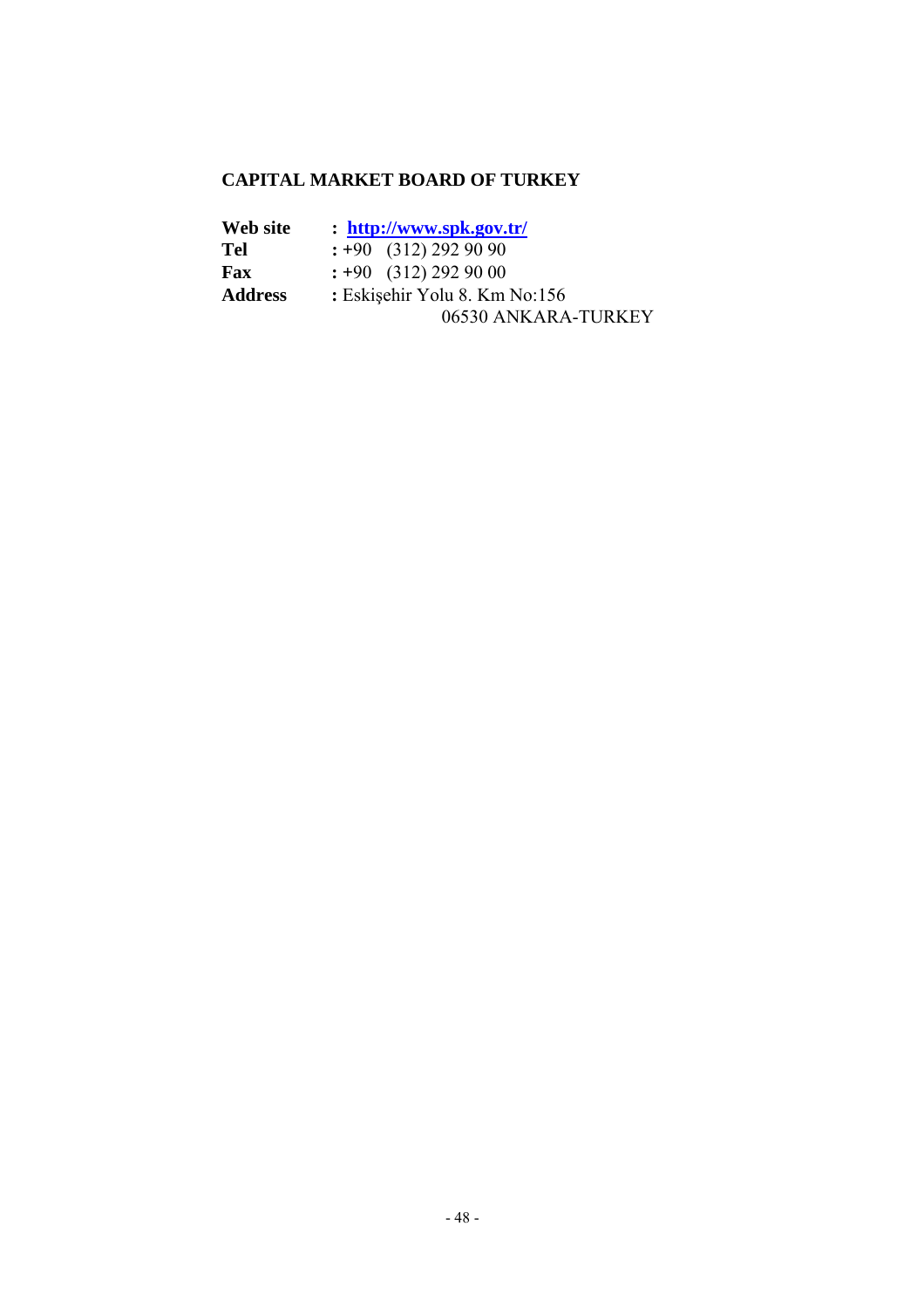**CAPITAL MARKET BOARD OF TURKEY**

| | |
|---|---|
| **Web site** | **:** **http://www.spk.gov.tr/** |
| **Tel** | **:** +90 (312) 292 90 90 |
| **Fax** | **:** +90 (312) 292 90 00 |
| **Address** | **:** Eskişehir Yolu 8. Km No:156 |
| | 06530 ANKARA-TURKEY |